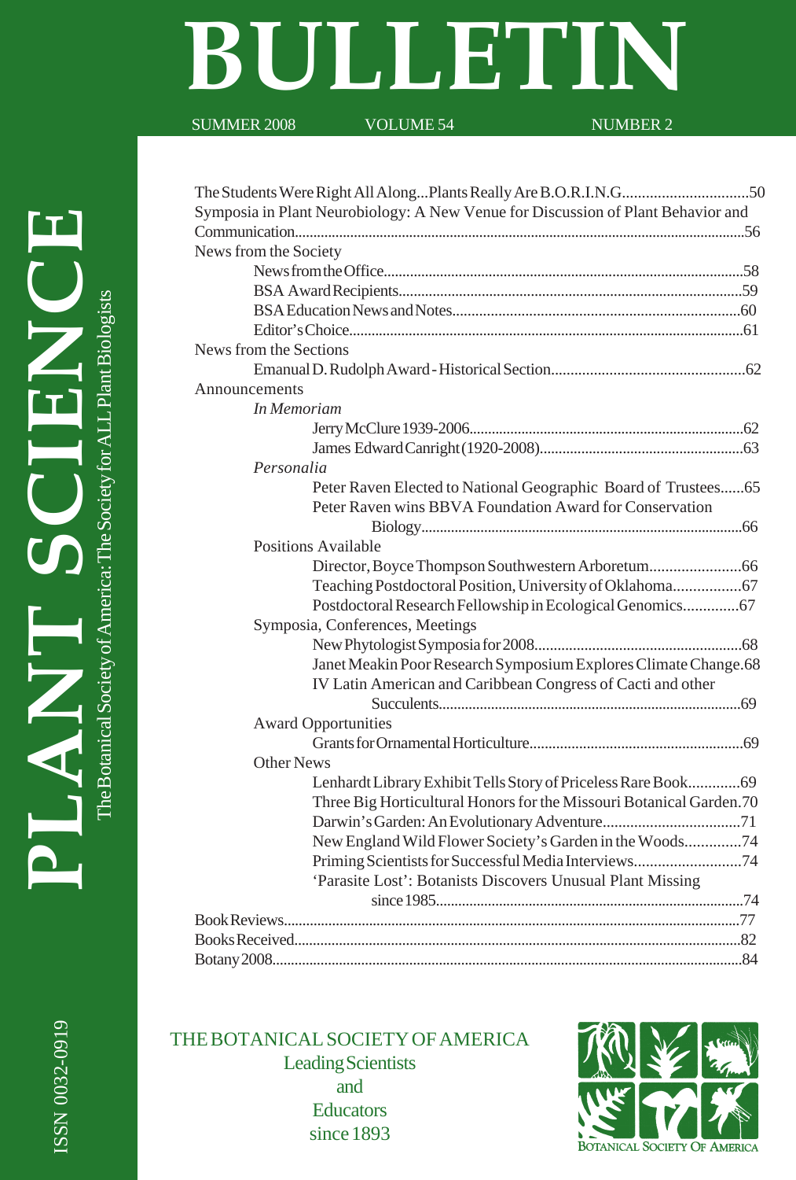# BULLETIN

SUMMER 2008 VOLUME 54 NUMBER 2

# PLANT SCIENCE

The Botanical Society of America: The Society for ALL Plant Biologists

ISSN 0032-0919

The Students Were Right All Along...Plants Really Are B.O.R.I.N.G. ....50
Symposia in Plant Neurobiology: A New Venue for Discussion of Plant Behavior and Communication ....56

News from the Society
- News from the Office ....58
- BSA Award Recipients ....59
- BSA Education News and Notes ....60
- Editor's Choice ....61

News from the Sections
- Emanual D. Rudolph Award - Historical Section ....62

Announcements
- *In Memoriam*
  - Jerry McClure 1939-2006 ....62
  - James Edward Canright (1920-2008) ....63
- *Personalia*
  - Peter Raven Elected to National Geographic Board of Trustees ....65
  - Peter Raven wins BBVA Foundation Award for Conservation Biology ....66
- Positions Available
  - Director, Boyce Thompson Southwestern Arboretum ....66
  - Teaching Postdoctoral Position, University of Oklahoma ....67
  - Postdoctoral Research Fellowship in Ecological Genomics ....67
- Symposia, Conferences, Meetings
  - New Phytologist Symposia for 2008 ....68
  - Janet Meakin Poor Research Symposium Explores Climate Change ....68
  - IV Latin American and Caribbean Congress of Cacti and other Succulents ....69
- Award Opportunities
  - Grants for Ornamental Horticulture ....69
- Other News
  - Lenhardt Library Exhibit Tells Story of Priceless Rare Book ....69
  - Three Big Horticultural Honors for the Missouri Botanical Garden ....70
  - Darwin's Garden: An Evolutionary Adventure ....71
  - New England Wild Flower Society's Garden in the Woods ....74
  - Priming Scientists for Successful Media Interviews ....74
  - 'Parasite Lost': Botanists Discovers Unusual Plant Missing since 1985 ....74

Book Reviews ....77
Books Received ....82
Botany 2008 ....84

THE BOTANICAL SOCIETY OF AMERICA
Leading Scientists
and
Educators
since 1893

BOTANICAL SOCIETY OF AMERICA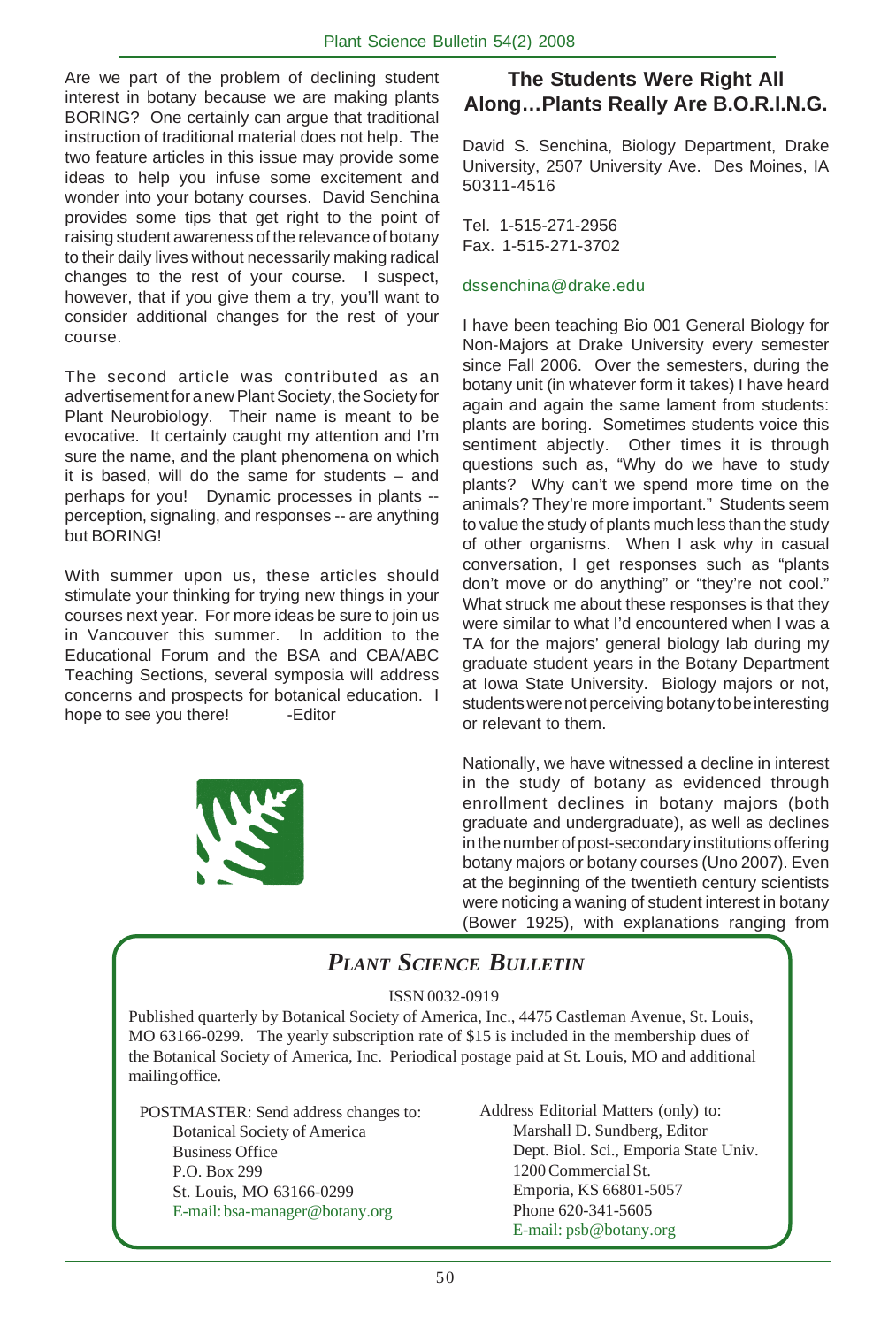Are we part of the problem of declining student interest in botany because we are making plants BORING? One certainly can argue that traditional instruction of traditional material does not help. The two feature articles in this issue may provide some ideas to help you infuse some excitement and wonder into your botany courses. David Senchina provides some tips that get right to the point of raising student awareness of the relevance of botany to their daily lives without necessarily making radical changes to the rest of your course. I suspect, however, that if you give them a try, you'll want to consider additional changes for the rest of your course.

The second article was contributed as an advertisement for a new Plant Society, the Society for Plant Neurobiology. Their name is meant to be evocative. It certainly caught my attention and I'm sure the name, and the plant phenomena on which it is based, will do the same for students – and perhaps for you! Dynamic processes in plants -- perception, signaling, and responses -- are anything but BORING!

With summer upon us, these articles should stimulate your thinking for trying new things in your courses next year. For more ideas be sure to join us in Vancouver this summer. In addition to the Educational Forum and the BSA and CBA/ABC Teaching Sections, several symposia will address concerns and prospects for botanical education. I hope to see you there! -Editor

## The Students Were Right All Along…Plants Really Are B.O.R.I.N.G.

David S. Senchina, Biology Department, Drake University, 2507 University Ave. Des Moines, IA 50311-4516

Tel. 1-515-271-2956
Fax. 1-515-271-3702

dssenchina@drake.edu

I have been teaching Bio 001 General Biology for Non-Majors at Drake University every semester since Fall 2006. Over the semesters, during the botany unit (in whatever form it takes) I have heard again and again the same lament from students: plants are boring. Sometimes students voice this sentiment abjectly. Other times it is through questions such as, "Why do we have to study plants? Why can't we spend more time on the animals? They're more important." Students seem to value the study of plants much less than the study of other organisms. When I ask why in casual conversation, I get responses such as "plants don't move or do anything" or "they're not cool." What struck me about these responses is that they were similar to what I'd encountered when I was a TA for the majors' general biology lab during my graduate student years in the Botany Department at Iowa State University. Biology majors or not, students were not perceiving botany to be interesting or relevant to them.

Nationally, we have witnessed a decline in interest in the study of botany as evidenced through enrollment declines in botany majors (both graduate and undergraduate), as well as declines in the number of post-secondary institutions offering botany majors or botany courses (Uno 2007). Even at the beginning of the twentieth century scientists were noticing a waning of student interest in botany (Bower 1925), with explanations ranging from

---

### *Plant Science Bulletin*

ISSN 0032-0919

Published quarterly by Botanical Society of America, Inc., 4475 Castleman Avenue, St. Louis, MO 63166-0299. The yearly subscription rate of $15 is included in the membership dues of the Botanical Society of America, Inc. Periodical postage paid at St. Louis, MO and additional mailing office.

POSTMASTER: Send address changes to:
Botanical Society of America
Business Office
P.O. Box 299
St. Louis, MO 63166-0299
E-mail: bsa-manager@botany.org

Address Editorial Matters (only) to:
Marshall D. Sundberg, Editor
Dept. Biol. Sci., Emporia State Univ.
1200 Commercial St.
Emporia, KS 66801-5057
Phone 620-341-5605
E-mail: psb@botany.org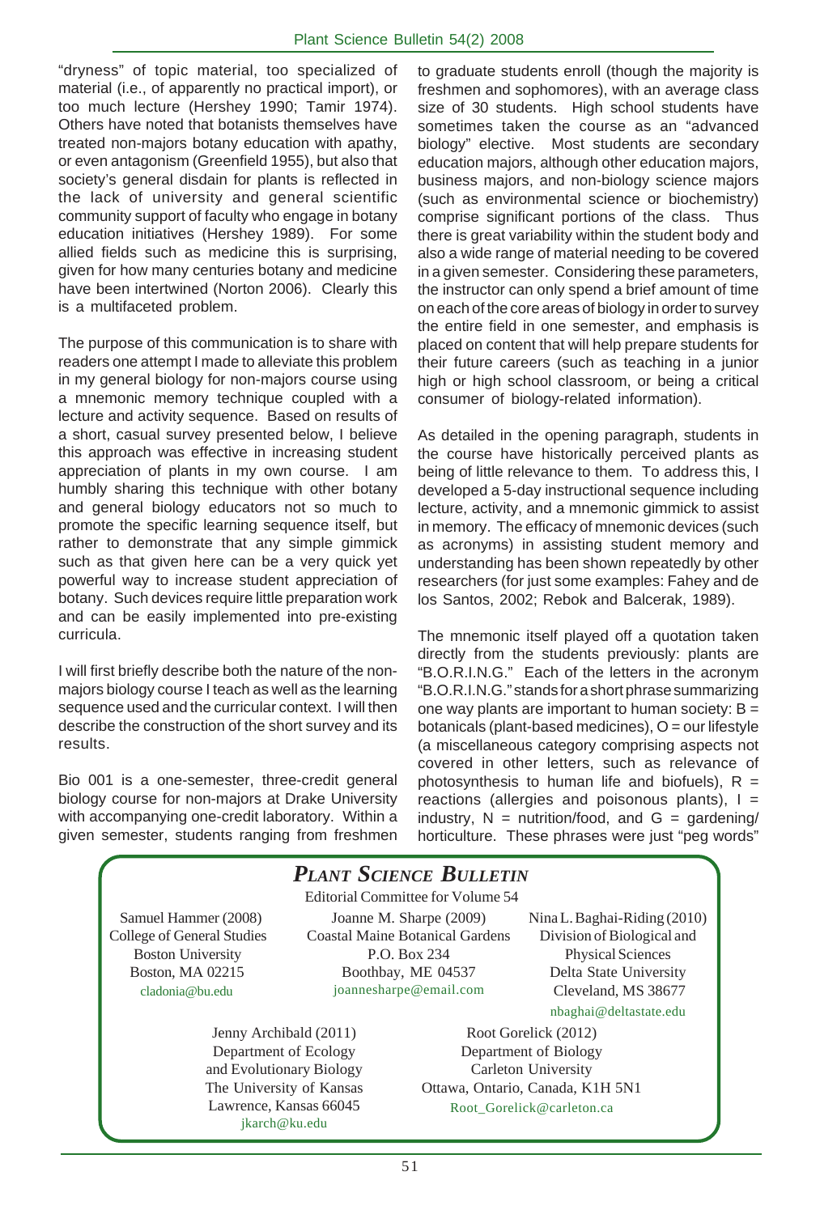"dryness" of topic material, too specialized of material (i.e., of apparently no practical import), or too much lecture (Hershey 1990; Tamir 1974). Others have noted that botanists themselves have treated non-majors botany education with apathy, or even antagonism (Greenfield 1955), but also that society's general disdain for plants is reflected in the lack of university and general scientific community support of faculty who engage in botany education initiatives (Hershey 1989). For some allied fields such as medicine this is surprising, given for how many centuries botany and medicine have been intertwined (Norton 2006). Clearly this is a multifaceted problem.

The purpose of this communication is to share with readers one attempt I made to alleviate this problem in my general biology for non-majors course using a mnemonic memory technique coupled with a lecture and activity sequence. Based on results of a short, casual survey presented below, I believe this approach was effective in increasing student appreciation of plants in my own course. I am humbly sharing this technique with other botany and general biology educators not so much to promote the specific learning sequence itself, but rather to demonstrate that any simple gimmick such as that given here can be a very quick yet powerful way to increase student appreciation of botany. Such devices require little preparation work and can be easily implemented into pre-existing curricula.

I will first briefly describe both the nature of the non-majors biology course I teach as well as the learning sequence used and the curricular context. I will then describe the construction of the short survey and its results.

Bio 001 is a one-semester, three-credit general biology course for non-majors at Drake University with accompanying one-credit laboratory. Within a given semester, students ranging from freshmen to graduate students enroll (though the majority is freshmen and sophomores), with an average class size of 30 students. High school students have sometimes taken the course as an "advanced biology" elective. Most students are secondary education majors, although other education majors, business majors, and non-biology science majors (such as environmental science or biochemistry) comprise significant portions of the class. Thus there is great variability within the student body and also a wide range of material needing to be covered in a given semester. Considering these parameters, the instructor can only spend a brief amount of time on each of the core areas of biology in order to survey the entire field in one semester, and emphasis is placed on content that will help prepare students for their future careers (such as teaching in a junior high or high school classroom, or being a critical consumer of biology-related information).

As detailed in the opening paragraph, students in the course have historically perceived plants as being of little relevance to them. To address this, I developed a 5-day instructional sequence including lecture, activity, and a mnemonic gimmick to assist in memory. The efficacy of mnemonic devices (such as acronyms) in assisting student memory and understanding has been shown repeatedly by other researchers (for just some examples: Fahey and de los Santos, 2002; Rebok and Balcerak, 1989).

The mnemonic itself played off a quotation taken directly from the students previously: plants are "B.O.R.I.N.G." Each of the letters in the acronym "B.O.R.I.N.G." stands for a short phrase summarizing one way plants are important to human society: B = botanicals (plant-based medicines), O = our lifestyle (a miscellaneous category comprising aspects not covered in other letters, such as relevance of photosynthesis to human life and biofuels), R = reactions (allergies and poisonous plants), I = industry, N = nutrition/food, and G = gardening/horticulture. These phrases were just "peg words"

## *PLANT SCIENCE BULLETIN*

Editorial Committee for Volume 54

Samuel Hammer (2008)
College of General Studies
Boston University
Boston, MA 02215
cladonia@bu.edu

Joanne M. Sharpe (2009)
Coastal Maine Botanical Gardens
P.O. Box 234
Boothbay, ME 04537
joannesharpe@email.com

Nina L. Baghai-Riding (2010)
Division of Biological and Physical Sciences
Delta State University
Cleveland, MS 38677
nbaghai@deltastate.edu

Jenny Archibald (2011)
Department of Ecology and Evolutionary Biology
The University of Kansas
Lawrence, Kansas 66045
jkarch@ku.edu

Root Gorelick (2012)
Department of Biology
Carleton University
Ottawa, Ontario, Canada, K1H 5N1
Root_Gorelick@carleton.ca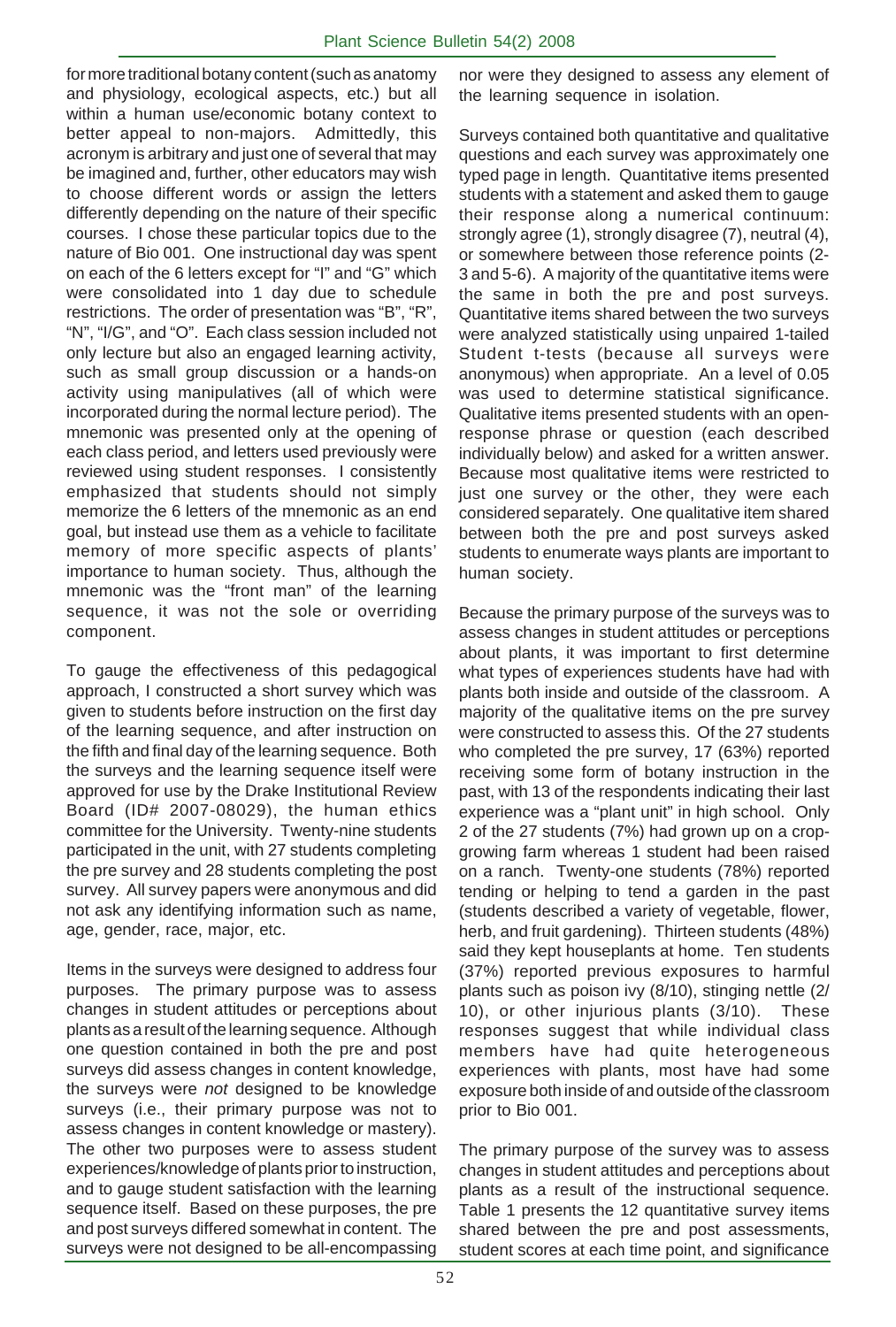for more traditional botany content (such as anatomy and physiology, ecological aspects, etc.) but all within a human use/economic botany context to better appeal to non-majors. Admittedly, this acronym is arbitrary and just one of several that may be imagined and, further, other educators may wish to choose different words or assign the letters differently depending on the nature of their specific courses. I chose these particular topics due to the nature of Bio 001. One instructional day was spent on each of the 6 letters except for "I" and "G" which were consolidated into 1 day due to schedule restrictions. The order of presentation was "B", "R", "N", "I/G", and "O". Each class session included not only lecture but also an engaged learning activity, such as small group discussion or a hands-on activity using manipulatives (all of which were incorporated during the normal lecture period). The mnemonic was presented only at the opening of each class period, and letters used previously were reviewed using student responses. I consistently emphasized that students should not simply memorize the 6 letters of the mnemonic as an end goal, but instead use them as a vehicle to facilitate memory of more specific aspects of plants' importance to human society. Thus, although the mnemonic was the "front man" of the learning sequence, it was not the sole or overriding component.

To gauge the effectiveness of this pedagogical approach, I constructed a short survey which was given to students before instruction on the first day of the learning sequence, and after instruction on the fifth and final day of the learning sequence. Both the surveys and the learning sequence itself were approved for use by the Drake Institutional Review Board (ID# 2007-08029), the human ethics committee for the University. Twenty-nine students participated in the unit, with 27 students completing the pre survey and 28 students completing the post survey. All survey papers were anonymous and did not ask any identifying information such as name, age, gender, race, major, etc.

Items in the surveys were designed to address four purposes. The primary purpose was to assess changes in student attitudes or perceptions about plants as a result of the learning sequence. Although one question contained in both the pre and post surveys did assess changes in content knowledge, the surveys were *not* designed to be knowledge surveys (i.e., their primary purpose was not to assess changes in content knowledge or mastery). The other two purposes were to assess student experiences/knowledge of plants prior to instruction, and to gauge student satisfaction with the learning sequence itself. Based on these purposes, the pre and post surveys differed somewhat in content. The surveys were not designed to be all-encompassing nor were they designed to assess any element of the learning sequence in isolation.

Surveys contained both quantitative and qualitative questions and each survey was approximately one typed page in length. Quantitative items presented students with a statement and asked them to gauge their response along a numerical continuum: strongly agree (1), strongly disagree (7), neutral (4), or somewhere between those reference points (2-3 and 5-6). A majority of the quantitative items were the same in both the pre and post surveys. Quantitative items shared between the two surveys were analyzed statistically using unpaired 1-tailed Student t-tests (because all surveys were anonymous) when appropriate. An a level of 0.05 was used to determine statistical significance. Qualitative items presented students with an open-response phrase or question (each described individually below) and asked for a written answer. Because most qualitative items were restricted to just one survey or the other, they were each considered separately. One qualitative item shared between both the pre and post surveys asked students to enumerate ways plants are important to human society.

Because the primary purpose of the surveys was to assess changes in student attitudes or perceptions about plants, it was important to first determine what types of experiences students have had with plants both inside and outside of the classroom. A majority of the qualitative items on the pre survey were constructed to assess this. Of the 27 students who completed the pre survey, 17 (63%) reported receiving some form of botany instruction in the past, with 13 of the respondents indicating their last experience was a "plant unit" in high school. Only 2 of the 27 students (7%) had grown up on a crop-growing farm whereas 1 student had been raised on a ranch. Twenty-one students (78%) reported tending or helping to tend a garden in the past (students described a variety of vegetable, flower, herb, and fruit gardening). Thirteen students (48%) said they kept houseplants at home. Ten students (37%) reported previous exposures to harmful plants such as poison ivy (8/10), stinging nettle (2/10), or other injurious plants (3/10). These responses suggest that while individual class members have had quite heterogeneous experiences with plants, most have had some exposure both inside of and outside of the classroom prior to Bio 001.

The primary purpose of the survey was to assess changes in student attitudes and perceptions about plants as a result of the instructional sequence. Table 1 presents the 12 quantitative survey items shared between the pre and post assessments, student scores at each time point, and significance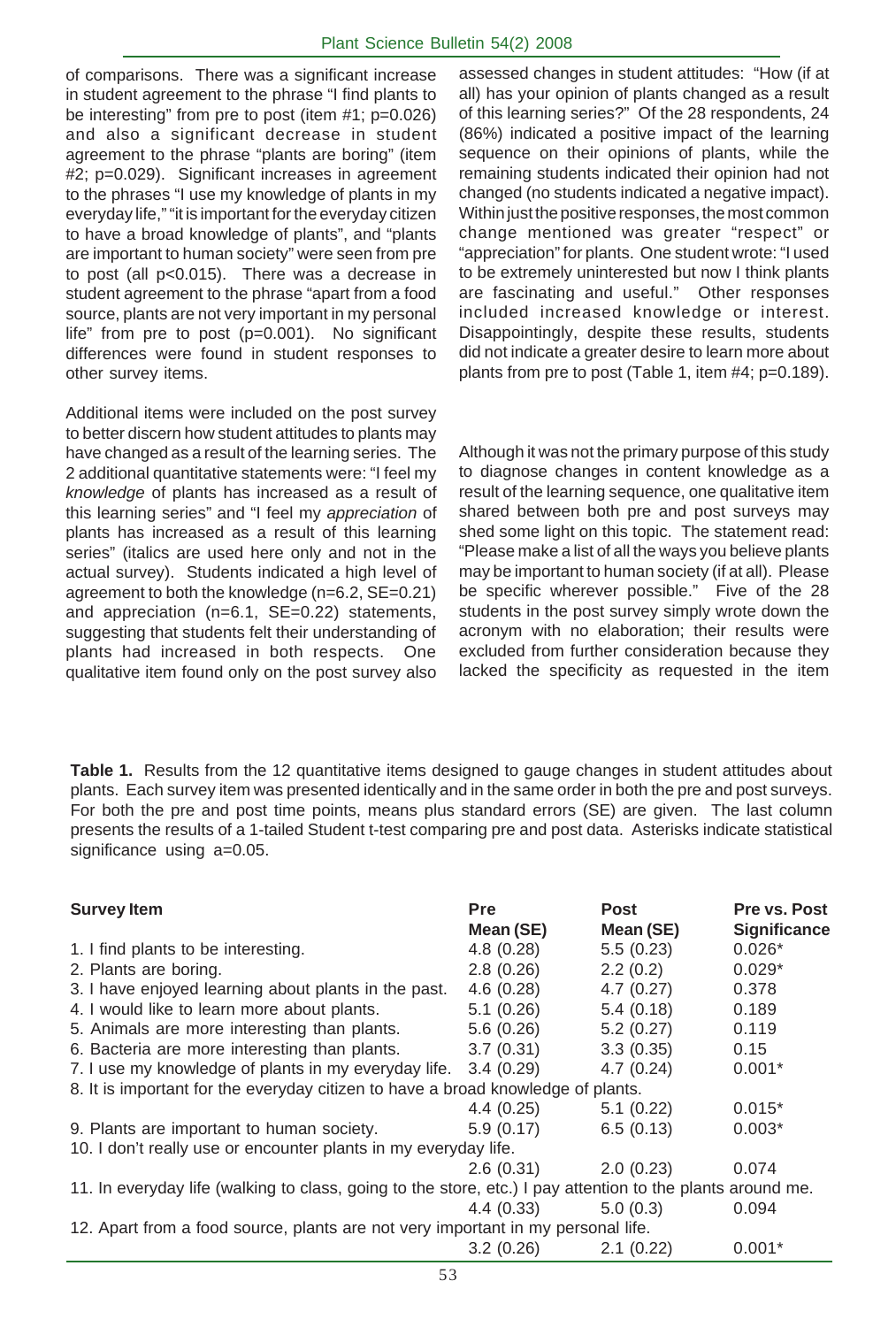of comparisons. There was a significant increase in student agreement to the phrase "I find plants to be interesting" from pre to post (item #1; $p=0.026$) and also a significant decrease in student agreement to the phrase "plants are boring" (item #2; $p=0.029$). Significant increases in agreement to the phrases "I use my knowledge of plants in my everyday life," "it is important for the everyday citizen to have a broad knowledge of plants", and "plants are important to human society" were seen from pre to post (all $p<0.015$). There was a decrease in student agreement to the phrase "apart from a food source, plants are not very important in my personal life" from pre to post ($p=0.001$). No significant differences were found in student responses to other survey items.

Additional items were included on the post survey to better discern how student attitudes to plants may have changed as a result of the learning series. The 2 additional quantitative statements were: "I feel my *knowledge* of plants has increased as a result of this learning series" and "I feel my *appreciation* of plants has increased as a result of this learning series" (italics are used here only and not in the actual survey). Students indicated a high level of agreement to both the knowledge (n=6.2, SE=0.21) and appreciation (n=6.1, SE=0.22) statements, suggesting that students felt their understanding of plants had increased in both respects. One qualitative item found only on the post survey also assessed changes in student attitudes: "How (if at all) has your opinion of plants changed as a result of this learning series?" Of the 28 respondents, 24 (86%) indicated a positive impact of the learning sequence on their opinions of plants, while the remaining students indicated their opinion had not changed (no students indicated a negative impact). Within just the positive responses, the most common change mentioned was greater "respect" or "appreciation" for plants. One student wrote: "I used to be extremely uninterested but now I think plants are fascinating and useful." Other responses included increased knowledge or interest. Disappointingly, despite these results, students did not indicate a greater desire to learn more about plants from pre to post (Table 1, item #4; $p=0.189$).

Although it was not the primary purpose of this study to diagnose changes in content knowledge as a result of the learning sequence, one qualitative item shared between both pre and post surveys may shed some light on this topic. The statement read: "Please make a list of all the ways you believe plants may be important to human society (if at all). Please be specific wherever possible." Five of the 28 students in the post survey simply wrote down the acronym with no elaboration; their results were excluded from further consideration because they lacked the specificity as requested in the item

**Table 1.** Results from the 12 quantitative items designed to gauge changes in student attitudes about plants. Each survey item was presented identically and in the same order in both the pre and post surveys. For both the pre and post time points, means plus standard errors (SE) are given. The last column presents the results of a 1-tailed Student t-test comparing pre and post data. Asterisks indicate statistical significance using a=0.05.

| Survey Item | Pre Mean (SE) | Post Mean (SE) | Pre vs. Post Significance |
|---|---|---|---|
| 1. I find plants to be interesting. | 4.8 (0.28) | 5.5 (0.23) | 0.026* |
| 2. Plants are boring. | 2.8 (0.26) | 2.2 (0.2) | 0.029* |
| 3. I have enjoyed learning about plants in the past. | 4.6 (0.28) | 4.7 (0.27) | 0.378 |
| 4. I would like to learn more about plants. | 5.1 (0.26) | 5.4 (0.18) | 0.189 |
| 5. Animals are more interesting than plants. | 5.6 (0.26) | 5.2 (0.27) | 0.119 |
| 6. Bacteria are more interesting than plants. | 3.7 (0.31) | 3.3 (0.35) | 0.15 |
| 7. I use my knowledge of plants in my everyday life. | 3.4 (0.29) | 4.7 (0.24) | 0.001* |
| 8. It is important for the everyday citizen to have a broad knowledge of plants. | 4.4 (0.25) | 5.1 (0.22) | 0.015* |
| 9. Plants are important to human society. | 5.9 (0.17) | 6.5 (0.13) | 0.003* |
| 10. I don't really use or encounter plants in my everyday life. | 2.6 (0.31) | 2.0 (0.23) | 0.074 |
| 11. In everyday life (walking to class, going to the store, etc.) I pay attention to the plants around me. | 4.4 (0.33) | 5.0 (0.3) | 0.094 |
| 12. Apart from a food source, plants are not very important in my personal life. | 3.2 (0.26) | 2.1 (0.22) | 0.001* |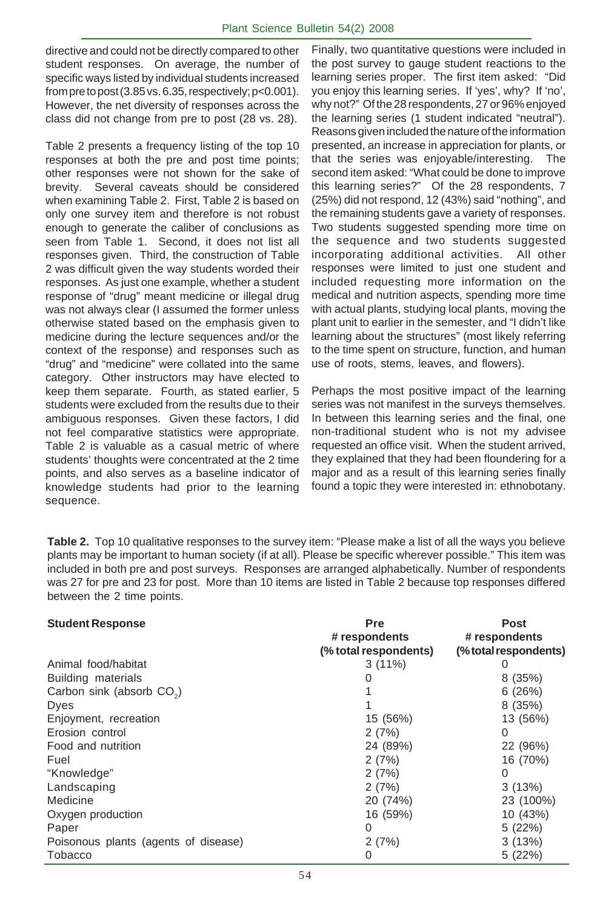directive and could not be directly compared to other student responses. On average, the number of specific ways listed by individual students increased from pre to post (3.85 vs. 6.35, respectively; $p<0.001$). However, the net diversity of responses across the class did not change from pre to post (28 vs. 28).

Table 2 presents a frequency listing of the top 10 responses at both the pre and post time points; other responses were not shown for the sake of brevity. Several caveats should be considered when examining Table 2. First, Table 2 is based on only one survey item and therefore is not robust enough to generate the caliber of conclusions as seen from Table 1. Second, it does not list all responses given. Third, the construction of Table 2 was difficult given the way students worded their responses. As just one example, whether a student response of "drug" meant medicine or illegal drug was not always clear (I assumed the former unless otherwise stated based on the emphasis given to medicine during the lecture sequences and/or the context of the response) and responses such as "drug" and "medicine" were collated into the same category. Other instructors may have elected to keep them separate. Fourth, as stated earlier, 5 students were excluded from the results due to their ambiguous responses. Given these factors, I did not feel comparative statistics were appropriate. Table 2 is valuable as a casual metric of where students' thoughts were concentrated at the 2 time points, and also serves as a baseline indicator of knowledge students had prior to the learning sequence.

Finally, two quantitative questions were included in the post survey to gauge student reactions to the learning series proper. The first item asked: "Did you enjoy this learning series. If 'yes', why? If 'no', why not?" Of the 28 respondents, 27 or 96% enjoyed the learning series (1 student indicated "neutral"). Reasons given included the nature of the information presented, an increase in appreciation for plants, or that the series was enjoyable/interesting. The second item asked: "What could be done to improve this learning series?" Of the 28 respondents, 7 (25%) did not respond, 12 (43%) said "nothing", and the remaining students gave a variety of responses. Two students suggested spending more time on the sequence and two students suggested incorporating additional activities. All other responses were limited to just one student and included requesting more information on the medical and nutrition aspects, spending more time with actual plants, studying local plants, moving the plant unit to earlier in the semester, and "I didn't like learning about the structures" (most likely referring to the time spent on structure, function, and human use of roots, stems, leaves, and flowers).

Perhaps the most positive impact of the learning series was not manifest in the surveys themselves. In between this learning series and the final, one non-traditional student who is not my advisee requested an office visit. When the student arrived, they explained that they had been floundering for a major and as a result of this learning series finally found a topic they were interested in: ethnobotany.

**Table 2.** Top 10 qualitative responses to the survey item: "Please make a list of all the ways you believe plants may be important to human society (if at all). Please be specific wherever possible." This item was included in both pre and post surveys. Responses are arranged alphabetically. Number of respondents was 27 for pre and 23 for post. More than 10 items are listed in Table 2 because top responses differed between the 2 time points.

| Student Response | Pre # respondents (% total respondents) | Post # respondents (% total respondents) |
|---|---|---|
| Animal food/habitat | 3 (11%) | 0 |
| Building materials | 0 | 8 (35%) |
| Carbon sink (absorb $CO_2$) | 1 | 6 (26%) |
| Dyes | 1 | 8 (35%) |
| Enjoyment, recreation | 15 (56%) | 13 (56%) |
| Erosion control | 2 (7%) | 0 |
| Food and nutrition | 24 (89%) | 22 (96%) |
| Fuel | 2 (7%) | 16 (70%) |
| "Knowledge" | 2 (7%) | 0 |
| Landscaping | 2 (7%) | 3 (13%) |
| Medicine | 20 (74%) | 23 (100%) |
| Oxygen production | 16 (59%) | 10 (43%) |
| Paper | 0 | 5 (22%) |
| Poisonous plants (agents of disease) | 2 (7%) | 3 (13%) |
| Tobacco | 0 | 5 (22%) |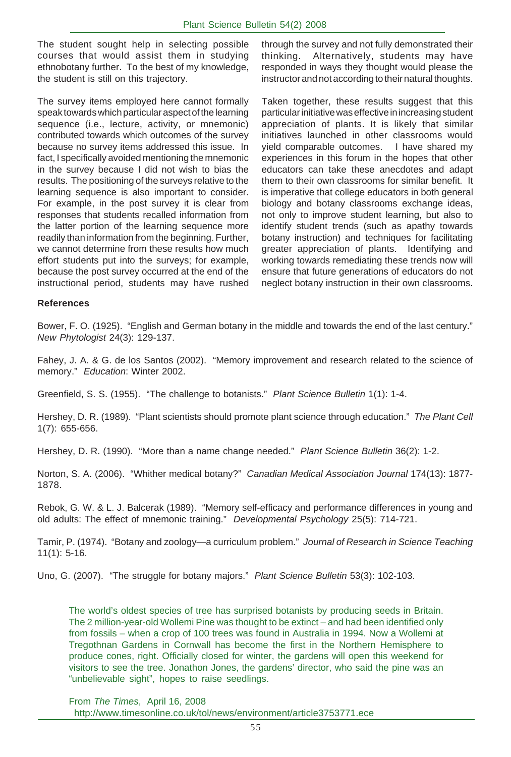The student sought help in selecting possible courses that would assist them in studying ethnobotany further. To the best of my knowledge, the student is still on this trajectory.

The survey items employed here cannot formally speak towards which particular aspect of the learning sequence (i.e., lecture, activity, or mnemonic) contributed towards which outcomes of the survey because no survey items addressed this issue. In fact, I specifically avoided mentioning the mnemonic in the survey because I did not wish to bias the results. The positioning of the surveys relative to the learning sequence is also important to consider. For example, in the post survey it is clear from responses that students recalled information from the latter portion of the learning sequence more readily than information from the beginning. Further, we cannot determine from these results how much effort students put into the surveys; for example, because the post survey occurred at the end of the instructional period, students may have rushed through the survey and not fully demonstrated their thinking. Alternatively, students may have responded in ways they thought would please the instructor and not according to their natural thoughts.

Taken together, these results suggest that this particular initiative was effective in increasing student appreciation of plants. It is likely that similar initiatives launched in other classrooms would yield comparable outcomes. I have shared my experiences in this forum in the hopes that other educators can take these anecdotes and adapt them to their own classrooms for similar benefit. It is imperative that college educators in both general biology and botany classrooms exchange ideas, not only to improve student learning, but also to identify student trends (such as apathy towards botany instruction) and techniques for facilitating greater appreciation of plants. Identifying and working towards remediating these trends now will ensure that future generations of educators do not neglect botany instruction in their own classrooms.

**References**

Bower, F. O. (1925). "English and German botany in the middle and towards the end of the last century." *New Phytologist* 24(3): 129-137.

Fahey, J. A. & G. de los Santos (2002). "Memory improvement and research related to the science of memory." *Education*: Winter 2002.

Greenfield, S. S. (1955). "The challenge to botanists." *Plant Science Bulletin* 1(1): 1-4.

Hershey, D. R. (1989). "Plant scientists should promote plant science through education." *The Plant Cell* 1(7): 655-656.

Hershey, D. R. (1990). "More than a name change needed." *Plant Science Bulletin* 36(2): 1-2.

Norton, S. A. (2006). "Whither medical botany?" *Canadian Medical Association Journal* 174(13): 1877-1878.

Rebok, G. W. & L. J. Balcerak (1989). "Memory self-efficacy and performance differences in young and old adults: The effect of mnemonic training." *Developmental Psychology* 25(5): 714-721.

Tamir, P. (1974). "Botany and zoology—a curriculum problem." *Journal of Research in Science Teaching* 11(1): 5-16.

Uno, G. (2007). "The struggle for botany majors." *Plant Science Bulletin* 53(3): 102-103.

The world's oldest species of tree has surprised botanists by producing seeds in Britain. The 2 million-year-old Wollemi Pine was thought to be extinct – and had been identified only from fossils – when a crop of 100 trees was found in Australia in 1994. Now a Wollemi at Tregothnan Gardens in Cornwall has become the first in the Northern Hemisphere to produce cones, right. Officially closed for winter, the gardens will open this weekend for visitors to see the tree. Jonathon Jones, the gardens' director, who said the pine was an "unbelievable sight", hopes to raise seedlings.

From *The Times*, April 16, 2008
http://www.timesonline.co.uk/tol/news/environment/article3753771.ece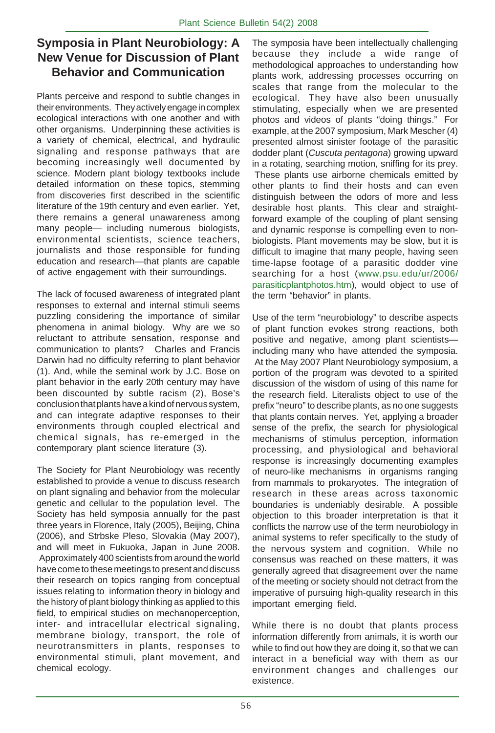## Symposia in Plant Neurobiology: A New Venue for Discussion of Plant Behavior and Communication

Plants perceive and respond to subtle changes in their environments. They actively engage in complex ecological interactions with one another and with other organisms. Underpinning these activities is a variety of chemical, electrical, and hydraulic signaling and response pathways that are becoming increasingly well documented by science. Modern plant biology textbooks include detailed information on these topics, stemming from discoveries first described in the scientific literature of the 19th century and even earlier. Yet, there remains a general unawareness among many people— including numerous biologists, environmental scientists, science teachers, journalists and those responsible for funding education and research—that plants are capable of active engagement with their surroundings.

The lack of focused awareness of integrated plant responses to external and internal stimuli seems puzzling considering the importance of similar phenomena in animal biology. Why are we so reluctant to attribute sensation, response and communication to plants? Charles and Francis Darwin had no difficulty referring to plant behavior (1). And, while the seminal work by J.C. Bose on plant behavior in the early 20th century may have been discounted by subtle racism (2), Bose's conclusion that plants have a kind of nervous system, and can integrate adaptive responses to their environments through coupled electrical and chemical signals, has re-emerged in the contemporary plant science literature (3).

The Society for Plant Neurobiology was recently established to provide a venue to discuss research on plant signaling and behavior from the molecular genetic and cellular to the population level. The Society has held symposia annually for the past three years in Florence, Italy (2005), Beijing, China (2006), and Strbske Pleso, Slovakia (May 2007), and will meet in Fukuoka, Japan in June 2008. Approximately 400 scientists from around the world have come to these meetings to present and discuss their research on topics ranging from conceptual issues relating to information theory in biology and the history of plant biology thinking as applied to this field, to empirical studies on mechanoperception, inter- and intracellular electrical signaling, membrane biology, transport, the role of neurotransmitters in plants, responses to environmental stimuli, plant movement, and chemical ecology.

The symposia have been intellectually challenging because they include a wide range of methodological approaches to understanding how plants work, addressing processes occurring on scales that range from the molecular to the ecological. They have also been unusually stimulating, especially when we are presented photos and videos of plants "doing things." For example, at the 2007 symposium, Mark Mescher (4) presented almost sinister footage of the parasitic dodder plant (*Cuscuta pentagona*) growing upward in a rotating, searching motion, sniffing for its prey. These plants use airborne chemicals emitted by other plants to find their hosts and can even distinguish between the odors of more and less desirable host plants. This clear and straight-forward example of the coupling of plant sensing and dynamic response is compelling even to non-biologists. Plant movements may be slow, but it is difficult to imagine that many people, having seen time-lapse footage of a parasitic dodder vine searching for a host (www.psu.edu/ur/2006/parasiticplantphotos.htm), would object to use of the term "behavior" in plants.

Use of the term "neurobiology" to describe aspects of plant function evokes strong reactions, both positive and negative, among plant scientists—including many who have attended the symposia. At the May 2007 Plant Neurobiology symposium, a portion of the program was devoted to a spirited discussion of the wisdom of using of this name for the research field. Literalists object to use of the prefix "neuro" to describe plants, as no one suggests that plants contain nerves. Yet, applying a broader sense of the prefix, the search for physiological mechanisms of stimulus perception, information processing, and physiological and behavioral response is increasingly documenting examples of neuro-like mechanisms in organisms ranging from mammals to prokaryotes. The integration of research in these areas across taxonomic boundaries is undeniably desirable. A possible objection to this broader interpretation is that it conflicts the narrow use of the term neurobiology in animal systems to refer specifically to the study of the nervous system and cognition. While no consensus was reached on these matters, it was generally agreed that disagreement over the name of the meeting or society should not detract from the imperative of pursuing high-quality research in this important emerging field.

While there is no doubt that plants process information differently from animals, it is worth our while to find out how they are doing it, so that we can interact in a beneficial way with them as our environment changes and challenges our existence.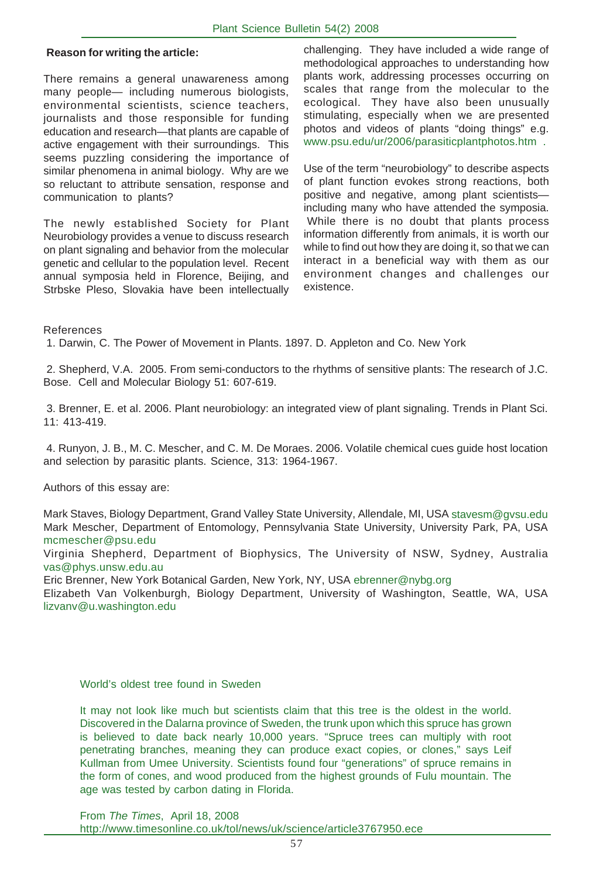**Reason for writing the article:**

There remains a general unawareness among many people— including numerous biologists, environmental scientists, science teachers, journalists and those responsible for funding education and research—that plants are capable of active engagement with their surroundings. This seems puzzling considering the importance of similar phenomena in animal biology. Why are we so reluctant to attribute sensation, response and communication to plants?

The newly established Society for Plant Neurobiology provides a venue to discuss research on plant signaling and behavior from the molecular genetic and cellular to the population level. Recent annual symposia held in Florence, Beijing, and Strbske Pleso, Slovakia have been intellectually challenging. They have included a wide range of methodological approaches to understanding how plants work, addressing processes occurring on scales that range from the molecular to the ecological. They have also been unusually stimulating, especially when we are presented photos and videos of plants "doing things" e.g. www.psu.edu/ur/2006/parasiticplantphotos.htm .

Use of the term "neurobiology" to describe aspects of plant function evokes strong reactions, both positive and negative, among plant scientists—including many who have attended the symposia. While there is no doubt that plants process information differently from animals, it is worth our while to find out how they are doing it, so that we can interact in a beneficial way with them as our environment changes and challenges our existence.

References

1. Darwin, C. The Power of Movement in Plants. 1897. D. Appleton and Co. New York

2. Shepherd, V.A. 2005. From semi-conductors to the rhythms of sensitive plants: The research of J.C. Bose. Cell and Molecular Biology 51: 607-619.

3. Brenner, E. et al. 2006. Plant neurobiology: an integrated view of plant signaling. Trends in Plant Sci. 11: 413-419.

4. Runyon, J. B., M. C. Mescher, and C. M. De Moraes. 2006. Volatile chemical cues guide host location and selection by parasitic plants. Science, 313: 1964-1967.

Authors of this essay are:

Mark Staves, Biology Department, Grand Valley State University, Allendale, MI, USA stavesm@gvsu.edu
Mark Mescher, Department of Entomology, Pennsylvania State University, University Park, PA, USA mcmescher@psu.edu
Virginia Shepherd, Department of Biophysics, The University of NSW, Sydney, Australia vas@phys.unsw.edu.au
Eric Brenner, New York Botanical Garden, New York, NY, USA ebrenner@nybg.org
Elizabeth Van Volkenburgh, Biology Department, University of Washington, Seattle, WA, USA lizvanv@u.washington.edu

## World's oldest tree found in Sweden

It may not look like much but scientists claim that this tree is the oldest in the world. Discovered in the Dalarna province of Sweden, the trunk upon which this spruce has grown is believed to date back nearly 10,000 years. "Spruce trees can multiply with root penetrating branches, meaning they can produce exact copies, or clones," says Leif Kullman from Umee University. Scientists found four "generations" of spruce remains in the form of cones, and wood produced from the highest grounds of Fulu mountain. The age was tested by carbon dating in Florida.

From *The Times*, April 18, 2008
http://www.timesonline.co.uk/tol/news/uk/science/article3767950.ece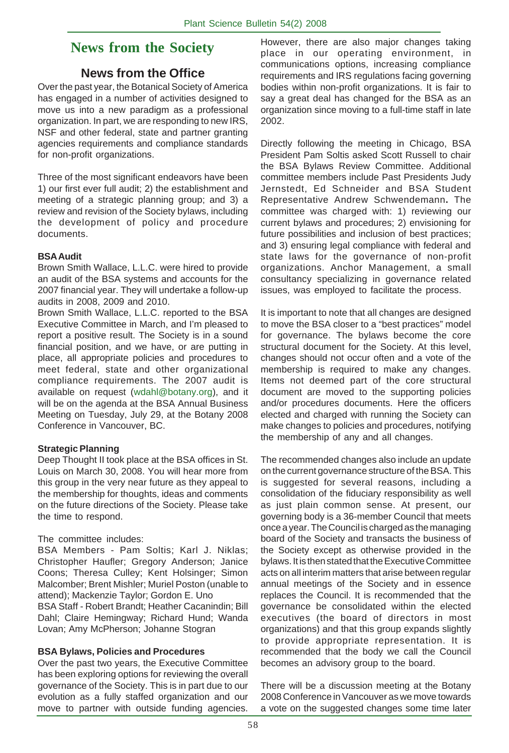# News from the Society

## News from the Office

Over the past year, the Botanical Society of America has engaged in a number of activities designed to move us into a new paradigm as a professional organization. In part, we are responding to new IRS, NSF and other federal, state and partner granting agencies requirements and compliance standards for non-profit organizations.

Three of the most significant endeavors have been 1) our first ever full audit; 2) the establishment and meeting of a strategic planning group; and 3) a review and revision of the Society bylaws, including the development of policy and procedure documents.

**BSA Audit**

Brown Smith Wallace, L.L.C. were hired to provide an audit of the BSA systems and accounts for the 2007 financial year. They will undertake a follow-up audits in 2008, 2009 and 2010.

Brown Smith Wallace, L.L.C. reported to the BSA Executive Committee in March, and I'm pleased to report a positive result. The Society is in a sound financial position, and we have, or are putting in place, all appropriate policies and procedures to meet federal, state and other organizational compliance requirements. The 2007 audit is available on request (wdahl@botany.org), and it will be on the agenda at the BSA Annual Business Meeting on Tuesday, July 29, at the Botany 2008 Conference in Vancouver, BC.

**Strategic Planning**

Deep Thought II took place at the BSA offices in St. Louis on March 30, 2008. You will hear more from this group in the very near future as they appeal to the membership for thoughts, ideas and comments on the future directions of the Society. Please take the time to respond.

The committee includes:

BSA Members - Pam Soltis; Karl J. Niklas; Christopher Haufler; Gregory Anderson; Janice Coons; Theresa Culley; Kent Holsinger; Simon Malcomber; Brent Mishler; Muriel Poston (unable to attend); Mackenzie Taylor; Gordon E. Uno

BSA Staff - Robert Brandt; Heather Cacanindin; Bill Dahl; Claire Hemingway; Richard Hund; Wanda Lovan; Amy McPherson; Johanne Stogran

**BSA Bylaws, Policies and Procedures**

Over the past two years, the Executive Committee has been exploring options for reviewing the overall governance of the Society. This is in part due to our evolution as a fully staffed organization and our move to partner with outside funding agencies. However, there are also major changes taking place in our operating environment, in communications options, increasing compliance requirements and IRS regulations facing governing bodies within non-profit organizations. It is fair to say a great deal has changed for the BSA as an organization since moving to a full-time staff in late 2002.

Directly following the meeting in Chicago, BSA President Pam Soltis asked Scott Russell to chair the BSA Bylaws Review Committee. Additional committee members include Past Presidents Judy Jernstedt, Ed Schneider and BSA Student Representative Andrew Schwendemann. The committee was charged with: 1) reviewing our current bylaws and procedures; 2) envisioning for future possibilities and inclusion of best practices; and 3) ensuring legal compliance with federal and state laws for the governance of non-profit organizations. Anchor Management, a small consultancy specializing in governance related issues, was employed to facilitate the process.

It is important to note that all changes are designed to move the BSA closer to a "best practices" model for governance. The bylaws become the core structural document for the Society. At this level, changes should not occur often and a vote of the membership is required to make any changes. Items not deemed part of the core structural document are moved to the supporting policies and/or procedures documents. Here the officers elected and charged with running the Society can make changes to policies and procedures, notifying the membership of any and all changes.

The recommended changes also include an update on the current governance structure of the BSA. This is suggested for several reasons, including a consolidation of the fiduciary responsibility as well as just plain common sense. At present, our governing body is a 36-member Council that meets once a year. The Council is charged as the managing board of the Society and transacts the business of the Society except as otherwise provided in the bylaws. It is then stated that the Executive Committee acts on all interim matters that arise between regular annual meetings of the Society and in essence replaces the Council. It is recommended that the governance be consolidated within the elected executives (the board of directors in most organizations) and that this group expands slightly to provide appropriate representation. It is recommended that the body we call the Council becomes an advisory group to the board.

There will be a discussion meeting at the Botany 2008 Conference in Vancouver as we move towards a vote on the suggested changes some time later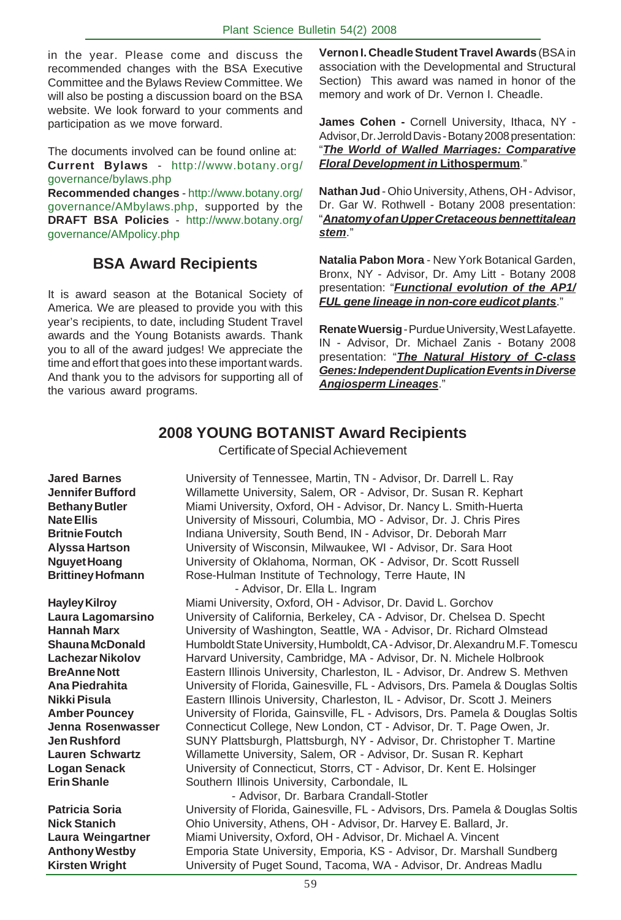in the year. Please come and discuss the recommended changes with the BSA Executive Committee and the Bylaws Review Committee. We will also be posting a discussion board on the BSA website. We look forward to your comments and participation as we move forward.

The documents involved can be found online at:
**Current Bylaws** - http://www.botany.org/governance/bylaws.php
**Recommended changes** - http://www.botany.org/governance/AMbylaws.php, supported by the **DRAFT BSA Policies** - http://www.botany.org/governance/AMpolicy.php

## BSA Award Recipients

It is award season at the Botanical Society of America. We are pleased to provide you with this year's recipients, to date, including Student Travel awards and the Young Botanists awards. Thank you to all of the award judges! We appreciate the time and effort that goes into these important wards. And thank you to the advisors for supporting all of the various award programs.

**Vernon I. Cheadle Student Travel Awards** (BSA in association with the Developmental and Structural Section) This award was named in honor of the memory and work of Dr. Vernon I. Cheadle.

**James Cohen -** Cornell University, Ithaca, NY - Advisor, Dr. Jerrold Davis - Botany 2008 presentation: "***The World of Walled Marriages: Comparative Floral Development in* Lithospermum**."

**Nathan Jud** - Ohio University, Athens, OH - Advisor, Dr. Gar W. Rothwell - Botany 2008 presentation: "***Anatomy of an Upper Cretaceous bennettitalean stem***."

**Natalia Pabon Mora** - New York Botanical Garden, Bronx, NY - Advisor, Dr. Amy Litt - Botany 2008 presentation: "***Functional evolution of the AP1/FUL gene lineage in non-core eudicot plants***."

**Renate Wuersig** - Purdue University, West Lafayette. IN - Advisor, Dr. Michael Zanis - Botany 2008 presentation: "***The Natural History of C-class Genes: Independent Duplication Events in Diverse Angiosperm Lineages***."

## 2008 YOUNG BOTANIST Award Recipients

Certificate of Special Achievement

**Jared Barnes** University of Tennessee, Martin, TN - Advisor, Dr. Darrell L. Ray
**Jennifer Bufford** Willamette University, Salem, OR - Advisor, Dr. Susan R. Kephart
**Bethany Butler** Miami University, Oxford, OH - Advisor, Dr. Nancy L. Smith-Huerta
**Nate Ellis** University of Missouri, Columbia, MO - Advisor, Dr. J. Chris Pires
**Britnie Foutch** Indiana University, South Bend, IN - Advisor, Dr. Deborah Marr
**Alyssa Hartson** University of Wisconsin, Milwaukee, WI - Advisor, Dr. Sara Hoot
**Nguyet Hoang** University of Oklahoma, Norman, OK - Advisor, Dr. Scott Russell
**Brittiney Hofmann** Rose-Hulman Institute of Technology, Terre Haute, IN - Advisor, Dr. Ella L. Ingram
**Hayley Kilroy** Miami University, Oxford, OH - Advisor, Dr. David L. Gorchov
**Laura Lagomarsino** University of California, Berkeley, CA - Advisor, Dr. Chelsea D. Specht
**Hannah Marx** University of Washington, Seattle, WA - Advisor, Dr. Richard Olmstead
**Shauna McDonald** Humboldt State University, Humboldt, CA - Advisor, Dr. Alexandru M.F. Tomescu
**Lachezar Nikolov** Harvard University, Cambridge, MA - Advisor, Dr. N. Michele Holbrook
**BreAnne Nott** Eastern Illinois University, Charleston, IL - Advisor, Dr. Andrew S. Methven
**Ana Piedrahita** University of Florida, Gainesville, FL - Advisors, Drs. Pamela & Douglas Soltis
**Nikki Pisula** Eastern Illinois University, Charleston, IL - Advisor, Dr. Scott J. Meiners
**Amber Pouncey** University of Florida, Gainsville, FL - Advisors, Drs. Pamela & Douglas Soltis
**Jenna Rosenwasser** Connecticut College, New London, CT - Advisor, Dr. T. Page Owen, Jr.
**Jen Rushford** SUNY Plattsburgh, Plattsburgh, NY - Advisor, Dr. Christopher T. Martine
**Lauren Schwartz** Willamette University, Salem, OR - Advisor, Dr. Susan R. Kephart
**Logan Senack** University of Connecticut, Storrs, CT - Advisor, Dr. Kent E. Holsinger
**Erin Shanle** Southern Illinois University, Carbondale, IL - Advisor, Dr. Barbara Crandall-Stotler
**Patricia Soria** University of Florida, Gainesville, FL - Advisors, Drs. Pamela & Douglas Soltis
**Nick Stanich** Ohio University, Athens, OH - Advisor, Dr. Harvey E. Ballard, Jr.
**Laura Weingartner** Miami University, Oxford, OH - Advisor, Dr. Michael A. Vincent
**Anthony Westby** Emporia State University, Emporia, KS - Advisor, Dr. Marshall Sundberg
**Kirsten Wright** University of Puget Sound, Tacoma, WA - Advisor, Dr. Andreas Madlu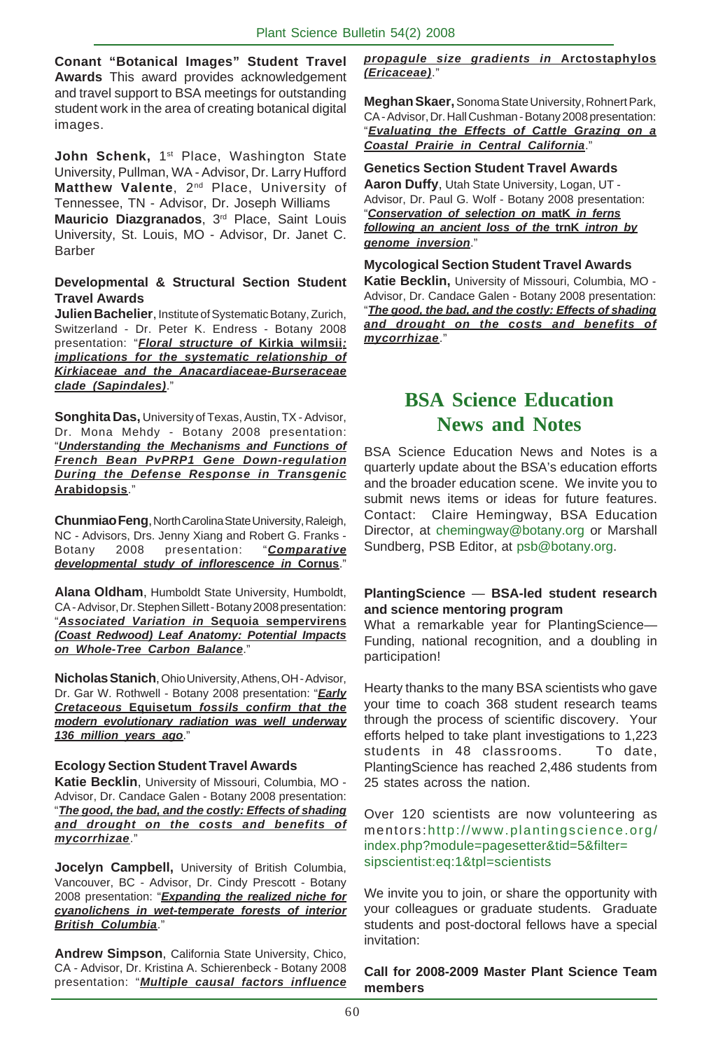**Conant "Botanical Images" Student Travel Awards** This award provides acknowledgement and travel support to BSA meetings for outstanding student work in the area of creating botanical digital images.

**John Schenk,** 1st Place, Washington State University, Pullman, WA - Advisor, Dr. Larry Hufford
**Matthew Valente**, 2nd Place, University of Tennessee, TN - Advisor, Dr. Joseph Williams
**Mauricio Diazgranados**, 3rd Place, Saint Louis University, St. Louis, MO - Advisor, Dr. Janet C. Barber

#### Developmental & Structural Section Student Travel Awards

**Julien Bachelier**, Institute of Systematic Botany, Zurich, Switzerland - Dr. Peter K. Endress - Botany 2008 presentation: "***Floral structure of* Kirkia wilmsii*: implications for the systematic relationship of Kirkiaceae and the Anacardiaceae-Burseraceae clade (Sapindales)***."

**Songhita Das,** University of Texas, Austin, TX - Advisor, Dr. Mona Mehdy - Botany 2008 presentation: "***Understanding the Mechanisms and Functions of French Bean PvPRP1 Gene Down-regulation During the Defense Response in Transgenic*** **Arabidopsis**."

**Chunmiao Feng**, North Carolina State University, Raleigh, NC - Advisors, Drs. Jenny Xiang and Robert G. Franks - Botany 2008 presentation: "***Comparative developmental study of inflorescence in*** **Cornus**."

**Alana Oldham**, Humboldt State University, Humboldt, CA - Advisor, Dr. Stephen Sillett - Botany 2008 presentation: "***Associated Variation in*** **Sequoia sempervirens** ***(Coast Redwood) Leaf Anatomy: Potential Impacts on Whole-Tree Carbon Balance***."

**Nicholas Stanich**, Ohio University, Athens, OH - Advisor, Dr. Gar W. Rothwell - Botany 2008 presentation: "***Early Cretaceous*** **Equisetum** ***fossils confirm that the modern evolutionary radiation was well underway 136 million years ago***."

#### Ecology Section Student Travel Awards

**Katie Becklin**, University of Missouri, Columbia, MO - Advisor, Dr. Candace Galen - Botany 2008 presentation: "***The good, the bad, and the costly: Effects of shading and drought on the costs and benefits of mycorrhizae***."

**Jocelyn Campbell,** University of British Columbia, Vancouver, BC - Advisor, Dr. Cindy Prescott - Botany 2008 presentation: "***Expanding the realized niche for cyanolichens in wet-temperate forests of interior British Columbia***."

**Andrew Simpson**, California State University, Chico, CA - Advisor, Dr. Kristina A. Schierenbeck - Botany 2008 presentation: "***Multiple causal factors influence propagule size gradients in*** **Arctostaphylos** ***(Ericaceae)***."

**Meghan Skaer,** Sonoma State University, Rohnert Park, CA - Advisor, Dr. Hall Cushman - Botany 2008 presentation: "***Evaluating the Effects of Cattle Grazing on a Coastal Prairie in Central California***."

#### Genetics Section Student Travel Awards

**Aaron Duffy**, Utah State University, Logan, UT - Advisor, Dr. Paul G. Wolf - Botany 2008 presentation: "***Conservation of selection on*** **matK** ***in ferns following an ancient loss of the*** **trnK** ***intron by genome inversion***."

#### Mycological Section Student Travel Awards

**Katie Becklin,** University of Missouri, Columbia, MO - Advisor, Dr. Candace Galen - Botany 2008 presentation: "***The good, the bad, and the costly: Effects of shading and drought on the costs and benefits of mycorrhizae***."

## BSA Science Education News and Notes

BSA Science Education News and Notes is a quarterly update about the BSA's education efforts and the broader education scene. We invite you to submit news items or ideas for future features. Contact: Claire Hemingway, BSA Education Director, at chemingway@botany.org or Marshall Sundberg, PSB Editor, at psb@botany.org.

#### PlantingScience — BSA-led student research and science mentoring program

What a remarkable year for PlantingScience—Funding, national recognition, and a doubling in participation!

Hearty thanks to the many BSA scientists who gave your time to coach 368 student research teams through the process of scientific discovery. Your efforts helped to take plant investigations to 1,223 students in 48 classrooms. To date, PlantingScience has reached 2,486 students from 25 states across the nation.

Over 120 scientists are now volunteering as mentors: http://www.plantingscience.org/index.php?module=pagesetter&tid=5&filter=sipscientist:eq:1&tpl=scientists

We invite you to join, or share the opportunity with your colleagues or graduate students. Graduate students and post-doctoral fellows have a special invitation:

**Call for 2008-2009 Master Plant Science Team members**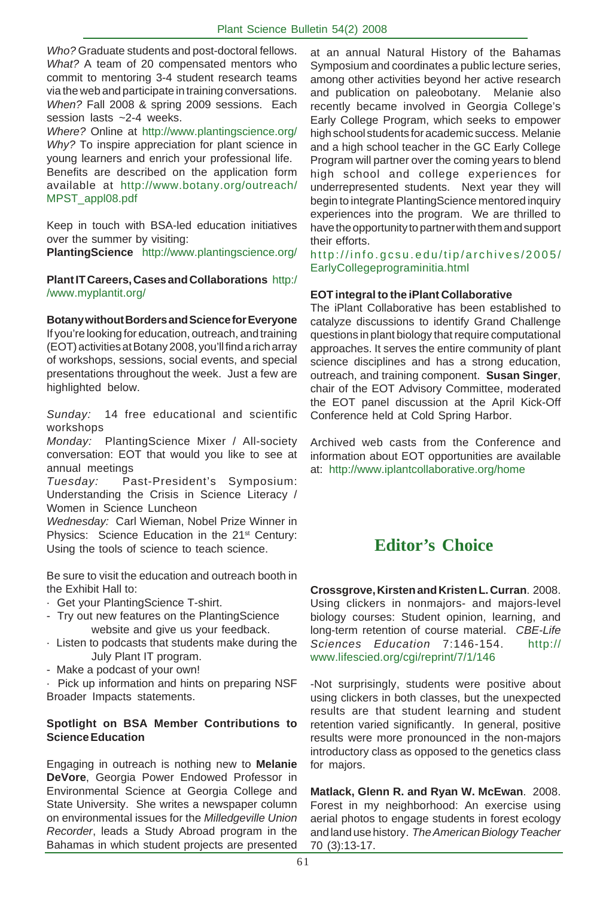*Who?* Graduate students and post-doctoral fellows.
*What?* A team of 20 compensated mentors who commit to mentoring 3-4 student research teams via the web and participate in training conversations.
*When?* Fall 2008 & spring 2009 sessions. Each session lasts ~2-4 weeks.
*Where?* Online at http://www.plantingscience.org/
*Why?* To inspire appreciation for plant science in young learners and enrich your professional life.
Benefits are described on the application form available at http://www.botany.org/outreach/MPST_appl08.pdf

Keep in touch with BSA-led education initiatives over the summer by visiting:
**PlantingScience** http://www.plantingscience.org/

**Plant IT Careers, Cases and Collaborations** http://www.myplantit.org/

**Botany without Borders and Science for Everyone**
If you're looking for education, outreach, and training (EOT) activities at Botany 2008, you'll find a rich array of workshops, sessions, social events, and special presentations throughout the week. Just a few are highlighted below.

*Sunday:* 14 free educational and scientific workshops
*Monday:* PlantingScience Mixer / All-society conversation: EOT that would you like to see at annual meetings
*Tuesday:* Past-President's Symposium: Understanding the Crisis in Science Literacy / Women in Science Luncheon
*Wednesday:* Carl Wieman, Nobel Prize Winner in Physics: Science Education in the 21st Century: Using the tools of science to teach science.

Be sure to visit the education and outreach booth in the Exhibit Hall to:
- Get your PlantingScience T-shirt.
- Try out new features on the PlantingScience website and give us your feedback.
- Listen to podcasts that students make during the July Plant IT program.
- Make a podcast of your own!
- Pick up information and hints on preparing NSF Broader Impacts statements.

**Spotlight on BSA Member Contributions to Science Education**

Engaging in outreach is nothing new to **Melanie DeVore**, Georgia Power Endowed Professor in Environmental Science at Georgia College and State University. She writes a newspaper column on environmental issues for the *Milledgeville Union Recorder*, leads a Study Abroad program in the Bahamas in which student projects are presented at an annual Natural History of the Bahamas Symposium and coordinates a public lecture series, among other activities beyond her active research and publication on paleobotany. Melanie also recently became involved in Georgia College's Early College Program, which seeks to empower high school students for academic success. Melanie and a high school teacher in the GC Early College Program will partner over the coming years to blend high school and college experiences for underrepresented students. Next year they will begin to integrate PlantingScience mentored inquiry experiences into the program. We are thrilled to have the opportunity to partner with them and support their efforts.
http://info.gcsu.edu/tip/archives/2005/EarlyCollegeprograminitia.html

**EOT integral to the iPlant Collaborative**
The iPlant Collaborative has been established to catalyze discussions to identify Grand Challenge questions in plant biology that require computational approaches. It serves the entire community of plant science disciplines and has a strong education, outreach, and training component. **Susan Singer**, chair of the EOT Advisory Committee, moderated the EOT panel discussion at the April Kick-Off Conference held at Cold Spring Harbor.

Archived web casts from the Conference and information about EOT opportunities are available at: http://www.iplantcollaborative.org/home

## Editor's Choice

**Crossgrove, Kirsten and Kristen L. Curran**. 2008. Using clickers in nonmajors- and majors-level biology courses: Student opinion, learning, and long-term retention of course material. *CBE-Life Sciences Education* 7:146-154. http://www.lifescied.org/cgi/reprint/7/1/146

-Not surprisingly, students were positive about using clickers in both classes, but the unexpected results are that student learning and student retention varied significantly. In general, positive results were more pronounced in the non-majors introductory class as opposed to the genetics class for majors.

**Matlack, Glenn R. and Ryan W. McEwan**. 2008. Forest in my neighborhood: An exercise using aerial photos to engage students in forest ecology and land use history. *The American Biology Teacher* 70 (3):13-17.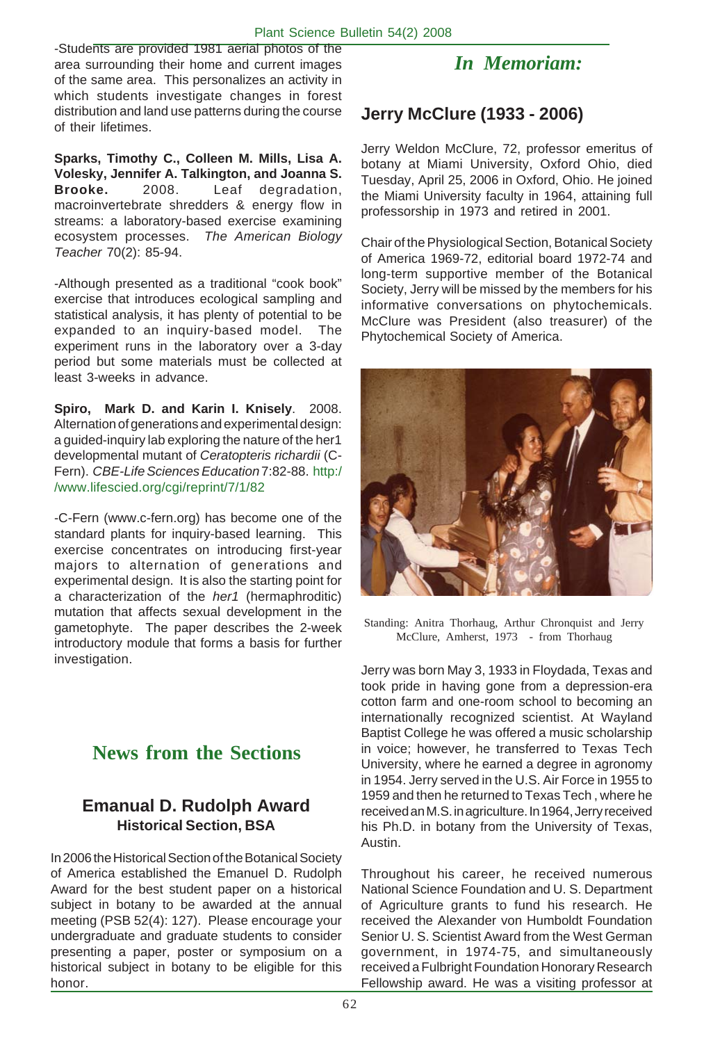-Students are provided 1981 aerial photos of the area surrounding their home and current images of the same area. This personalizes an activity in which students investigate changes in forest distribution and land use patterns during the course of their lifetimes.

**Sparks, Timothy C., Colleen M. Mills, Lisa A. Volesky, Jennifer A. Talkington, and Joanna S. Brooke.** 2008. Leaf degradation, macroinvertebrate shredders & energy flow in streams: a laboratory-based exercise examining ecosystem processes. *The American Biology Teacher* 70(2): 85-94.

-Although presented as a traditional "cook book" exercise that introduces ecological sampling and statistical analysis, it has plenty of potential to be expanded to an inquiry-based model. The experiment runs in the laboratory over a 3-day period but some materials must be collected at least 3-weeks in advance.

**Spiro, Mark D. and Karin I. Knisely**. 2008. Alternation of generations and experimental design: a guided-inquiry lab exploring the nature of the her1 developmental mutant of *Ceratopteris richardii* (C-Fern). *CBE-Life Sciences Education* 7:82-88. http://www.lifescied.org/cgi/reprint/7/1/82

-C-Fern (www.c-fern.org) has become one of the standard plants for inquiry-based learning. This exercise concentrates on introducing first-year majors to alternation of generations and experimental design. It is also the starting point for a characterization of the *her1* (hermaphroditic) mutation that affects sexual development in the gametophyte. The paper describes the 2-week introductory module that forms a basis for further investigation.

# News from the Sections

## Emanual D. Rudolph Award

### Historical Section, BSA

In 2006 the Historical Section of the Botanical Society of America established the Emanuel D. Rudolph Award for the best student paper on a historical subject in botany to be awarded at the annual meeting (PSB 52(4): 127). Please encourage your undergraduate and graduate students to consider presenting a paper, poster or symposium on a historical subject in botany to be eligible for this honor.

# *In Memoriam:*

## Jerry McClure (1933 - 2006)

Jerry Weldon McClure, 72, professor emeritus of botany at Miami University, Oxford Ohio, died Tuesday, April 25, 2006 in Oxford, Ohio. He joined the Miami University faculty in 1964, attaining full professorship in 1973 and retired in 2001.

Chair of the Physiological Section, Botanical Society of America 1969-72, editorial board 1972-74 and long-term supportive member of the Botanical Society, Jerry will be missed by the members for his informative conversations on phytochemicals. McClure was President (also treasurer) of the Phytochemical Society of America.

Standing: Anitra Thorhaug, Arthur Chronquist and Jerry McClure, Amherst, 1973 - from Thorhaug

Jerry was born May 3, 1933 in Floydada, Texas and took pride in having gone from a depression-era cotton farm and one-room school to becoming an internationally recognized scientist. At Wayland Baptist College he was offered a music scholarship in voice; however, he transferred to Texas Tech University, where he earned a degree in agronomy in 1954. Jerry served in the U.S. Air Force in 1955 to 1959 and then he returned to Texas Tech , where he received an M.S. in agriculture. In 1964, Jerry received his Ph.D. in botany from the University of Texas, Austin.

Throughout his career, he received numerous National Science Foundation and U. S. Department of Agriculture grants to fund his research. He received the Alexander von Humboldt Foundation Senior U. S. Scientist Award from the West German government, in 1974-75, and simultaneously received a Fulbright Foundation Honorary Research Fellowship award. He was a visiting professor at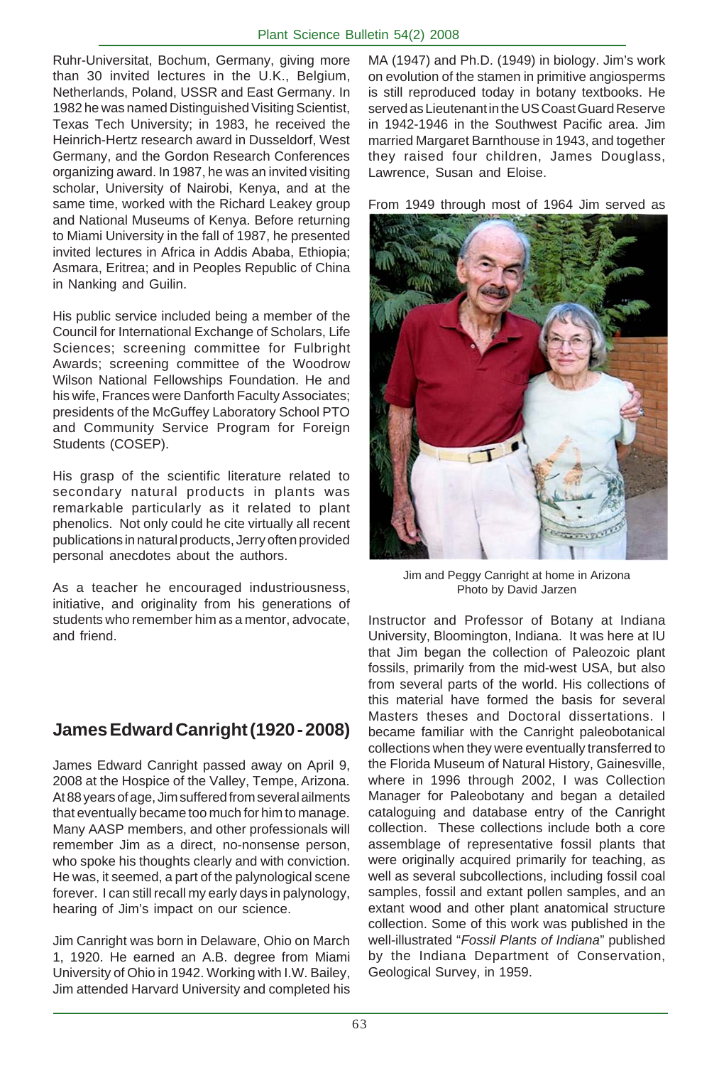Ruhr-Universitat, Bochum, Germany, giving more than 30 invited lectures in the U.K., Belgium, Netherlands, Poland, USSR and East Germany. In 1982 he was named Distinguished Visiting Scientist, Texas Tech University; in 1983, he received the Heinrich-Hertz research award in Dusseldorf, West Germany, and the Gordon Research Conferences organizing award. In 1987, he was an invited visiting scholar, University of Nairobi, Kenya, and at the same time, worked with the Richard Leakey group and National Museums of Kenya. Before returning to Miami University in the fall of 1987, he presented invited lectures in Africa in Addis Ababa, Ethiopia; Asmara, Eritrea; and in Peoples Republic of China in Nanking and Guilin.

His public service included being a member of the Council for International Exchange of Scholars, Life Sciences; screening committee for Fulbright Awards; screening committee of the Woodrow Wilson National Fellowships Foundation. He and his wife, Frances were Danforth Faculty Associates; presidents of the McGuffey Laboratory School PTO and Community Service Program for Foreign Students (COSEP).

His grasp of the scientific literature related to secondary natural products in plants was remarkable particularly as it related to plant phenolics. Not only could he cite virtually all recent publications in natural products, Jerry often provided personal anecdotes about the authors.

As a teacher he encouraged industriousness, initiative, and originality from his generations of students who remember him as a mentor, advocate, and friend.

## James Edward Canright (1920 - 2008)

James Edward Canright passed away on April 9, 2008 at the Hospice of the Valley, Tempe, Arizona. At 88 years of age, Jim suffered from several ailments that eventually became too much for him to manage. Many AASP members, and other professionals will remember Jim as a direct, no-nonsense person, who spoke his thoughts clearly and with conviction. He was, it seemed, a part of the palynological scene forever. I can still recall my early days in palynology, hearing of Jim's impact on our science.

Jim Canright was born in Delaware, Ohio on March 1, 1920. He earned an A.B. degree from Miami University of Ohio in 1942. Working with I.W. Bailey, Jim attended Harvard University and completed his MA (1947) and Ph.D. (1949) in biology. Jim's work on evolution of the stamen in primitive angiosperms is still reproduced today in botany textbooks. He served as Lieutenant in the US Coast Guard Reserve in 1942-1946 in the Southwest Pacific area. Jim married Margaret Barnthouse in 1943, and together they raised four children, James Douglass, Lawrence, Susan and Eloise.

From 1949 through most of 1964 Jim served as Instructor and Professor of Botany at Indiana University, Bloomington, Indiana. It was here at IU that Jim began the collection of Paleozoic plant fossils, primarily from the mid-west USA, but also from several parts of the world. His collections of this material have formed the basis for several Masters theses and Doctoral dissertations. I became familiar with the Canright paleobotanical collections when they were eventually transferred to the Florida Museum of Natural History, Gainesville, where in 1996 through 2002, I was Collection Manager for Paleobotany and began a detailed cataloguing and database entry of the Canright collection. These collections include both a core assemblage of representative fossil plants that were originally acquired primarily for teaching, as well as several subcollections, including fossil coal samples, fossil and extant pollen samples, and an extant wood and other plant anatomical structure collection. Some of this work was published in the well-illustrated "*Fossil Plants of Indiana*" published by the Indiana Department of Conservation, Geological Survey, in 1959.

Jim and Peggy Canright at home in Arizona
Photo by David Jarzen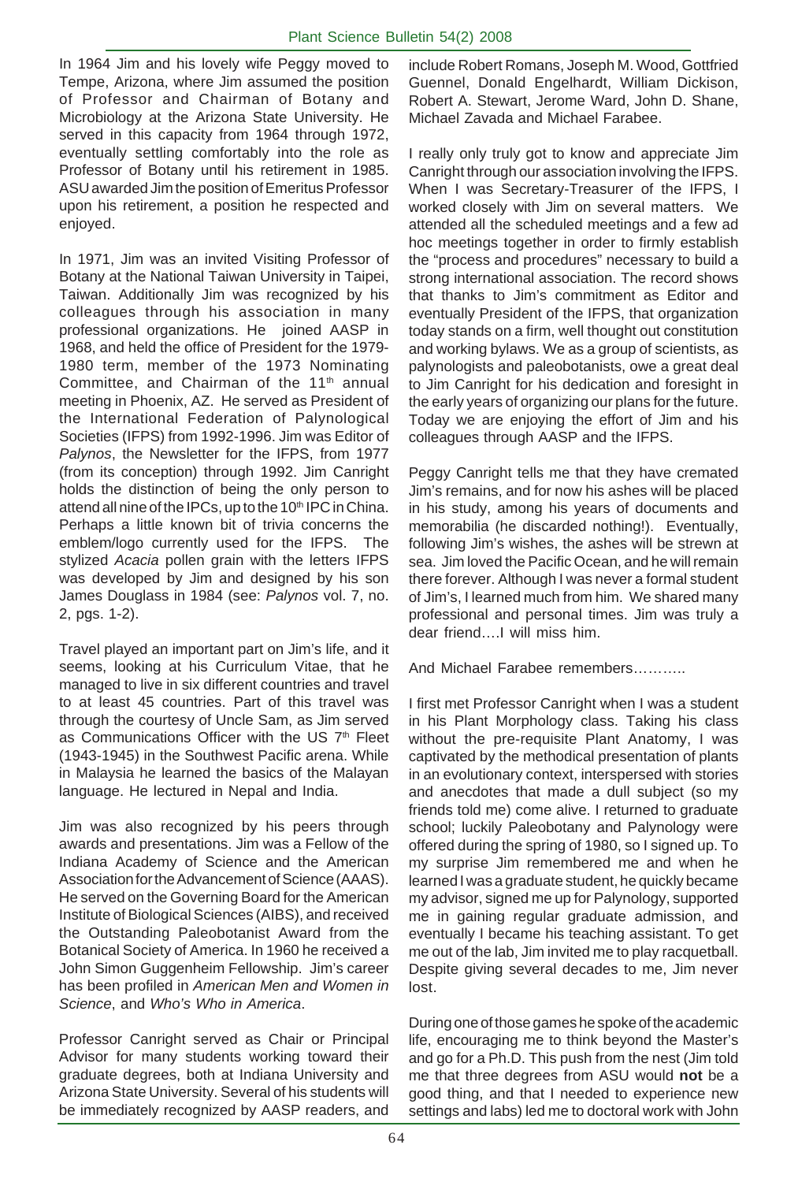In 1964 Jim and his lovely wife Peggy moved to Tempe, Arizona, where Jim assumed the position of Professor and Chairman of Botany and Microbiology at the Arizona State University. He served in this capacity from 1964 through 1972, eventually settling comfortably into the role as Professor of Botany until his retirement in 1985. ASU awarded Jim the position of Emeritus Professor upon his retirement, a position he respected and enjoyed.

In 1971, Jim was an invited Visiting Professor of Botany at the National Taiwan University in Taipei, Taiwan. Additionally Jim was recognized by his colleagues through his association in many professional organizations. He joined AASP in 1968, and held the office of President for the 1979-1980 term, member of the 1973 Nominating Committee, and Chairman of the 11th annual meeting in Phoenix, AZ. He served as President of the International Federation of Palynological Societies (IFPS) from 1992-1996. Jim was Editor of *Palynos*, the Newsletter for the IFPS, from 1977 (from its conception) through 1992. Jim Canright holds the distinction of being the only person to attend all nine of the IPCs, up to the 10th IPC in China. Perhaps a little known bit of trivia concerns the emblem/logo currently used for the IFPS. The stylized *Acacia* pollen grain with the letters IFPS was developed by Jim and designed by his son James Douglass in 1984 (see: *Palynos* vol. 7, no. 2, pgs. 1-2).

Travel played an important part on Jim's life, and it seems, looking at his Curriculum Vitae, that he managed to live in six different countries and travel to at least 45 countries. Part of this travel was through the courtesy of Uncle Sam, as Jim served as Communications Officer with the US 7th Fleet (1943-1945) in the Southwest Pacific arena. While in Malaysia he learned the basics of the Malayan language. He lectured in Nepal and India.

Jim was also recognized by his peers through awards and presentations. Jim was a Fellow of the Indiana Academy of Science and the American Association for the Advancement of Science (AAAS). He served on the Governing Board for the American Institute of Biological Sciences (AIBS), and received the Outstanding Paleobotanist Award from the Botanical Society of America. In 1960 he received a John Simon Guggenheim Fellowship. Jim's career has been profiled in *American Men and Women in Science*, and *Who's Who in America*.

Professor Canright served as Chair or Principal Advisor for many students working toward their graduate degrees, both at Indiana University and Arizona State University. Several of his students will be immediately recognized by AASP readers, and include Robert Romans, Joseph M. Wood, Gottfried Guennel, Donald Engelhardt, William Dickison, Robert A. Stewart, Jerome Ward, John D. Shane, Michael Zavada and Michael Farabee.

I really only truly got to know and appreciate Jim Canright through our association involving the IFPS. When I was Secretary-Treasurer of the IFPS, I worked closely with Jim on several matters. We attended all the scheduled meetings and a few ad hoc meetings together in order to firmly establish the "process and procedures" necessary to build a strong international association. The record shows that thanks to Jim's commitment as Editor and eventually President of the IFPS, that organization today stands on a firm, well thought out constitution and working bylaws. We as a group of scientists, as palynologists and paleobotanists, owe a great deal to Jim Canright for his dedication and foresight in the early years of organizing our plans for the future. Today we are enjoying the effort of Jim and his colleagues through AASP and the IFPS.

Peggy Canright tells me that they have cremated Jim's remains, and for now his ashes will be placed in his study, among his years of documents and memorabilia (he discarded nothing!). Eventually, following Jim's wishes, the ashes will be strewn at sea. Jim loved the Pacific Ocean, and he will remain there forever. Although I was never a formal student of Jim's, I learned much from him. We shared many professional and personal times. Jim was truly a dear friend….I will miss him.

And Michael Farabee remembers………..

I first met Professor Canright when I was a student in his Plant Morphology class. Taking his class without the pre-requisite Plant Anatomy, I was captivated by the methodical presentation of plants in an evolutionary context, interspersed with stories and anecdotes that made a dull subject (so my friends told me) come alive. I returned to graduate school; luckily Paleobotany and Palynology were offered during the spring of 1980, so I signed up. To my surprise Jim remembered me and when he learned I was a graduate student, he quickly became my advisor, signed me up for Palynology, supported me in gaining regular graduate admission, and eventually I became his teaching assistant. To get me out of the lab, Jim invited me to play racquetball. Despite giving several decades to me, Jim never lost.

During one of those games he spoke of the academic life, encouraging me to think beyond the Master's and go for a Ph.D. This push from the nest (Jim told me that three degrees from ASU would **not** be a good thing, and that I needed to experience new settings and labs) led me to doctoral work with John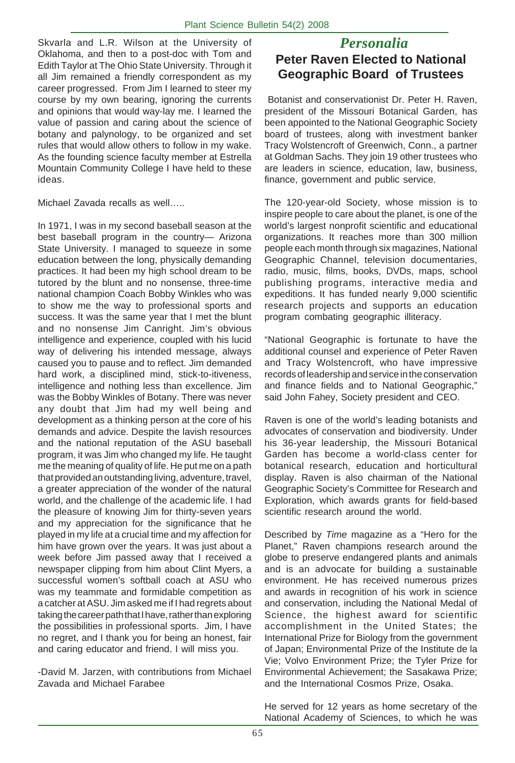Skvarla and L.R. Wilson at the University of Oklahoma, and then to a post-doc with Tom and Edith Taylor at The Ohio State University. Through it all Jim remained a friendly correspondent as my career progressed. From Jim I learned to steer my course by my own bearing, ignoring the currents and opinions that would way-lay me. I learned the value of passion and caring about the science of botany and palynology, to be organized and set rules that would allow others to follow in my wake. As the founding science faculty member at Estrella Mountain Community College I have held to these ideas.

Michael Zavada recalls as well…..

In 1971, I was in my second baseball season at the best baseball program in the country— Arizona State University. I managed to squeeze in some education between the long, physically demanding practices. It had been my high school dream to be tutored by the blunt and no nonsense, three-time national champion Coach Bobby Winkles who was to show me the way to professional sports and success. It was the same year that I met the blunt and no nonsense Jim Canright. Jim's obvious intelligence and experience, coupled with his lucid way of delivering his intended message, always caused you to pause and to reflect. Jim demanded hard work, a disciplined mind, stick-to-itiveness, intelligence and nothing less than excellence. Jim was the Bobby Winkles of Botany. There was never any doubt that Jim had my well being and development as a thinking person at the core of his demands and advice. Despite the lavish resources and the national reputation of the ASU baseball program, it was Jim who changed my life. He taught me the meaning of quality of life. He put me on a path that provided an outstanding living, adventure, travel, a greater appreciation of the wonder of the natural world, and the challenge of the academic life. I had the pleasure of knowing Jim for thirty-seven years and my appreciation for the significance that he played in my life at a crucial time and my affection for him have grown over the years. It was just about a week before Jim passed away that I received a newspaper clipping from him about Clint Myers, a successful women's softball coach at ASU who was my teammate and formidable competition as a catcher at ASU. Jim asked me if I had regrets about taking the career path that I have, rather than exploring the possibilities in professional sports. Jim, I have no regret, and I thank you for being an honest, fair and caring educator and friend. I will miss you.

-David M. Jarzen, with contributions from Michael Zavada and Michael Farabee

# *Personalia*

## Peter Raven Elected to National Geographic Board of Trustees

Botanist and conservationist Dr. Peter H. Raven, president of the Missouri Botanical Garden, has been appointed to the National Geographic Society board of trustees, along with investment banker Tracy Wolstencroft of Greenwich, Conn., a partner at Goldman Sachs. They join 19 other trustees who are leaders in science, education, law, business, finance, government and public service.

The 120-year-old Society, whose mission is to inspire people to care about the planet, is one of the world's largest nonprofit scientific and educational organizations. It reaches more than 300 million people each month through six magazines, National Geographic Channel, television documentaries, radio, music, films, books, DVDs, maps, school publishing programs, interactive media and expeditions. It has funded nearly 9,000 scientific research projects and supports an education program combating geographic illiteracy.

"National Geographic is fortunate to have the additional counsel and experience of Peter Raven and Tracy Wolstencroft, who have impressive records of leadership and service in the conservation and finance fields and to National Geographic," said John Fahey, Society president and CEO.

Raven is one of the world's leading botanists and advocates of conservation and biodiversity. Under his 36-year leadership, the Missouri Botanical Garden has become a world-class center for botanical research, education and horticultural display. Raven is also chairman of the National Geographic Society's Committee for Research and Exploration, which awards grants for field-based scientific research around the world.

Described by *Time* magazine as a "Hero for the Planet," Raven champions research around the globe to preserve endangered plants and animals and is an advocate for building a sustainable environment. He has received numerous prizes and awards in recognition of his work in science and conservation, including the National Medal of Science, the highest award for scientific accomplishment in the United States; the International Prize for Biology from the government of Japan; Environmental Prize of the Institute de la Vie; Volvo Environment Prize; the Tyler Prize for Environmental Achievement; the Sasakawa Prize; and the International Cosmos Prize, Osaka.

He served for 12 years as home secretary of the National Academy of Sciences, to which he was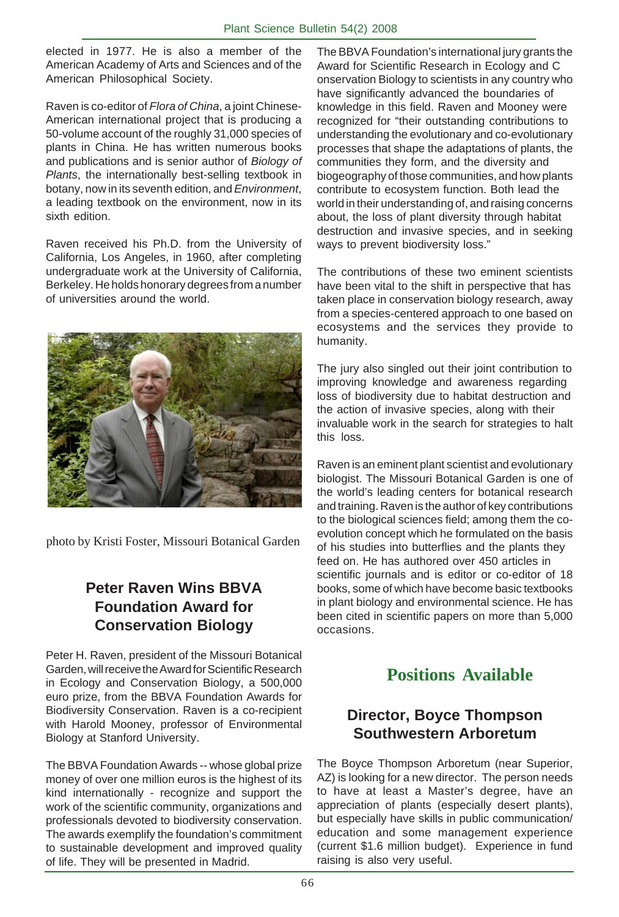elected in 1977. He is also a member of the American Academy of Arts and Sciences and of the American Philosophical Society.

Raven is co-editor of *Flora of China*, a joint Chinese-American international project that is producing a 50-volume account of the roughly 31,000 species of plants in China. He has written numerous books and publications and is senior author of *Biology of Plants*, the internationally best-selling textbook in botany, now in its seventh edition, and *Environment*, a leading textbook on the environment, now in its sixth edition.

Raven received his Ph.D. from the University of California, Los Angeles, in 1960, after completing undergraduate work at the University of California, Berkeley. He holds honorary degrees from a number of universities around the world.

photo by Kristi Foster, Missouri Botanical Garden

## Peter Raven Wins BBVA Foundation Award for Conservation Biology

Peter H. Raven, president of the Missouri Botanical Garden, will receive the Award for Scientific Research in Ecology and Conservation Biology, a 500,000 euro prize, from the BBVA Foundation Awards for Biodiversity Conservation. Raven is a co-recipient with Harold Mooney, professor of Environmental Biology at Stanford University.

The BBVA Foundation Awards -- whose global prize money of over one million euros is the highest of its kind internationally - recognize and support the work of the scientific community, organizations and professionals devoted to biodiversity conservation. The awards exemplify the foundation's commitment to sustainable development and improved quality of life. They will be presented in Madrid.

The BBVA Foundation's international jury grants the Award for Scientific Research in Ecology and C onservation Biology to scientists in any country who have significantly advanced the boundaries of knowledge in this field. Raven and Mooney were recognized for "their outstanding contributions to understanding the evolutionary and co-evolutionary processes that shape the adaptations of plants, the communities they form, and the diversity and biogeography of those communities, and how plants contribute to ecosystem function. Both lead the world in their understanding of, and raising concerns about, the loss of plant diversity through habitat destruction and invasive species, and in seeking ways to prevent biodiversity loss."

The contributions of these two eminent scientists have been vital to the shift in perspective that has taken place in conservation biology research, away from a species-centered approach to one based on ecosystems and the services they provide to humanity.

The jury also singled out their joint contribution to improving knowledge and awareness regarding loss of biodiversity due to habitat destruction and the action of invasive species, along with their invaluable work in the search for strategies to halt this loss.

Raven is an eminent plant scientist and evolutionary biologist. The Missouri Botanical Garden is one of the world's leading centers for botanical research and training. Raven is the author of key contributions to the biological sciences field; among them the co-evolution concept which he formulated on the basis of his studies into butterflies and the plants they feed on. He has authored over 450 articles in scientific journals and is editor or co-editor of 18 books, some of which have become basic textbooks in plant biology and environmental science. He has been cited in scientific papers on more than 5,000 occasions.

# Positions Available

## Director, Boyce Thompson Southwestern Arboretum

The Boyce Thompson Arboretum (near Superior, AZ) is looking for a new director. The person needs to have at least a Master's degree, have an appreciation of plants (especially desert plants), but especially have skills in public communication/ education and some management experience (current $1.6 million budget). Experience in fund raising is also very useful.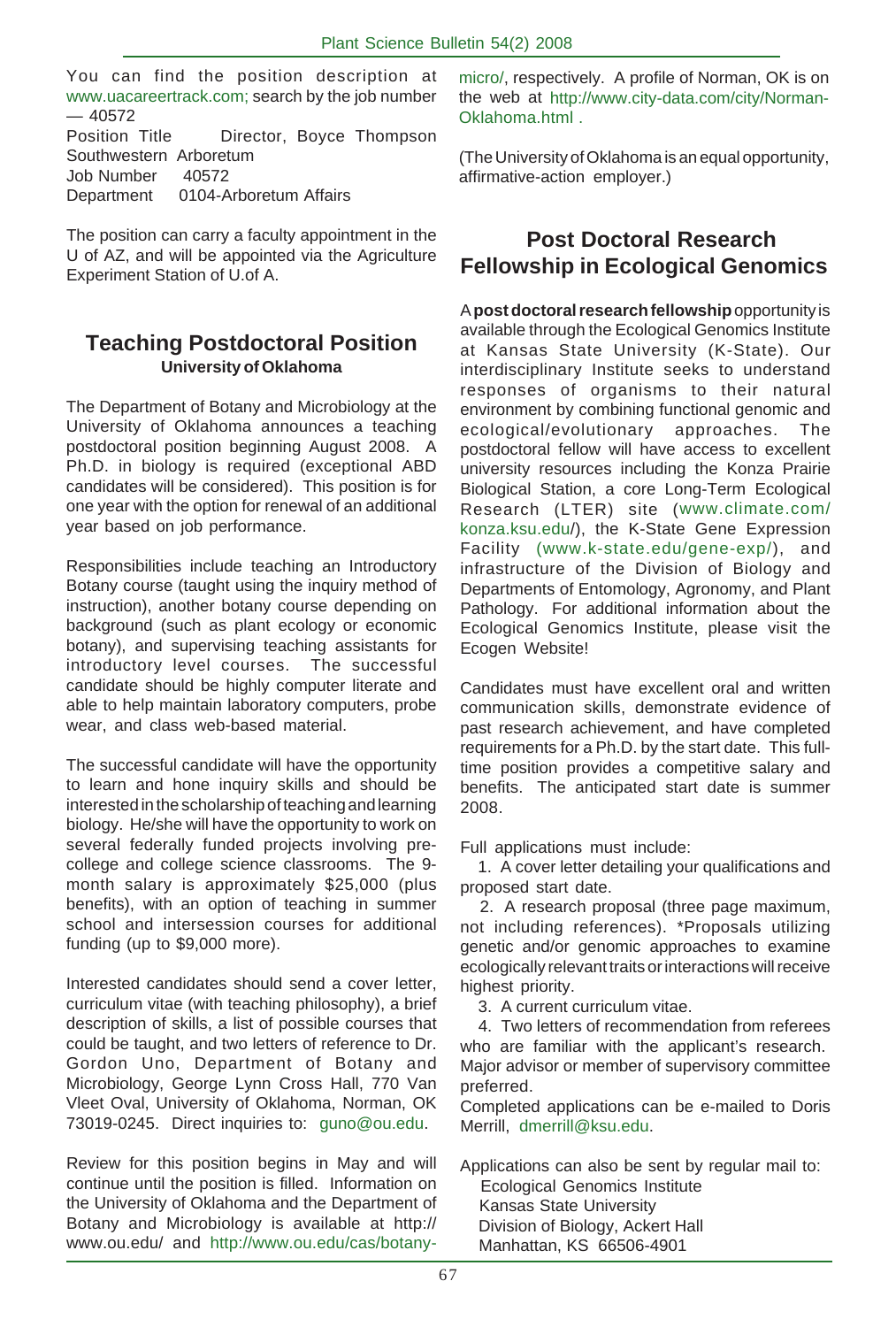You can find the position description at www.uacareertrack.com; search by the job number — 40572

Position Title Director, Boyce Thompson Southwestern Arboretum
Job Number 40572
Department 0104-Arboretum Affairs

The position can carry a faculty appointment in the U of AZ, and will be appointed via the Agriculture Experiment Station of U.of A.

## Teaching Postdoctoral Position

**University of Oklahoma**

The Department of Botany and Microbiology at the University of Oklahoma announces a teaching postdoctoral position beginning August 2008. A Ph.D. in biology is required (exceptional ABD candidates will be considered). This position is for one year with the option for renewal of an additional year based on job performance.

Responsibilities include teaching an Introductory Botany course (taught using the inquiry method of instruction), another botany course depending on background (such as plant ecology or economic botany), and supervising teaching assistants for introductory level courses. The successful candidate should be highly computer literate and able to help maintain laboratory computers, probe wear, and class web-based material.

The successful candidate will have the opportunity to learn and hone inquiry skills and should be interested in the scholarship of teaching and learning biology. He/she will have the opportunity to work on several federally funded projects involving pre-college and college science classrooms. The 9-month salary is approximately $25,000 (plus benefits), with an option of teaching in summer school and intersession courses for additional funding (up to $9,000 more).

Interested candidates should send a cover letter, curriculum vitae (with teaching philosophy), a brief description of skills, a list of possible courses that could be taught, and two letters of reference to Dr. Gordon Uno, Department of Botany and Microbiology, George Lynn Cross Hall, 770 Van Vleet Oval, University of Oklahoma, Norman, OK 73019-0245. Direct inquiries to: guno@ou.edu.

Review for this position begins in May and will continue until the position is filled. Information on the University of Oklahoma and the Department of Botany and Microbiology is available at http://www.ou.edu/ and http://www.ou.edu/cas/botany-micro/, respectively. A profile of Norman, OK is on the web at http://www.city-data.com/city/Norman-Oklahoma.html .

(The University of Oklahoma is an equal opportunity, affirmative-action employer.)

## Post Doctoral Research Fellowship in Ecological Genomics

A **post doctoral research fellowship** opportunity is available through the Ecological Genomics Institute at Kansas State University (K-State). Our interdisciplinary Institute seeks to understand responses of organisms to their natural environment by combining functional genomic and ecological/evolutionary approaches. The postdoctoral fellow will have access to excellent university resources including the Konza Prairie Biological Station, a core Long-Term Ecological Research (LTER) site (www.climate.com/konza.ksu.edu/), the K-State Gene Expression Facility (www.k-state.edu/gene-exp/), and infrastructure of the Division of Biology and Departments of Entomology, Agronomy, and Plant Pathology. For additional information about the Ecological Genomics Institute, please visit the Ecogen Website!

Candidates must have excellent oral and written communication skills, demonstrate evidence of past research achievement, and have completed requirements for a Ph.D. by the start date. This full-time position provides a competitive salary and benefits. The anticipated start date is summer 2008.

Full applications must include:

1. A cover letter detailing your qualifications and proposed start date.
2. A research proposal (three page maximum, not including references). *Proposals utilizing genetic and/or genomic approaches to examine ecologically relevant traits or interactions will receive highest priority.
3. A current curriculum vitae.
4. Two letters of recommendation from referees who are familiar with the applicant's research. Major advisor or member of supervisory committee preferred.

Completed applications can be e-mailed to Doris Merrill, dmerrill@ksu.edu.

Applications can also be sent by regular mail to:
Ecological Genomics Institute
Kansas State University
Division of Biology, Ackert Hall
Manhattan, KS 66506-4901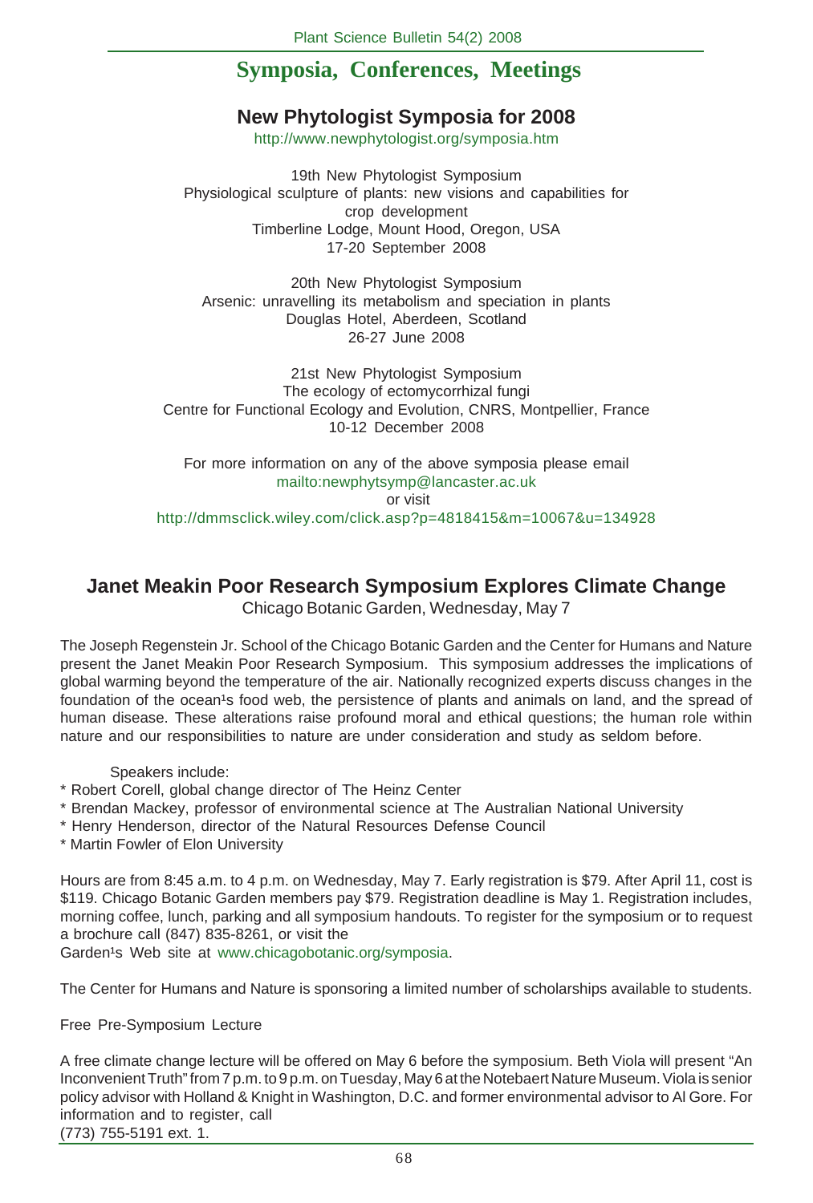# Symposia, Conferences, Meetings

## New Phytologist Symposia for 2008

http://www.newphytologist.org/symposia.htm

19th New Phytologist Symposium
Physiological sculpture of plants: new visions and capabilities for crop development
Timberline Lodge, Mount Hood, Oregon, USA
17-20 September 2008

20th New Phytologist Symposium
Arsenic: unravelling its metabolism and speciation in plants
Douglas Hotel, Aberdeen, Scotland
26-27 June 2008

21st New Phytologist Symposium
The ecology of ectomycorrhizal fungi
Centre for Functional Ecology and Evolution, CNRS, Montpellier, France
10-12 December 2008

For more information on any of the above symposia please email
mailto:newphytsymp@lancaster.ac.uk
or visit
http://dmmsclick.wiley.com/click.asp?p=4818415&m=10067&u=134928

## Janet Meakin Poor Research Symposium Explores Climate Change

Chicago Botanic Garden, Wednesday, May 7

The Joseph Regenstein Jr. School of the Chicago Botanic Garden and the Center for Humans and Nature present the Janet Meakin Poor Research Symposium. This symposium addresses the implications of global warming beyond the temperature of the air. Nationally recognized experts discuss changes in the foundation of the ocean¹s food web, the persistence of plants and animals on land, and the spread of human disease. These alterations raise profound moral and ethical questions; the human role within nature and our responsibilities to nature are under consideration and study as seldom before.

Speakers include:

* Robert Corell, global change director of The Heinz Center
* Brendan Mackey, professor of environmental science at The Australian National University
* Henry Henderson, director of the Natural Resources Defense Council
* Martin Fowler of Elon University

Hours are from 8:45 a.m. to 4 p.m. on Wednesday, May 7. Early registration is $79. After April 11, cost is $119. Chicago Botanic Garden members pay $79. Registration deadline is May 1. Registration includes, morning coffee, lunch, parking and all symposium handouts. To register for the symposium or to request a brochure call (847) 835-8261, or visit the Garden¹s Web site at www.chicagobotanic.org/symposia.

The Center for Humans and Nature is sponsoring a limited number of scholarships available to students.

Free Pre-Symposium Lecture

A free climate change lecture will be offered on May 6 before the symposium. Beth Viola will present "An Inconvenient Truth" from 7 p.m. to 9 p.m. on Tuesday, May 6 at the Notebaert Nature Museum. Viola is senior policy advisor with Holland & Knight in Washington, D.C. and former environmental advisor to Al Gore. For information and to register, call (773) 755-5191 ext. 1.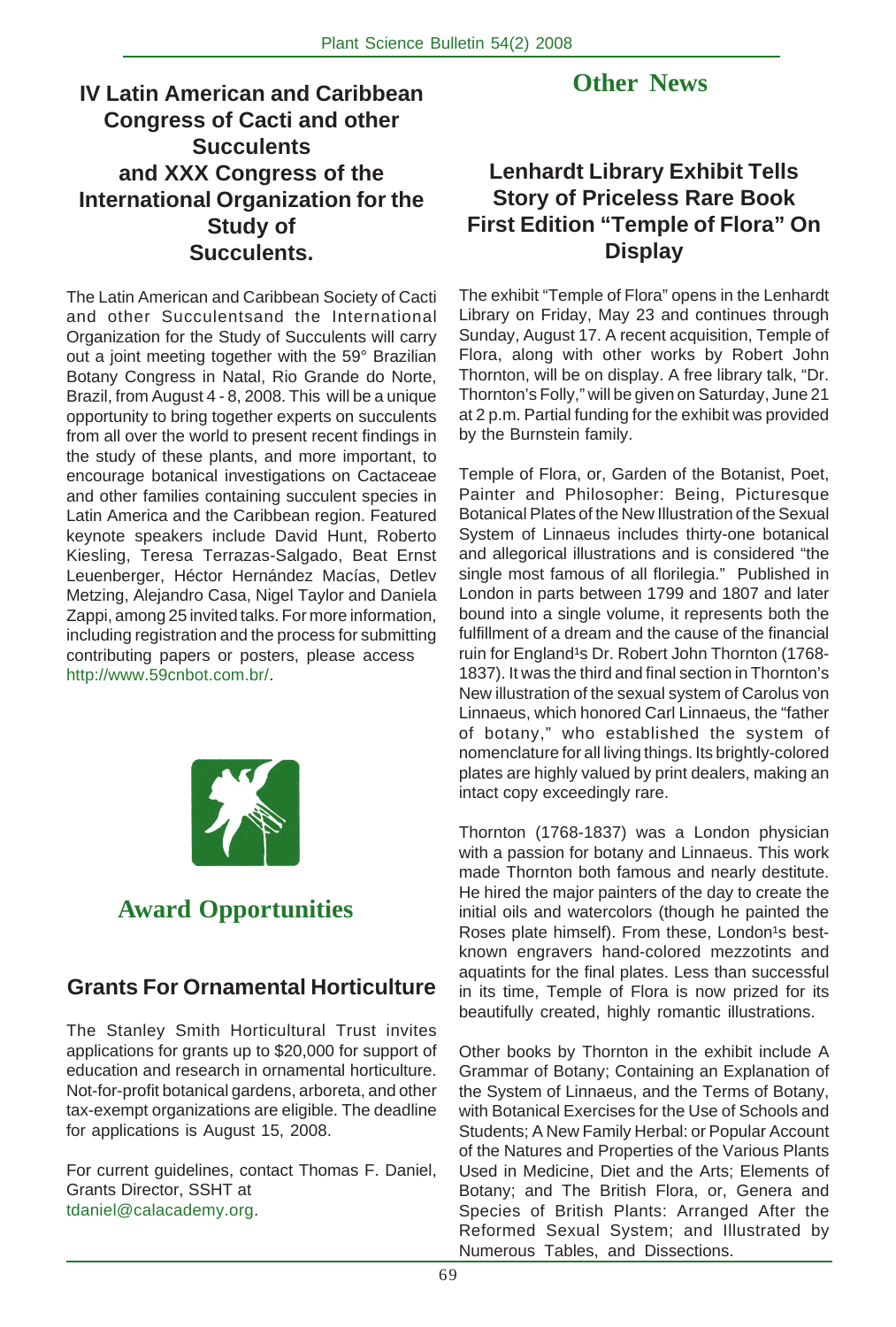## IV Latin American and Caribbean Congress of Cacti and other Succulents and XXX Congress of the International Organization for the Study of Succulents.

The Latin American and Caribbean Society of Cacti and other Succulentsand the International Organization for the Study of Succulents will carry out a joint meeting together with the 59° Brazilian Botany Congress in Natal, Rio Grande do Norte, Brazil, from August 4 - 8, 2008. This will be a unique opportunity to bring together experts on succulents from all over the world to present recent findings in the study of these plants, and more important, to encourage botanical investigations on Cactaceae and other families containing succulent species in Latin America and the Caribbean region. Featured keynote speakers include David Hunt, Roberto Kiesling, Teresa Terrazas-Salgado, Beat Ernst Leuenberger, Héctor Hernández Macías, Detlev Metzing, Alejandro Casa, Nigel Taylor and Daniela Zappi, among 25 invited talks. For more information, including registration and the process for submitting contributing papers or posters, please access http://www.59cnbot.com.br/.

# Award Opportunities

## Grants For Ornamental Horticulture

The Stanley Smith Horticultural Trust invites applications for grants up to $20,000 for support of education and research in ornamental horticulture. Not-for-profit botanical gardens, arboreta, and other tax-exempt organizations are eligible. The deadline for applications is August 15, 2008.

For current guidelines, contact Thomas F. Daniel, Grants Director, SSHT at tdaniel@calacademy.org.

# Other News

## Lenhardt Library Exhibit Tells Story of Priceless Rare Book First Edition "Temple of Flora" On Display

The exhibit "Temple of Flora" opens in the Lenhardt Library on Friday, May 23 and continues through Sunday, August 17. A recent acquisition, Temple of Flora, along with other works by Robert John Thornton, will be on display. A free library talk, "Dr. Thornton's Folly," will be given on Saturday, June 21 at 2 p.m. Partial funding for the exhibit was provided by the Burnstein family.

Temple of Flora, or, Garden of the Botanist, Poet, Painter and Philosopher: Being, Picturesque Botanical Plates of the New Illustration of the Sexual System of Linnaeus includes thirty-one botanical and allegorical illustrations and is considered "the single most famous of all florilegia." Published in London in parts between 1799 and 1807 and later bound into a single volume, it represents both the fulfillment of a dream and the cause of the financial ruin for England¹s Dr. Robert John Thornton (1768-1837). It was the third and final section in Thornton's New illustration of the sexual system of Carolus von Linnaeus, which honored Carl Linnaeus, the "father of botany," who established the system of nomenclature for all living things. Its brightly-colored plates are highly valued by print dealers, making an intact copy exceedingly rare.

Thornton (1768-1837) was a London physician with a passion for botany and Linnaeus. This work made Thornton both famous and nearly destitute. He hired the major painters of the day to create the initial oils and watercolors (though he painted the Roses plate himself). From these, London¹s best-known engravers hand-colored mezzotints and aquatints for the final plates. Less than successful in its time, Temple of Flora is now prized for its beautifully created, highly romantic illustrations.

Other books by Thornton in the exhibit include A Grammar of Botany; Containing an Explanation of the System of Linnaeus, and the Terms of Botany, with Botanical Exercises for the Use of Schools and Students; A New Family Herbal: or Popular Account of the Natures and Properties of the Various Plants Used in Medicine, Diet and the Arts; Elements of Botany; and The British Flora, or, Genera and Species of British Plants: Arranged After the Reformed Sexual System; and Illustrated by Numerous Tables, and Dissections.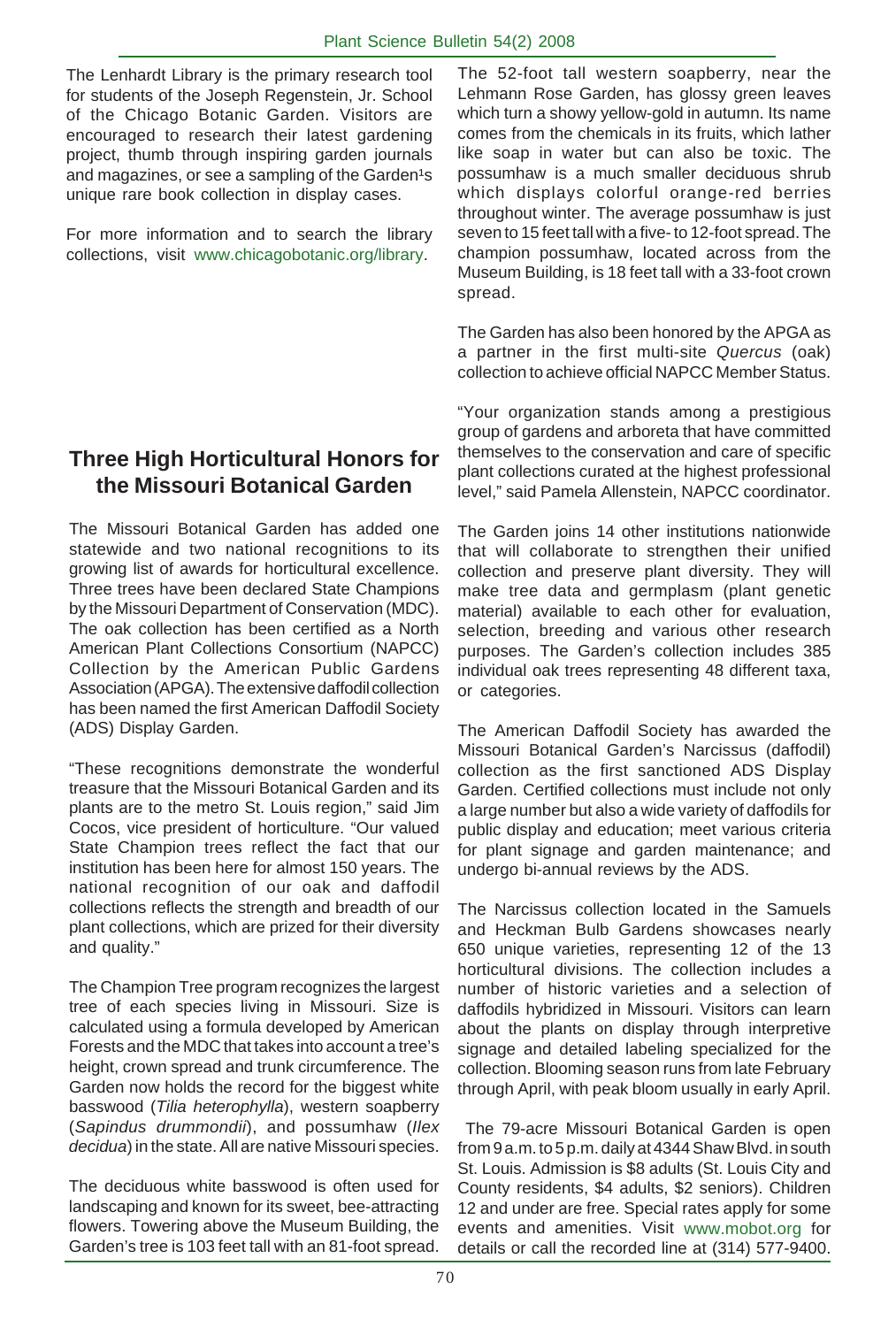The Lenhardt Library is the primary research tool for students of the Joseph Regenstein, Jr. School of the Chicago Botanic Garden. Visitors are encouraged to research their latest gardening project, thumb through inspiring garden journals and magazines, or see a sampling of the Garden¹s unique rare book collection in display cases.

For more information and to search the library collections, visit www.chicagobotanic.org/library.

## Three High Horticultural Honors for the Missouri Botanical Garden

The Missouri Botanical Garden has added one statewide and two national recognitions to its growing list of awards for horticultural excellence. Three trees have been declared State Champions by the Missouri Department of Conservation (MDC). The oak collection has been certified as a North American Plant Collections Consortium (NAPCC) Collection by the American Public Gardens Association (APGA). The extensive daffodil collection has been named the first American Daffodil Society (ADS) Display Garden.

"These recognitions demonstrate the wonderful treasure that the Missouri Botanical Garden and its plants are to the metro St. Louis region," said Jim Cocos, vice president of horticulture. "Our valued State Champion trees reflect the fact that our institution has been here for almost 150 years. The national recognition of our oak and daffodil collections reflects the strength and breadth of our plant collections, which are prized for their diversity and quality."

The Champion Tree program recognizes the largest tree of each species living in Missouri. Size is calculated using a formula developed by American Forests and the MDC that takes into account a tree's height, crown spread and trunk circumference. The Garden now holds the record for the biggest white basswood (*Tilia heterophylla*), western soapberry (*Sapindus drummondii*), and possumhaw (*Ilex decidua*) in the state. All are native Missouri species.

The deciduous white basswood is often used for landscaping and known for its sweet, bee-attracting flowers. Towering above the Museum Building, the Garden's tree is 103 feet tall with an 81-foot spread. The 52-foot tall western soapberry, near the Lehmann Rose Garden, has glossy green leaves which turn a showy yellow-gold in autumn. Its name comes from the chemicals in its fruits, which lather like soap in water but can also be toxic. The possumhaw is a much smaller deciduous shrub which displays colorful orange-red berries throughout winter. The average possumhaw is just seven to 15 feet tall with a five- to 12-foot spread. The champion possumhaw, located across from the Museum Building, is 18 feet tall with a 33-foot crown spread.

The Garden has also been honored by the APGA as a partner in the first multi-site *Quercus* (oak) collection to achieve official NAPCC Member Status.

"Your organization stands among a prestigious group of gardens and arboreta that have committed themselves to the conservation and care of specific plant collections curated at the highest professional level," said Pamela Allenstein, NAPCC coordinator.

The Garden joins 14 other institutions nationwide that will collaborate to strengthen their unified collection and preserve plant diversity. They will make tree data and germplasm (plant genetic material) available to each other for evaluation, selection, breeding and various other research purposes. The Garden's collection includes 385 individual oak trees representing 48 different taxa, or categories.

The American Daffodil Society has awarded the Missouri Botanical Garden's Narcissus (daffodil) collection as the first sanctioned ADS Display Garden. Certified collections must include not only a large number but also a wide variety of daffodils for public display and education; meet various criteria for plant signage and garden maintenance; and undergo bi-annual reviews by the ADS.

The Narcissus collection located in the Samuels and Heckman Bulb Gardens showcases nearly 650 unique varieties, representing 12 of the 13 horticultural divisions. The collection includes a number of historic varieties and a selection of daffodils hybridized in Missouri. Visitors can learn about the plants on display through interpretive signage and detailed labeling specialized for the collection. Blooming season runs from late February through April, with peak bloom usually in early April.

The 79-acre Missouri Botanical Garden is open from 9 a.m. to 5 p.m. daily at 4344 Shaw Blvd. in south St. Louis. Admission is $8 adults (St. Louis City and County residents, $4 adults, $2 seniors). Children 12 and under are free. Special rates apply for some events and amenities. Visit www.mobot.org for details or call the recorded line at (314) 577-9400.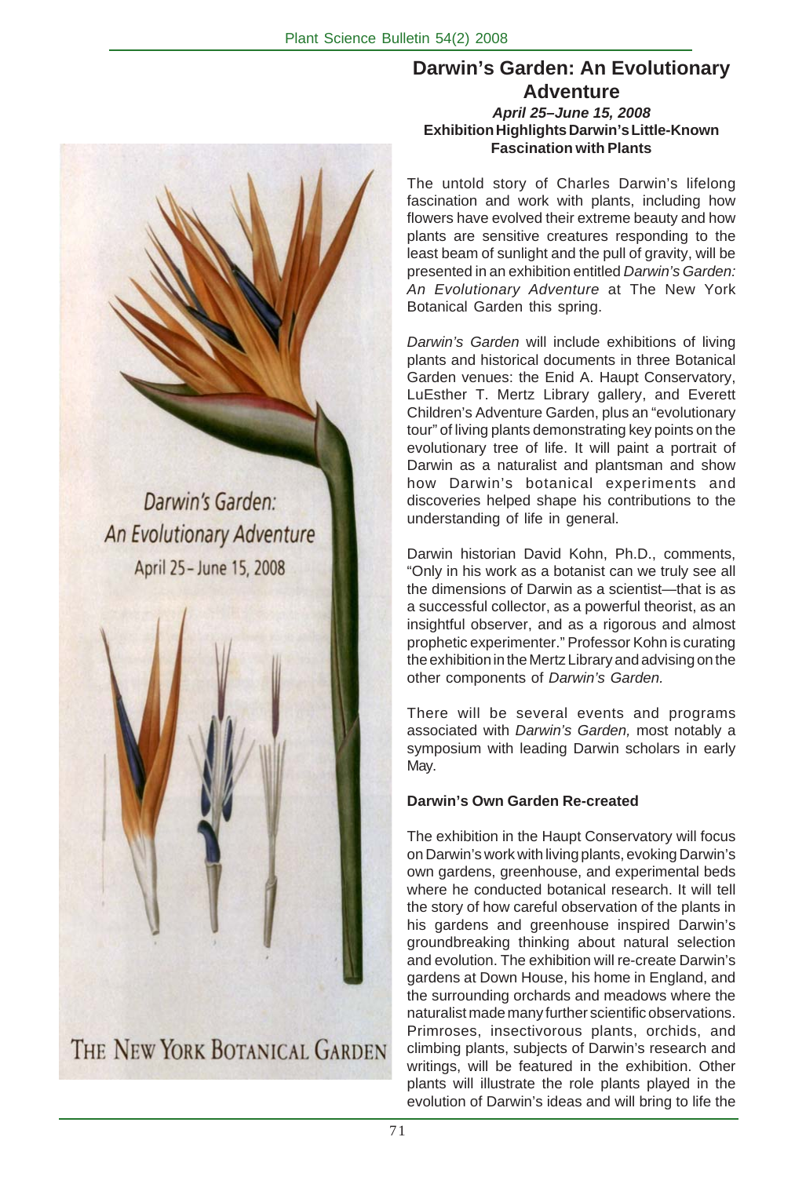## Darwin's Garden: An Evolutionary Adventure

***April 25–June 15, 2008***

**Exhibition Highlights Darwin's Little-Known Fascination with Plants**

The untold story of Charles Darwin's lifelong fascination and work with plants, including how flowers have evolved their extreme beauty and how plants are sensitive creatures responding to the least beam of sunlight and the pull of gravity, will be presented in an exhibition entitled *Darwin's Garden: An Evolutionary Adventure* at The New York Botanical Garden this spring.

*Darwin's Garden* will include exhibitions of living plants and historical documents in three Botanical Garden venues: the Enid A. Haupt Conservatory, LuEsther T. Mertz Library gallery, and Everett Children's Adventure Garden, plus an "evolutionary tour" of living plants demonstrating key points on the evolutionary tree of life. It will paint a portrait of Darwin as a naturalist and plantsman and show how Darwin's botanical experiments and discoveries helped shape his contributions to the understanding of life in general.

Darwin historian David Kohn, Ph.D., comments, "Only in his work as a botanist can we truly see all the dimensions of Darwin as a scientist—that is as a successful collector, as a powerful theorist, as an insightful observer, and as a rigorous and almost prophetic experimenter." Professor Kohn is curating the exhibition in the Mertz Library and advising on the other components of *Darwin's Garden.*

There will be several events and programs associated with *Darwin's Garden,* most notably a symposium with leading Darwin scholars in early May.

**Darwin's Own Garden Re-created**

The exhibition in the Haupt Conservatory will focus on Darwin's work with living plants, evoking Darwin's own gardens, greenhouse, and experimental beds where he conducted botanical research. It will tell the story of how careful observation of the plants in his gardens and greenhouse inspired Darwin's groundbreaking thinking about natural selection and evolution. The exhibition will re-create Darwin's gardens at Down House, his home in England, and the surrounding orchards and meadows where the naturalist made many further scientific observations. Primroses, insectivorous plants, orchids, and climbing plants, subjects of Darwin's research and writings, will be featured in the exhibition. Other plants will illustrate the role plants played in the evolution of Darwin's ideas and will bring to life the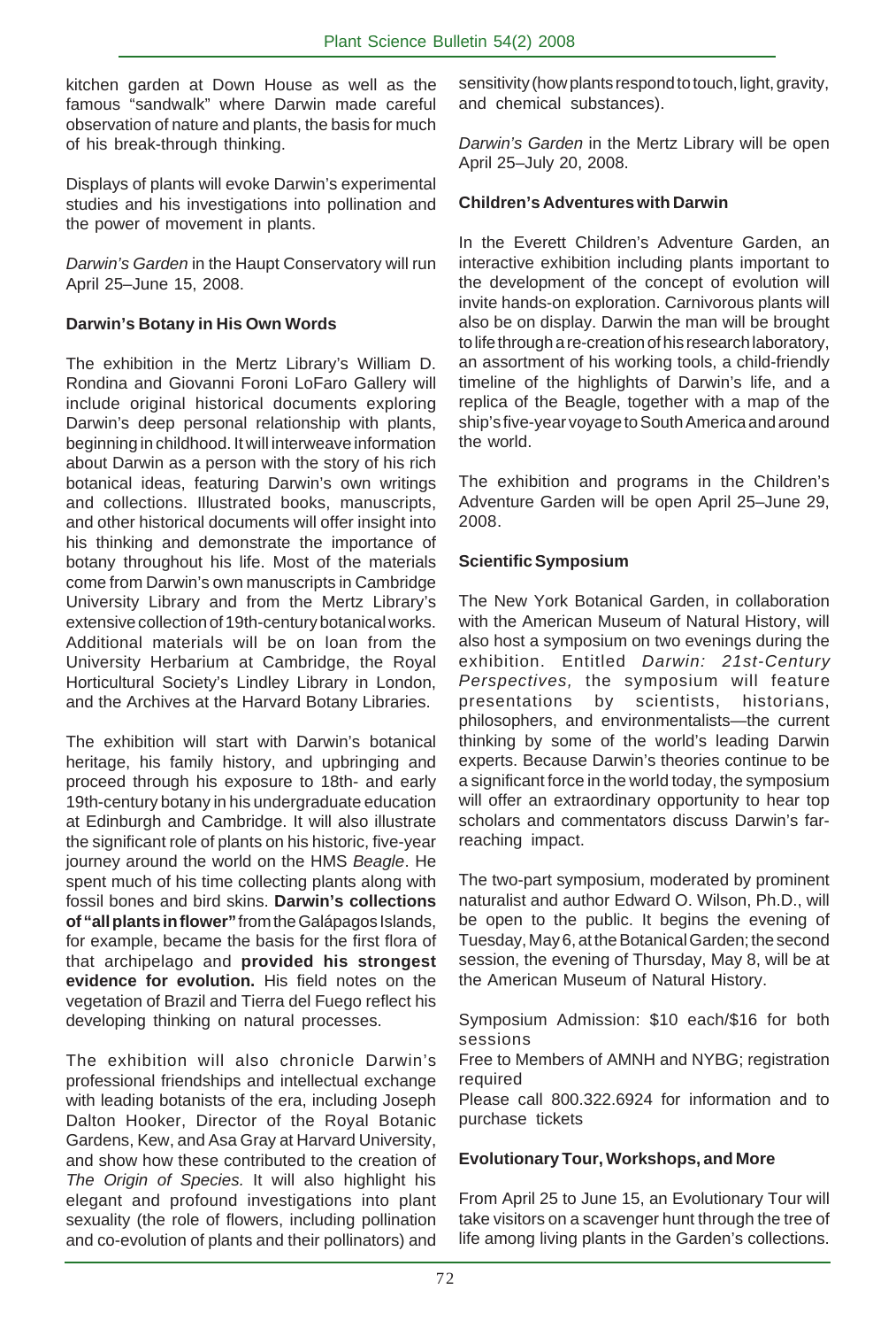kitchen garden at Down House as well as the famous "sandwalk" where Darwin made careful observation of nature and plants, the basis for much of his break-through thinking.

Displays of plants will evoke Darwin's experimental studies and his investigations into pollination and the power of movement in plants.

*Darwin's Garden* in the Haupt Conservatory will run April 25–June 15, 2008.

**Darwin's Botany in His Own Words**

The exhibition in the Mertz Library's William D. Rondina and Giovanni Foroni LoFaro Gallery will include original historical documents exploring Darwin's deep personal relationship with plants, beginning in childhood. It will interweave information about Darwin as a person with the story of his rich botanical ideas, featuring Darwin's own writings and collections. Illustrated books, manuscripts, and other historical documents will offer insight into his thinking and demonstrate the importance of botany throughout his life. Most of the materials come from Darwin's own manuscripts in Cambridge University Library and from the Mertz Library's extensive collection of 19th-century botanical works. Additional materials will be on loan from the University Herbarium at Cambridge, the Royal Horticultural Society's Lindley Library in London, and the Archives at the Harvard Botany Libraries.

The exhibition will start with Darwin's botanical heritage, his family history, and upbringing and proceed through his exposure to 18th- and early 19th-century botany in his undergraduate education at Edinburgh and Cambridge. It will also illustrate the significant role of plants on his historic, five-year journey around the world on the HMS *Beagle*. He spent much of his time collecting plants along with fossil bones and bird skins. **Darwin's collections of "all plants in flower"** from the Galápagos Islands, for example, became the basis for the first flora of that archipelago and **provided his strongest evidence for evolution.** His field notes on the vegetation of Brazil and Tierra del Fuego reflect his developing thinking on natural processes.

The exhibition will also chronicle Darwin's professional friendships and intellectual exchange with leading botanists of the era, including Joseph Dalton Hooker, Director of the Royal Botanic Gardens, Kew, and Asa Gray at Harvard University, and show how these contributed to the creation of *The Origin of Species.* It will also highlight his elegant and profound investigations into plant sexuality (the role of flowers, including pollination and co-evolution of plants and their pollinators) and sensitivity (how plants respond to touch, light, gravity, and chemical substances).

*Darwin's Garden* in the Mertz Library will be open April 25–July 20, 2008.

**Children's Adventures with Darwin**

In the Everett Children's Adventure Garden, an interactive exhibition including plants important to the development of the concept of evolution will invite hands-on exploration. Carnivorous plants will also be on display. Darwin the man will be brought to life through a re-creation of his research laboratory, an assortment of his working tools, a child-friendly timeline of the highlights of Darwin's life, and a replica of the Beagle, together with a map of the ship's five-year voyage to South America and around the world.

The exhibition and programs in the Children's Adventure Garden will be open April 25–June 29, 2008.

**Scientific Symposium**

The New York Botanical Garden, in collaboration with the American Museum of Natural History, will also host a symposium on two evenings during the exhibition. Entitled *Darwin: 21st-Century Perspectives,* the symposium will feature presentations by scientists, historians, philosophers, and environmentalists—the current thinking by some of the world's leading Darwin experts. Because Darwin's theories continue to be a significant force in the world today, the symposium will offer an extraordinary opportunity to hear top scholars and commentators discuss Darwin's far-reaching impact.

The two-part symposium, moderated by prominent naturalist and author Edward O. Wilson, Ph.D., will be open to the public. It begins the evening of Tuesday, May 6, at the Botanical Garden; the second session, the evening of Thursday, May 8, will be at the American Museum of Natural History.

Symposium Admission: $10 each/$16 for both sessions
Free to Members of AMNH and NYBG; registration required
Please call 800.322.6924 for information and to purchase tickets

**Evolutionary Tour, Workshops, and More**

From April 25 to June 15, an Evolutionary Tour will take visitors on a scavenger hunt through the tree of life among living plants in the Garden's collections.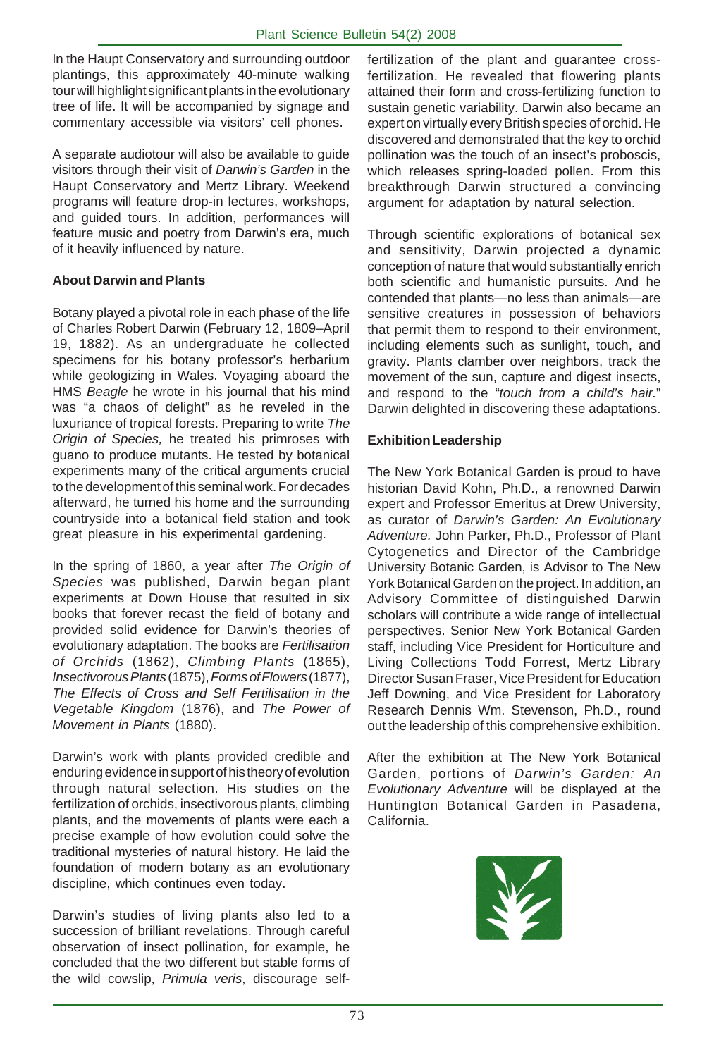In the Haupt Conservatory and surrounding outdoor plantings, this approximately 40-minute walking tour will highlight significant plants in the evolutionary tree of life. It will be accompanied by signage and commentary accessible via visitors' cell phones.

A separate audiotour will also be available to guide visitors through their visit of *Darwin's Garden* in the Haupt Conservatory and Mertz Library. Weekend programs will feature drop-in lectures, workshops, and guided tours. In addition, performances will feature music and poetry from Darwin's era, much of it heavily influenced by nature.

**About Darwin and Plants**

Botany played a pivotal role in each phase of the life of Charles Robert Darwin (February 12, 1809–April 19, 1882). As an undergraduate he collected specimens for his botany professor's herbarium while geologizing in Wales. Voyaging aboard the HMS *Beagle* he wrote in his journal that his mind was "a chaos of delight" as he reveled in the luxuriance of tropical forests. Preparing to write *The Origin of Species,* he treated his primroses with guano to produce mutants. He tested by botanical experiments many of the critical arguments crucial to the development of this seminal work. For decades afterward, he turned his home and the surrounding countryside into a botanical field station and took great pleasure in his experimental gardening.

In the spring of 1860, a year after *The Origin of Species* was published, Darwin began plant experiments at Down House that resulted in six books that forever recast the field of botany and provided solid evidence for Darwin's theories of evolutionary adaptation. The books are *Fertilisation of Orchids* (1862), *Climbing Plants* (1865), *Insectivorous Plants* (1875), *Forms of Flowers* (1877), *The Effects of Cross and Self Fertilisation in the Vegetable Kingdom* (1876), and *The Power of Movement in Plants* (1880).

Darwin's work with plants provided credible and enduring evidence in support of his theory of evolution through natural selection. His studies on the fertilization of orchids, insectivorous plants, climbing plants, and the movements of plants were each a precise example of how evolution could solve the traditional mysteries of natural history. He laid the foundation of modern botany as an evolutionary discipline, which continues even today.

Darwin's studies of living plants also led to a succession of brilliant revelations. Through careful observation of insect pollination, for example, he concluded that the two different but stable forms of the wild cowslip, *Primula veris*, discourage self-fertilization of the plant and guarantee cross-fertilization. He revealed that flowering plants attained their form and cross-fertilizing function to sustain genetic variability. Darwin also became an expert on virtually every British species of orchid. He discovered and demonstrated that the key to orchid pollination was the touch of an insect's proboscis, which releases spring-loaded pollen. From this breakthrough Darwin structured a convincing argument for adaptation by natural selection.

Through scientific explorations of botanical sex and sensitivity, Darwin projected a dynamic conception of nature that would substantially enrich both scientific and humanistic pursuits. And he contended that plants—no less than animals—are sensitive creatures in possession of behaviors that permit them to respond to their environment, including elements such as sunlight, touch, and gravity. Plants clamber over neighbors, track the movement of the sun, capture and digest insects, and respond to the "*touch from a child's hair.*" Darwin delighted in discovering these adaptations.

**Exhibition Leadership**

The New York Botanical Garden is proud to have historian David Kohn, Ph.D., a renowned Darwin expert and Professor Emeritus at Drew University, as curator of *Darwin's Garden: An Evolutionary Adventure.* John Parker, Ph.D., Professor of Plant Cytogenetics and Director of the Cambridge University Botanic Garden, is Advisor to The New York Botanical Garden on the project. In addition, an Advisory Committee of distinguished Darwin scholars will contribute a wide range of intellectual perspectives. Senior New York Botanical Garden staff, including Vice President for Horticulture and Living Collections Todd Forrest, Mertz Library Director Susan Fraser, Vice President for Education Jeff Downing, and Vice President for Laboratory Research Dennis Wm. Stevenson, Ph.D., round out the leadership of this comprehensive exhibition.

After the exhibition at The New York Botanical Garden, portions of *Darwin's Garden: An Evolutionary Adventure* will be displayed at the Huntington Botanical Garden in Pasadena, California.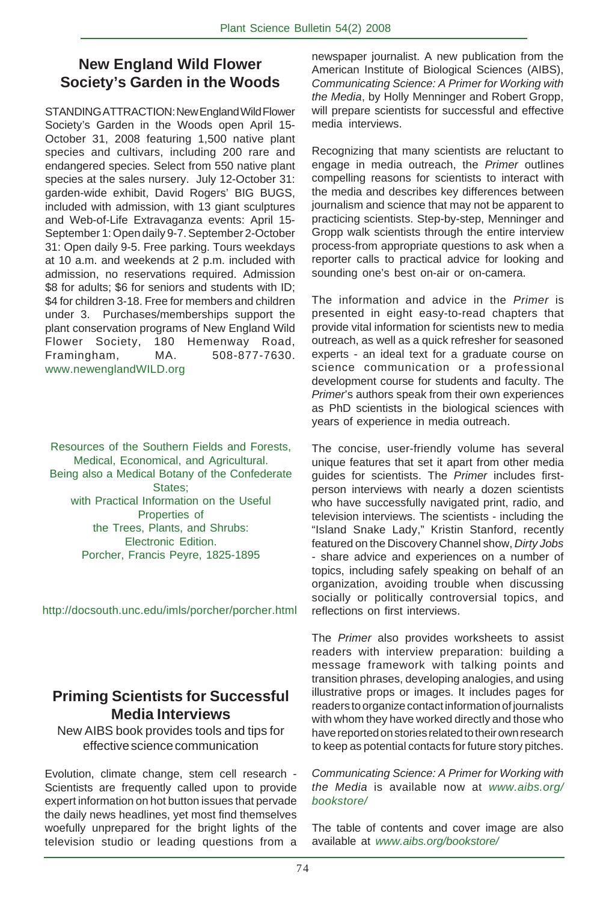## New England Wild Flower Society's Garden in the Woods

STANDING ATTRACTION: New England Wild Flower Society's Garden in the Woods open April 15-October 31, 2008 featuring 1,500 native plant species and cultivars, including 200 rare and endangered species. Select from 550 native plant species at the sales nursery. July 12-October 31: garden-wide exhibit, David Rogers' BIG BUGS, included with admission, with 13 giant sculptures and Web-of-Life Extravaganza events: April 15-September 1: Open daily 9-7. September 2-October 31: Open daily 9-5. Free parking. Tours weekdays at 10 a.m. and weekends at 2 p.m. included with admission, no reservations required. Admission $8 for adults; $6 for seniors and students with ID; $4 for children 3-18. Free for members and children under 3. Purchases/memberships support the plant conservation programs of New England Wild Flower Society, 180 Hemenway Road, Framingham, MA. 508-877-7630. www.newenglandWILD.org

Resources of the Southern Fields and Forests, Medical, Economical, and Agricultural. Being also a Medical Botany of the Confederate States; with Practical Information on the Useful Properties of the Trees, Plants, and Shrubs: Electronic Edition. Porcher, Francis Peyre, 1825-1895

http://docsouth.unc.edu/imls/porcher/porcher.html

## Priming Scientists for Successful Media Interviews

New AIBS book provides tools and tips for effective science communication

Evolution, climate change, stem cell research - Scientists are frequently called upon to provide expert information on hot button issues that pervade the daily news headlines, yet most find themselves woefully unprepared for the bright lights of the television studio or leading questions from a newspaper journalist. A new publication from the American Institute of Biological Sciences (AIBS), *Communicating Science: A Primer for Working with the Media*, by Holly Menninger and Robert Gropp, will prepare scientists for successful and effective media interviews.

Recognizing that many scientists are reluctant to engage in media outreach, the *Primer* outlines compelling reasons for scientists to interact with the media and describes key differences between journalism and science that may not be apparent to practicing scientists. Step-by-step, Menninger and Gropp walk scientists through the entire interview process-from appropriate questions to ask when a reporter calls to practical advice for looking and sounding one's best on-air or on-camera.

The information and advice in the *Primer* is presented in eight easy-to-read chapters that provide vital information for scientists new to media outreach, as well as a quick refresher for seasoned experts - an ideal text for a graduate course on science communication or a professional development course for students and faculty. The *Primer*'s authors speak from their own experiences as PhD scientists in the biological sciences with years of experience in media outreach.

The concise, user-friendly volume has several unique features that set it apart from other media guides for scientists. The *Primer* includes first-person interviews with nearly a dozen scientists who have successfully navigated print, radio, and television interviews. The scientists - including the "Island Snake Lady," Kristin Stanford, recently featured on the Discovery Channel show, *Dirty Jobs* - share advice and experiences on a number of topics, including safely speaking on behalf of an organization, avoiding trouble when discussing socially or politically controversial topics, and reflections on first interviews.

The *Primer* also provides worksheets to assist readers with interview preparation: building a message framework with talking points and transition phrases, developing analogies, and using illustrative props or images. It includes pages for readers to organize contact information of journalists with whom they have worked directly and those who have reported on stories related to their own research to keep as potential contacts for future story pitches.

*Communicating Science: A Primer for Working with the Media* is available now at *www.aibs.org/bookstore/*

The table of contents and cover image are also available at *www.aibs.org/bookstore/*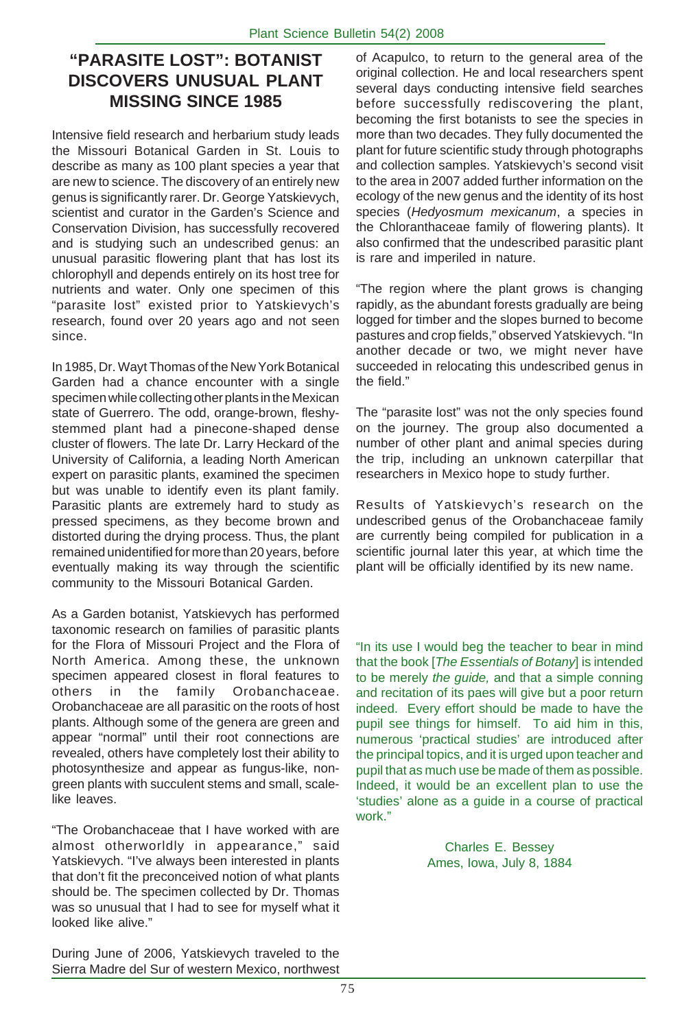## "PARASITE LOST": BOTANIST DISCOVERS UNUSUAL PLANT MISSING SINCE 1985

Intensive field research and herbarium study leads the Missouri Botanical Garden in St. Louis to describe as many as 100 plant species a year that are new to science. The discovery of an entirely new genus is significantly rarer. Dr. George Yatskievych, scientist and curator in the Garden's Science and Conservation Division, has successfully recovered and is studying such an undescribed genus: an unusual parasitic flowering plant that has lost its chlorophyll and depends entirely on its host tree for nutrients and water. Only one specimen of this "parasite lost" existed prior to Yatskievych's research, found over 20 years ago and not seen since.

In 1985, Dr. Wayt Thomas of the New York Botanical Garden had a chance encounter with a single specimen while collecting other plants in the Mexican state of Guerrero. The odd, orange-brown, fleshy-stemmed plant had a pinecone-shaped dense cluster of flowers. The late Dr. Larry Heckard of the University of California, a leading North American expert on parasitic plants, examined the specimen but was unable to identify even its plant family. Parasitic plants are extremely hard to study as pressed specimens, as they become brown and distorted during the drying process. Thus, the plant remained unidentified for more than 20 years, before eventually making its way through the scientific community to the Missouri Botanical Garden.

As a Garden botanist, Yatskievych has performed taxonomic research on families of parasitic plants for the Flora of Missouri Project and the Flora of North America. Among these, the unknown specimen appeared closest in floral features to others in the family Orobanchaceae. Orobanchaceae are all parasitic on the roots of host plants. Although some of the genera are green and appear "normal" until their root connections are revealed, others have completely lost their ability to photosynthesize and appear as fungus-like, non-green plants with succulent stems and small, scale-like leaves.

"The Orobanchaceae that I have worked with are almost otherworldly in appearance," said Yatskievych. "I've always been interested in plants that don't fit the preconceived notion of what plants should be. The specimen collected by Dr. Thomas was so unusual that I had to see for myself what it looked like alive."

During June of 2006, Yatskievych traveled to the Sierra Madre del Sur of western Mexico, northwest of Acapulco, to return to the general area of the original collection. He and local researchers spent several days conducting intensive field searches before successfully rediscovering the plant, becoming the first botanists to see the species in more than two decades. They fully documented the plant for future scientific study through photographs and collection samples. Yatskievych's second visit to the area in 2007 added further information on the ecology of the new genus and the identity of its host species (*Hedyosmum mexicanum*, a species in the Chloranthaceae family of flowering plants). It also confirmed that the undescribed parasitic plant is rare and imperiled in nature.

"The region where the plant grows is changing rapidly, as the abundant forests gradually are being logged for timber and the slopes burned to become pastures and crop fields," observed Yatskievych. "In another decade or two, we might never have succeeded in relocating this undescribed genus in the field."

The "parasite lost" was not the only species found on the journey. The group also documented a number of other plant and animal species during the trip, including an unknown caterpillar that researchers in Mexico hope to study further.

Results of Yatskievych's research on the undescribed genus of the Orobanchaceae family are currently being compiled for publication in a scientific journal later this year, at which time the plant will be officially identified by its new name.

"In its use I would beg the teacher to bear in mind that the book [*The Essentials of Botany*] is intended to be merely *the guide,* and that a simple conning and recitation of its paes will give but a poor return indeed. Every effort should be made to have the pupil see things for himself. To aid him in this, numerous 'practical studies' are introduced after the principal topics, and it is urged upon teacher and pupil that as much use be made of them as possible. Indeed, it would be an excellent plan to use the 'studies' alone as a guide in a course of practical work."

Charles E. Bessey
Ames, Iowa, July 8, 1884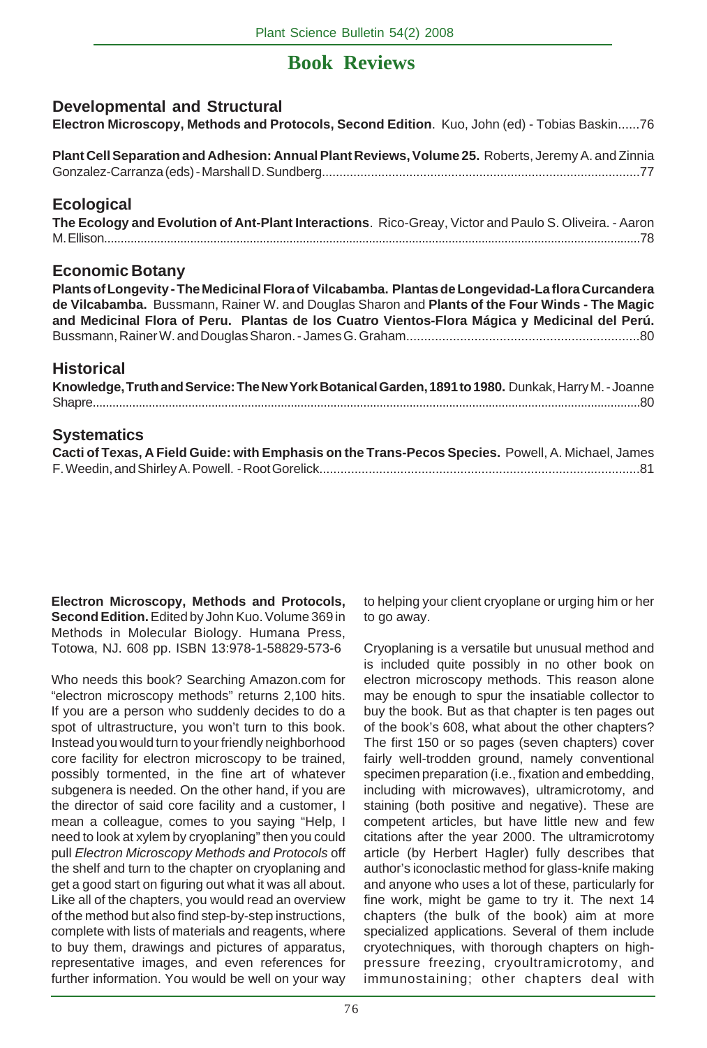# Book Reviews

## Developmental and Structural

**Electron Microscopy, Methods and Protocols, Second Edition**. Kuo, John (ed) - Tobias Baskin......76

**Plant Cell Separation and Adhesion: Annual Plant Reviews, Volume 25.** Roberts, Jeremy A. and Zinnia Gonzalez-Carranza (eds) - Marshall D. Sundberg..........................................................................................77

## Ecological

**The Ecology and Evolution of Ant-Plant Interactions**. Rico-Greay, Victor and Paulo S. Oliveira. - Aaron M. Ellison...............................................................................................................................................78

## Economic Botany

**Plants of Longevity - The Medicinal Flora of Vilcabamba. Plantas de Longevidad-La flora Curcandera de Vilcabamba.** Bussmann, Rainer W. and Douglas Sharon and **Plants of the Four Winds - The Magic and Medicinal Flora of Peru. Plantas de los Cuatro Vientos-Flora Mágica y Medicinal del Perú.** Bussmann, Rainer W. and Douglas Sharon. - James G. Graham.................................................................80

## Historical

**Knowledge, Truth and Service: The New York Botanical Garden, 1891 to 1980.** Dunkak, Harry M. - Joanne Shapre...................................................................................................................................................80

## Systematics

**Cacti of Texas, A Field Guide: with Emphasis on the Trans-Pecos Species.** Powell, A. Michael, James F. Weedin, and Shirley A. Powell. - Root Gorelick..........................................................................................81

---

**Electron Microscopy, Methods and Protocols, Second Edition.** Edited by John Kuo. Volume 369 in Methods in Molecular Biology. Humana Press, Totowa, NJ. 608 pp. ISBN 13:978-1-58829-573-6

Who needs this book? Searching Amazon.com for "electron microscopy methods" returns 2,100 hits. If you are a person who suddenly decides to do a spot of ultrastructure, you won't turn to this book. Instead you would turn to your friendly neighborhood core facility for electron microscopy to be trained, possibly tormented, in the fine art of whatever subgenera is needed. On the other hand, if you are the director of said core facility and a customer, I mean a colleague, comes to you saying "Help, I need to look at xylem by cryoplaning" then you could pull *Electron Microscopy Methods and Protocols* off the shelf and turn to the chapter on cryoplaning and get a good start on figuring out what it was all about. Like all of the chapters, you would read an overview of the method but also find step-by-step instructions, complete with lists of materials and reagents, where to buy them, drawings and pictures of apparatus, representative images, and even references for further information. You would be well on your way to helping your client cryoplane or urging him or her to go away.

Cryoplaning is a versatile but unusual method and is included quite possibly in no other book on electron microscopy methods. This reason alone may be enough to spur the insatiable collector to buy the book. But as that chapter is ten pages out of the book's 608, what about the other chapters? The first 150 or so pages (seven chapters) cover fairly well-trodden ground, namely conventional specimen preparation (i.e., fixation and embedding, including with microwaves), ultramicrotomy, and staining (both positive and negative). These are competent articles, but have little new and few citations after the year 2000. The ultramicrotomy article (by Herbert Hagler) fully describes that author's iconoclastic method for glass-knife making and anyone who uses a lot of these, particularly for fine work, might be game to try it. The next 14 chapters (the bulk of the book) aim at more specialized applications. Several of them include cryotechniques, with thorough chapters on high-pressure freezing, cryoultramicrotomy, and immunostaining; other chapters deal with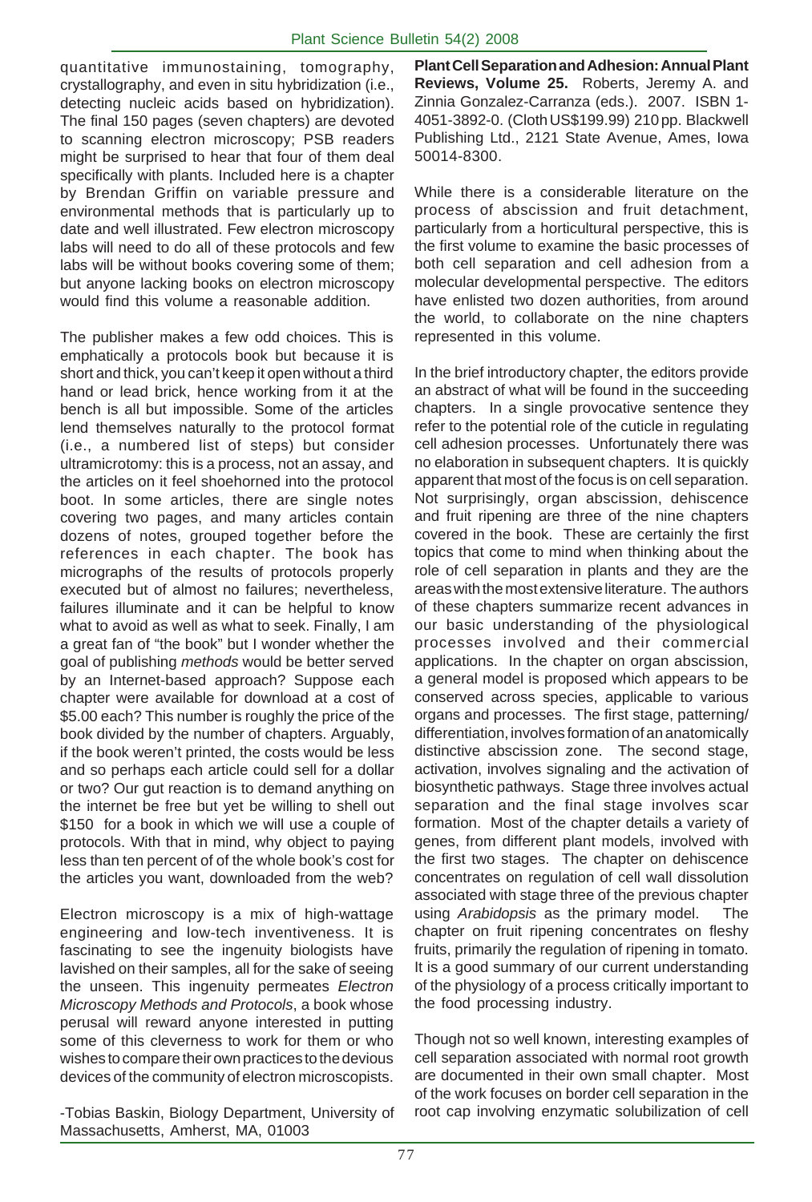quantitative immunostaining, tomography, crystallography, and even in situ hybridization (i.e., detecting nucleic acids based on hybridization). The final 150 pages (seven chapters) are devoted to scanning electron microscopy; PSB readers might be surprised to hear that four of them deal specifically with plants. Included here is a chapter by Brendan Griffin on variable pressure and environmental methods that is particularly up to date and well illustrated. Few electron microscopy labs will need to do all of these protocols and few labs will be without books covering some of them; but anyone lacking books on electron microscopy would find this volume a reasonable addition.

The publisher makes a few odd choices. This is emphatically a protocols book but because it is short and thick, you can't keep it open without a third hand or lead brick, hence working from it at the bench is all but impossible. Some of the articles lend themselves naturally to the protocol format (i.e., a numbered list of steps) but consider ultramicrotomy: this is a process, not an assay, and the articles on it feel shoehorned into the protocol boot. In some articles, there are single notes covering two pages, and many articles contain dozens of notes, grouped together before the references in each chapter. The book has micrographs of the results of protocols properly executed but of almost no failures; nevertheless, failures illuminate and it can be helpful to know what to avoid as well as what to seek. Finally, I am a great fan of "the book" but I wonder whether the goal of publishing *methods* would be better served by an Internet-based approach? Suppose each chapter were available for download at a cost of \$5.00 each? This number is roughly the price of the book divided by the number of chapters. Arguably, if the book weren't printed, the costs would be less and so perhaps each article could sell for a dollar or two? Our gut reaction is to demand anything on the internet be free but yet be willing to shell out \$150 for a book in which we will use a couple of protocols. With that in mind, why object to paying less than ten percent of of the whole book's cost for the articles you want, downloaded from the web?

Electron microscopy is a mix of high-wattage engineering and low-tech inventiveness. It is fascinating to see the ingenuity biologists have lavished on their samples, all for the sake of seeing the unseen. This ingenuity permeates *Electron Microscopy Methods and Protocols*, a book whose perusal will reward anyone interested in putting some of this cleverness to work for them or who wishes to compare their own practices to the devious devices of the community of electron microscopists.

-Tobias Baskin, Biology Department, University of Massachusetts, Amherst, MA, 01003

**Plant Cell Separation and Adhesion: Annual Plant Reviews, Volume 25.** Roberts, Jeremy A. and Zinnia Gonzalez-Carranza (eds.). 2007. ISBN 1-4051-3892-0. (Cloth US\$199.99) 210 pp. Blackwell Publishing Ltd., 2121 State Avenue, Ames, Iowa 50014-8300.

While there is a considerable literature on the process of abscission and fruit detachment, particularly from a horticultural perspective, this is the first volume to examine the basic processes of both cell separation and cell adhesion from a molecular developmental perspective. The editors have enlisted two dozen authorities, from around the world, to collaborate on the nine chapters represented in this volume.

In the brief introductory chapter, the editors provide an abstract of what will be found in the succeeding chapters. In a single provocative sentence they refer to the potential role of the cuticle in regulating cell adhesion processes. Unfortunately there was no elaboration in subsequent chapters. It is quickly apparent that most of the focus is on cell separation. Not surprisingly, organ abscission, dehiscence and fruit ripening are three of the nine chapters covered in the book. These are certainly the first topics that come to mind when thinking about the role of cell separation in plants and they are the areas with the most extensive literature. The authors of these chapters summarize recent advances in our basic understanding of the physiological processes involved and their commercial applications. In the chapter on organ abscission, a general model is proposed which appears to be conserved across species, applicable to various organs and processes. The first stage, patterning/differentiation, involves formation of an anatomically distinctive abscission zone. The second stage, activation, involves signaling and the activation of biosynthetic pathways. Stage three involves actual separation and the final stage involves scar formation. Most of the chapter details a variety of genes, from different plant models, involved with the first two stages. The chapter on dehiscence concentrates on regulation of cell wall dissolution associated with stage three of the previous chapter using *Arabidopsis* as the primary model. The chapter on fruit ripening concentrates on fleshy fruits, primarily the regulation of ripening in tomato. It is a good summary of our current understanding of the physiology of a process critically important to the food processing industry.

Though not so well known, interesting examples of cell separation associated with normal root growth are documented in their own small chapter. Most of the work focuses on border cell separation in the root cap involving enzymatic solubilization of cell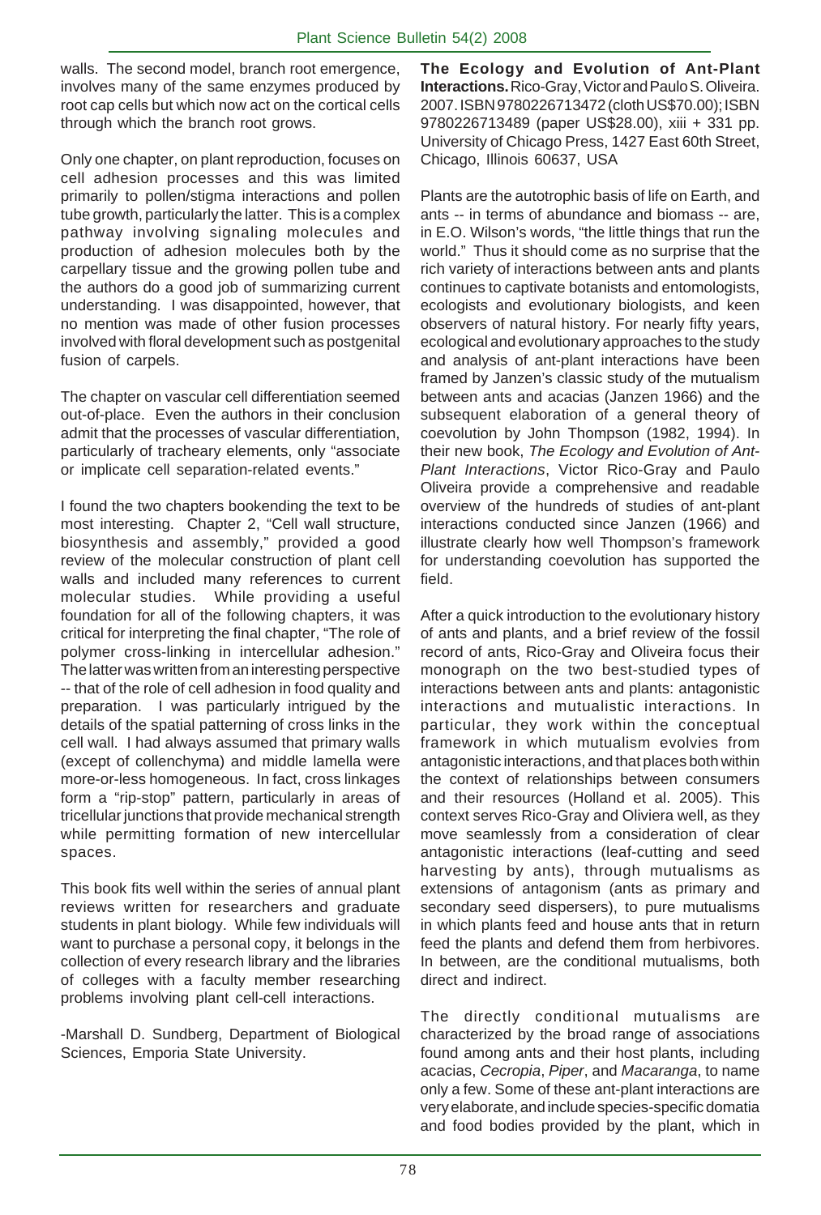walls. The second model, branch root emergence, involves many of the same enzymes produced by root cap cells but which now act on the cortical cells through which the branch root grows.

Only one chapter, on plant reproduction, focuses on cell adhesion processes and this was limited primarily to pollen/stigma interactions and pollen tube growth, particularly the latter. This is a complex pathway involving signaling molecules and production of adhesion molecules both by the carpellary tissue and the growing pollen tube and the authors do a good job of summarizing current understanding. I was disappointed, however, that no mention was made of other fusion processes involved with floral development such as postgenital fusion of carpels.

The chapter on vascular cell differentiation seemed out-of-place. Even the authors in their conclusion admit that the processes of vascular differentiation, particularly of tracheary elements, only "associate or implicate cell separation-related events."

I found the two chapters bookending the text to be most interesting. Chapter 2, "Cell wall structure, biosynthesis and assembly," provided a good review of the molecular construction of plant cell walls and included many references to current molecular studies. While providing a useful foundation for all of the following chapters, it was critical for interpreting the final chapter, "The role of polymer cross-linking in intercellular adhesion." The latter was written from an interesting perspective -- that of the role of cell adhesion in food quality and preparation. I was particularly intrigued by the details of the spatial patterning of cross links in the cell wall. I had always assumed that primary walls (except of collenchyma) and middle lamella were more-or-less homogeneous. In fact, cross linkages form a "rip-stop" pattern, particularly in areas of tricellular junctions that provide mechanical strength while permitting formation of new intercellular spaces.

This book fits well within the series of annual plant reviews written for researchers and graduate students in plant biology. While few individuals will want to purchase a personal copy, it belongs in the collection of every research library and the libraries of colleges with a faculty member researching problems involving plant cell-cell interactions.

-Marshall D. Sundberg, Department of Biological Sciences, Emporia State University.

**The Ecology and Evolution of Ant-Plant Interactions.** Rico-Gray, Victor and Paulo S. Oliveira. 2007. ISBN 9780226713472 (cloth US$70.00); ISBN 9780226713489 (paper US$28.00), xiii + 331 pp. University of Chicago Press, 1427 East 60th Street, Chicago, Illinois 60637, USA

Plants are the autotrophic basis of life on Earth, and ants -- in terms of abundance and biomass -- are, in E.O. Wilson's words, "the little things that run the world." Thus it should come as no surprise that the rich variety of interactions between ants and plants continues to captivate botanists and entomologists, ecologists and evolutionary biologists, and keen observers of natural history. For nearly fifty years, ecological and evolutionary approaches to the study and analysis of ant-plant interactions have been framed by Janzen's classic study of the mutualism between ants and acacias (Janzen 1966) and the subsequent elaboration of a general theory of coevolution by John Thompson (1982, 1994). In their new book, *The Ecology and Evolution of Ant-Plant Interactions*, Victor Rico-Gray and Paulo Oliveira provide a comprehensive and readable overview of the hundreds of studies of ant-plant interactions conducted since Janzen (1966) and illustrate clearly how well Thompson's framework for understanding coevolution has supported the field.

After a quick introduction to the evolutionary history of ants and plants, and a brief review of the fossil record of ants, Rico-Gray and Oliveira focus their monograph on the two best-studied types of interactions between ants and plants: antagonistic interactions and mutualistic interactions. In particular, they work within the conceptual framework in which mutualism evolvies from antagonistic interactions, and that places both within the context of relationships between consumers and their resources (Holland et al. 2005). This context serves Rico-Gray and Oliviera well, as they move seamlessly from a consideration of clear antagonistic interactions (leaf-cutting and seed harvesting by ants), through mutualisms as extensions of antagonism (ants as primary and secondary seed dispersers), to pure mutualisms in which plants feed and house ants that in return feed the plants and defend them from herbivores. In between, are the conditional mutualisms, both direct and indirect.

The directly conditional mutualisms are characterized by the broad range of associations found among ants and their host plants, including acacias, *Cecropia*, *Piper*, and *Macaranga*, to name only a few. Some of these ant-plant interactions are very elaborate, and include species-specific domatia and food bodies provided by the plant, which in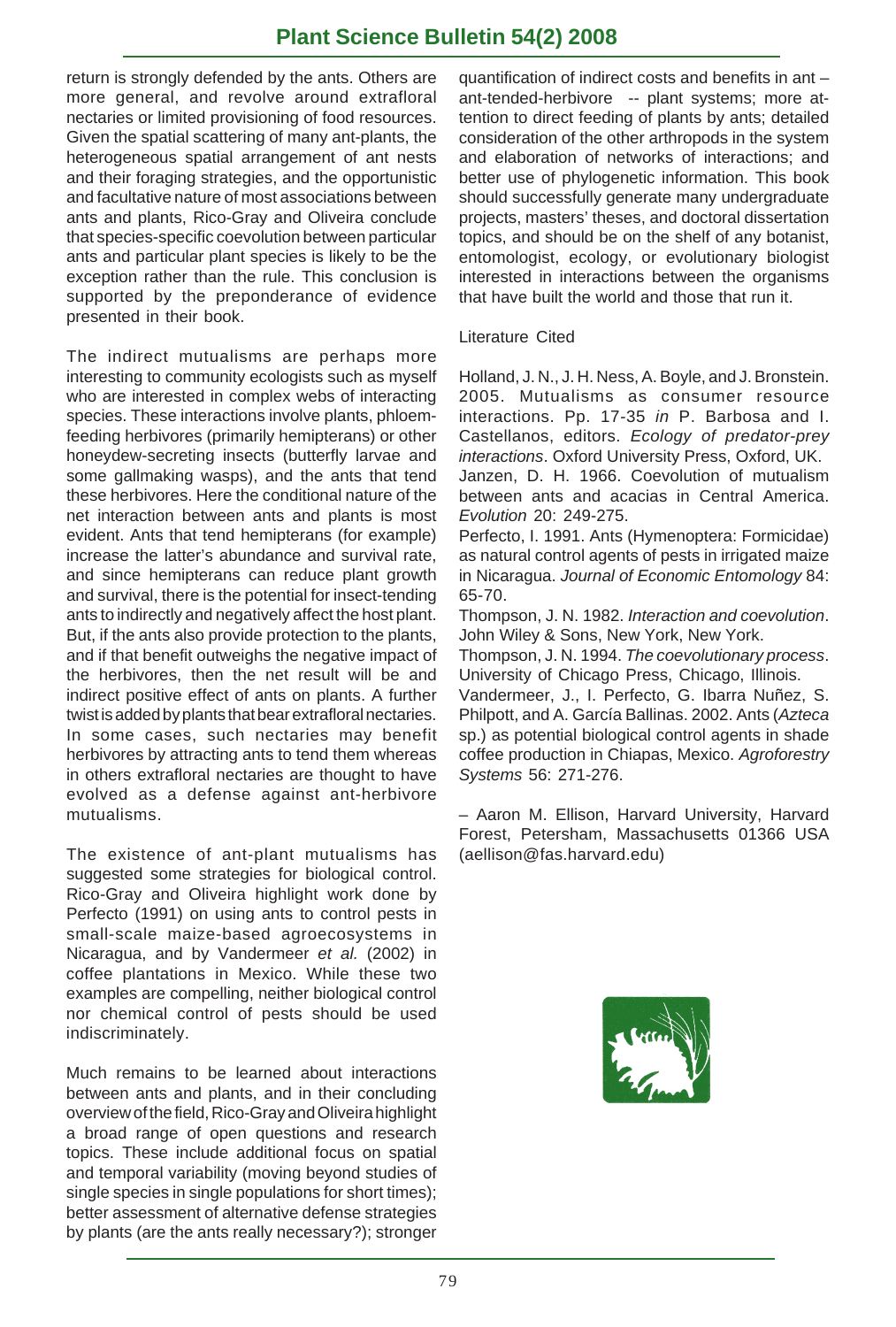return is strongly defended by the ants. Others are more general, and revolve around extrafloral nectaries or limited provisioning of food resources. Given the spatial scattering of many ant-plants, the heterogeneous spatial arrangement of ant nests and their foraging strategies, and the opportunistic and facultative nature of most associations between ants and plants, Rico-Gray and Oliveira conclude that species-specific coevolution between particular ants and particular plant species is likely to be the exception rather than the rule. This conclusion is supported by the preponderance of evidence presented in their book.

The indirect mutualisms are perhaps more interesting to community ecologists such as myself who are interested in complex webs of interacting species. These interactions involve plants, phloem-feeding herbivores (primarily hemipterans) or other honeydew-secreting insects (butterfly larvae and some gallmaking wasps), and the ants that tend these herbivores. Here the conditional nature of the net interaction between ants and plants is most evident. Ants that tend hemipterans (for example) increase the latter's abundance and survival rate, and since hemipterans can reduce plant growth and survival, there is the potential for insect-tending ants to indirectly and negatively affect the host plant. But, if the ants also provide protection to the plants, and if that benefit outweighs the negative impact of the herbivores, then the net result will be and indirect positive effect of ants on plants. A further twist is added by plants that bear extrafloral nectaries. In some cases, such nectaries may benefit herbivores by attracting ants to tend them whereas in others extrafloral nectaries are thought to have evolved as a defense against ant-herbivore mutualisms.

The existence of ant-plant mutualisms has suggested some strategies for biological control. Rico-Gray and Oliveira highlight work done by Perfecto (1991) on using ants to control pests in small-scale maize-based agroecosystems in Nicaragua, and by Vandermeer *et al.* (2002) in coffee plantations in Mexico. While these two examples are compelling, neither biological control nor chemical control of pests should be used indiscriminately.

Much remains to be learned about interactions between ants and plants, and in their concluding overview of the field, Rico-Gray and Oliveira highlight a broad range of open questions and research topics. These include additional focus on spatial and temporal variability (moving beyond studies of single species in single populations for short times); better assessment of alternative defense strategies by plants (are the ants really necessary?); stronger quantification of indirect costs and benefits in ant – ant-tended-herbivore -- plant systems; more attention to direct feeding of plants by ants; detailed consideration of the other arthropods in the system and elaboration of networks of interactions; and better use of phylogenetic information. This book should successfully generate many undergraduate projects, masters' theses, and doctoral dissertation topics, and should be on the shelf of any botanist, entomologist, ecology, or evolutionary biologist interested in interactions between the organisms that have built the world and those that run it.

Literature Cited

Holland, J. N., J. H. Ness, A. Boyle, and J. Bronstein. 2005. Mutualisms as consumer resource interactions. Pp. 17-35 *in* P. Barbosa and I. Castellanos, editors. *Ecology of predator-prey interactions*. Oxford University Press, Oxford, UK.

Janzen, D. H. 1966. Coevolution of mutualism between ants and acacias in Central America. *Evolution* 20: 249-275.

Perfecto, I. 1991. Ants (Hymenoptera: Formicidae) as natural control agents of pests in irrigated maize in Nicaragua. *Journal of Economic Entomology* 84: 65-70.

Thompson, J. N. 1982. *Interaction and coevolution*. John Wiley & Sons, New York, New York.

Thompson, J. N. 1994. *The coevolutionary process*. University of Chicago Press, Chicago, Illinois.

Vandermeer, J., I. Perfecto, G. Ibarra Nuñez, S. Philpott, and A. García Ballinas. 2002. Ants (*Azteca* sp.) as potential biological control agents in shade coffee production in Chiapas, Mexico. *Agroforestry Systems* 56: 271-276.

– Aaron M. Ellison, Harvard University, Harvard Forest, Petersham, Massachusetts 01366 USA (aellison@fas.harvard.edu)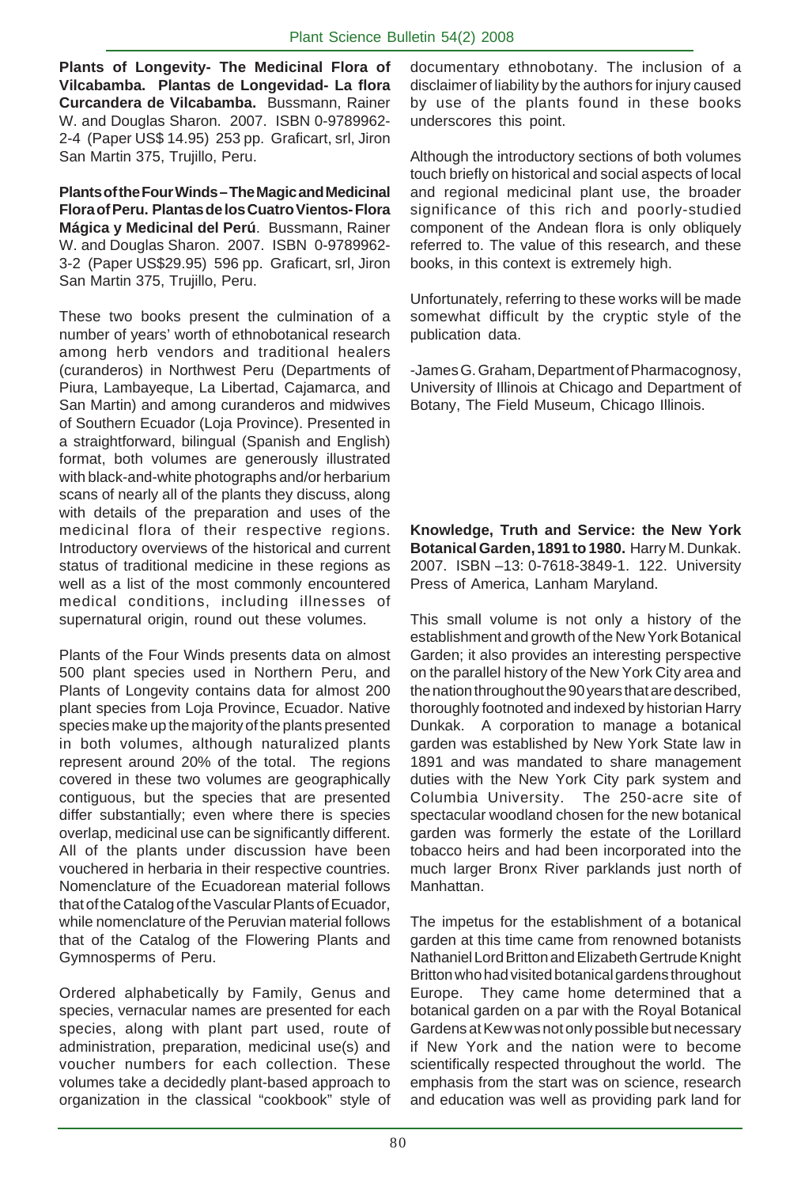**Plants of Longevity- The Medicinal Flora of Vilcabamba. Plantas de Longevidad- La flora Curcandera de Vilcabamba.** Bussmann, Rainer W. and Douglas Sharon. 2007. ISBN 0-9789962-2-4 (Paper US$ 14.95) 253 pp. Graficart, srl, Jiron San Martin 375, Trujillo, Peru.

**Plants of the Four Winds – The Magic and Medicinal Flora of Peru. Plantas de los Cuatro Vientos- Flora Mágica y Medicinal del Perú**. Bussmann, Rainer W. and Douglas Sharon. 2007. ISBN 0-9789962-3-2 (Paper US$29.95) 596 pp. Graficart, srl, Jiron San Martin 375, Trujillo, Peru.

These two books present the culmination of a number of years' worth of ethnobotanical research among herb vendors and traditional healers (curanderos) in Northwest Peru (Departments of Piura, Lambayeque, La Libertad, Cajamarca, and San Martin) and among curanderos and midwives of Southern Ecuador (Loja Province). Presented in a straightforward, bilingual (Spanish and English) format, both volumes are generously illustrated with black-and-white photographs and/or herbarium scans of nearly all of the plants they discuss, along with details of the preparation and uses of the medicinal flora of their respective regions. Introductory overviews of the historical and current status of traditional medicine in these regions as well as a list of the most commonly encountered medical conditions, including illnesses of supernatural origin, round out these volumes.

Plants of the Four Winds presents data on almost 500 plant species used in Northern Peru, and Plants of Longevity contains data for almost 200 plant species from Loja Province, Ecuador. Native species make up the majority of the plants presented in both volumes, although naturalized plants represent around 20% of the total. The regions covered in these two volumes are geographically contiguous, but the species that are presented differ substantially; even where there is species overlap, medicinal use can be significantly different. All of the plants under discussion have been vouchered in herbaria in their respective countries. Nomenclature of the Ecuadorean material follows that of the Catalog of the Vascular Plants of Ecuador, while nomenclature of the Peruvian material follows that of the Catalog of the Flowering Plants and Gymnosperms of Peru.

Ordered alphabetically by Family, Genus and species, vernacular names are presented for each species, along with plant part used, route of administration, preparation, medicinal use(s) and voucher numbers for each collection. These volumes take a decidedly plant-based approach to organization in the classical "cookbook" style of documentary ethnobotany. The inclusion of a disclaimer of liability by the authors for injury caused by use of the plants found in these books underscores this point.

Although the introductory sections of both volumes touch briefly on historical and social aspects of local and regional medicinal plant use, the broader significance of this rich and poorly-studied component of the Andean flora is only obliquely referred to. The value of this research, and these books, in this context is extremely high.

Unfortunately, referring to these works will be made somewhat difficult by the cryptic style of the publication data.

-James G. Graham, Department of Pharmacognosy, University of Illinois at Chicago and Department of Botany, The Field Museum, Chicago Illinois.

**Knowledge, Truth and Service: the New York Botanical Garden, 1891 to 1980.** Harry M. Dunkak. 2007. ISBN –13: 0-7618-3849-1. 122. University Press of America, Lanham Maryland.

This small volume is not only a history of the establishment and growth of the New York Botanical Garden; it also provides an interesting perspective on the parallel history of the New York City area and the nation throughout the 90 years that are described, thoroughly footnoted and indexed by historian Harry Dunkak. A corporation to manage a botanical garden was established by New York State law in 1891 and was mandated to share management duties with the New York City park system and Columbia University. The 250-acre site of spectacular woodland chosen for the new botanical garden was formerly the estate of the Lorillard tobacco heirs and had been incorporated into the much larger Bronx River parklands just north of Manhattan.

The impetus for the establishment of a botanical garden at this time came from renowned botanists Nathaniel Lord Britton and Elizabeth Gertrude Knight Britton who had visited botanical gardens throughout Europe. They came home determined that a botanical garden on a par with the Royal Botanical Gardens at Kew was not only possible but necessary if New York and the nation were to become scientifically respected throughout the world. The emphasis from the start was on science, research and education was well as providing park land for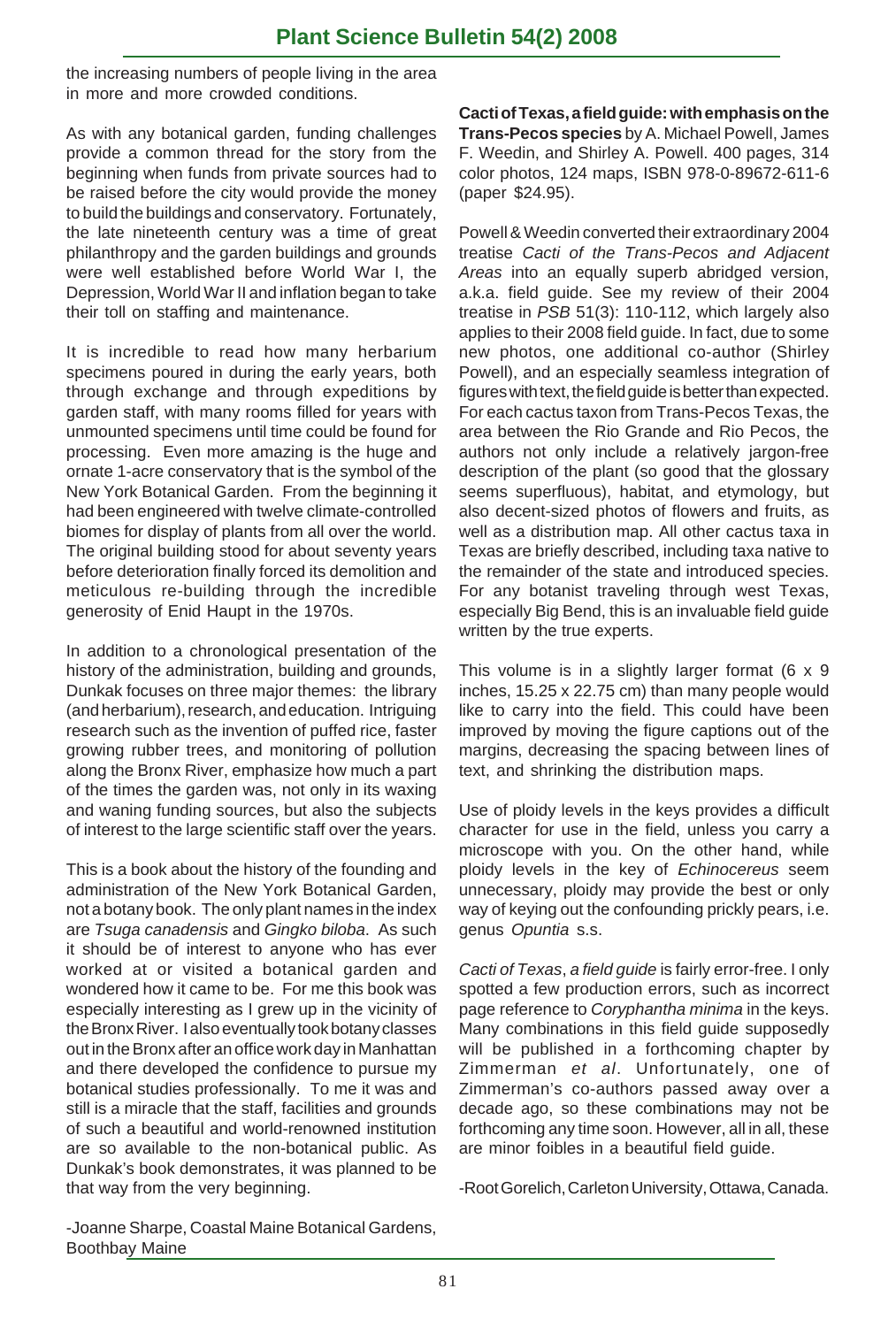the increasing numbers of people living in the area in more and more crowded conditions.

As with any botanical garden, funding challenges provide a common thread for the story from the beginning when funds from private sources had to be raised before the city would provide the money to build the buildings and conservatory. Fortunately, the late nineteenth century was a time of great philanthropy and the garden buildings and grounds were well established before World War I, the Depression, World War II and inflation began to take their toll on staffing and maintenance.

It is incredible to read how many herbarium specimens poured in during the early years, both through exchange and through expeditions by garden staff, with many rooms filled for years with unmounted specimens until time could be found for processing. Even more amazing is the huge and ornate 1-acre conservatory that is the symbol of the New York Botanical Garden. From the beginning it had been engineered with twelve climate-controlled biomes for display of plants from all over the world. The original building stood for about seventy years before deterioration finally forced its demolition and meticulous re-building through the incredible generosity of Enid Haupt in the 1970s.

In addition to a chronological presentation of the history of the administration, building and grounds, Dunkak focuses on three major themes: the library (and herbarium), research, and education. Intriguing research such as the invention of puffed rice, faster growing rubber trees, and monitoring of pollution along the Bronx River, emphasize how much a part of the times the garden was, not only in its waxing and waning funding sources, but also the subjects of interest to the large scientific staff over the years.

This is a book about the history of the founding and administration of the New York Botanical Garden, not a botany book. The only plant names in the index are *Tsuga canadensis* and *Gingko biloba*. As such it should be of interest to anyone who has ever worked at or visited a botanical garden and wondered how it came to be. For me this book was especially interesting as I grew up in the vicinity of the Bronx River. I also eventually took botany classes out in the Bronx after an office work day in Manhattan and there developed the confidence to pursue my botanical studies professionally. To me it was and still is a miracle that the staff, facilities and grounds of such a beautiful and world-renowned institution are so available to the non-botanical public. As Dunkak's book demonstrates, it was planned to be that way from the very beginning.

-Joanne Sharpe, Coastal Maine Botanical Gardens, Boothbay Maine

**Cacti of Texas, a field guide: with emphasis on the Trans-Pecos species** by A. Michael Powell, James F. Weedin, and Shirley A. Powell. 400 pages, 314 color photos, 124 maps, ISBN 978-0-89672-611-6 (paper $24.95).

Powell & Weedin converted their extraordinary 2004 treatise *Cacti of the Trans-Pecos and Adjacent Areas* into an equally superb abridged version, a.k.a. field guide. See my review of their 2004 treatise in *PSB* 51(3): 110-112, which largely also applies to their 2008 field guide. In fact, due to some new photos, one additional co-author (Shirley Powell), and an especially seamless integration of figures with text, the field guide is better than expected. For each cactus taxon from Trans-Pecos Texas, the area between the Rio Grande and Rio Pecos, the authors not only include a relatively jargon-free description of the plant (so good that the glossary seems superfluous), habitat, and etymology, but also decent-sized photos of flowers and fruits, as well as a distribution map. All other cactus taxa in Texas are briefly described, including taxa native to the remainder of the state and introduced species. For any botanist traveling through west Texas, especially Big Bend, this is an invaluable field guide written by the true experts.

This volume is in a slightly larger format (6 x 9 inches, 15.25 x 22.75 cm) than many people would like to carry into the field. This could have been improved by moving the figure captions out of the margins, decreasing the spacing between lines of text, and shrinking the distribution maps.

Use of ploidy levels in the keys provides a difficult character for use in the field, unless you carry a microscope with you. On the other hand, while ploidy levels in the key of *Echinocereus* seem unnecessary, ploidy may provide the best or only way of keying out the confounding prickly pears, i.e. genus *Opuntia* s.s.

*Cacti of Texas*, *a field guide* is fairly error-free. I only spotted a few production errors, such as incorrect page reference to *Coryphantha minima* in the keys. Many combinations in this field guide supposedly will be published in a forthcoming chapter by Zimmerman *et al*. Unfortunately, one of Zimmerman's co-authors passed away over a decade ago, so these combinations may not be forthcoming any time soon. However, all in all, these are minor foibles in a beautiful field guide.

-Root Gorelich, Carleton University, Ottawa, Canada.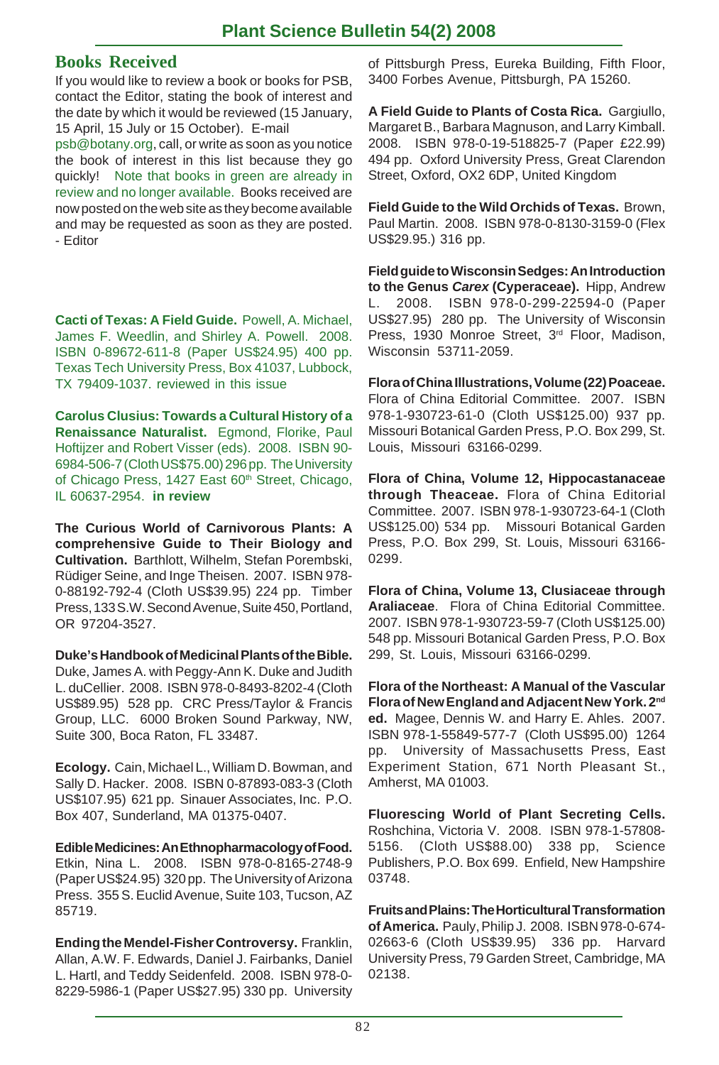## Books Received

If you would like to review a book or books for PSB, contact the Editor, stating the book of interest and the date by which it would be reviewed (15 January, 15 April, 15 July or 15 October). E-mail psb@botany.org, call, or write as soon as you notice the book of interest in this list because they go quickly! Note that books in green are already in review and no longer available. Books received are now posted on the web site as they become available and may be requested as soon as they are posted. - Editor

**Cacti of Texas: A Field Guide.** Powell, A. Michael, James F. Weedlin, and Shirley A. Powell. 2008. ISBN 0-89672-611-8 (Paper US$24.95) 400 pp. Texas Tech University Press, Box 41037, Lubbock, TX 79409-1037. reviewed in this issue

**Carolus Clusius: Towards a Cultural History of a Renaissance Naturalist.** Egmond, Florike, Paul Hoftijzer and Robert Visser (eds). 2008. ISBN 90-6984-506-7 (Cloth US$75.00) 296 pp. The University of Chicago Press, 1427 East 60th Street, Chicago, IL 60637-2954. **in review**

**The Curious World of Carnivorous Plants: A comprehensive Guide to Their Biology and Cultivation.** Barthlott, Wilhelm, Stefan Porembski, Rüdiger Seine, and Inge Theisen. 2007. ISBN 978-0-88192-792-4 (Cloth US$39.95) 224 pp. Timber Press, 133 S.W. Second Avenue, Suite 450, Portland, OR 97204-3527.

**Duke's Handbook of Medicinal Plants of the Bible.** Duke, James A. with Peggy-Ann K. Duke and Judith L. duCellier. 2008. ISBN 978-0-8493-8202-4 (Cloth US$89.95) 528 pp. CRC Press/Taylor & Francis Group, LLC. 6000 Broken Sound Parkway, NW, Suite 300, Boca Raton, FL 33487.

**Ecology.** Cain, Michael L., William D. Bowman, and Sally D. Hacker. 2008. ISBN 0-87893-083-3 (Cloth US$107.95) 621 pp. Sinauer Associates, Inc. P.O. Box 407, Sunderland, MA 01375-0407.

**Edible Medicines: An Ethnopharmacology of Food.** Etkin, Nina L. 2008. ISBN 978-0-8165-2748-9 (Paper US$24.95) 320 pp. The University of Arizona Press. 355 S. Euclid Avenue, Suite 103, Tucson, AZ 85719.

**Ending the Mendel-Fisher Controversy.** Franklin, Allan, A.W. F. Edwards, Daniel J. Fairbanks, Daniel L. Hartl, and Teddy Seidenfeld. 2008. ISBN 978-0-8229-5986-1 (Paper US$27.95) 330 pp. University of Pittsburgh Press, Eureka Building, Fifth Floor, 3400 Forbes Avenue, Pittsburgh, PA 15260.

**A Field Guide to Plants of Costa Rica.** Gargiullo, Margaret B., Barbara Magnuson, and Larry Kimball. 2008. ISBN 978-0-19-518825-7 (Paper £22.99) 494 pp. Oxford University Press, Great Clarendon Street, Oxford, OX2 6DP, United Kingdom

**Field Guide to the Wild Orchids of Texas.** Brown, Paul Martin. 2008. ISBN 978-0-8130-3159-0 (Flex US$29.95.) 316 pp.

**Field guide to Wisconsin Sedges: An Introduction to the Genus *Carex* (Cyperaceae).** Hipp, Andrew L. 2008. ISBN 978-0-299-22594-0 (Paper US$27.95) 280 pp. The University of Wisconsin Press, 1930 Monroe Street, 3rd Floor, Madison, Wisconsin 53711-2059.

**Flora of China Illustrations, Volume (22) Poaceae.** Flora of China Editorial Committee. 2007. ISBN 978-1-930723-61-0 (Cloth US$125.00) 937 pp. Missouri Botanical Garden Press, P.O. Box 299, St. Louis, Missouri 63166-0299.

**Flora of China, Volume 12, Hippocastanaceae through Theaceae.** Flora of China Editorial Committee. 2007. ISBN 978-1-930723-64-1 (Cloth US$125.00) 534 pp. Missouri Botanical Garden Press, P.O. Box 299, St. Louis, Missouri 63166-0299.

**Flora of China, Volume 13, Clusiaceae through Araliaceae**. Flora of China Editorial Committee. 2007. ISBN 978-1-930723-59-7 (Cloth US$125.00) 548 pp. Missouri Botanical Garden Press, P.O. Box 299, St. Louis, Missouri 63166-0299.

**Flora of the Northeast: A Manual of the Vascular Flora of New England and Adjacent New York. 2nd ed.** Magee, Dennis W. and Harry E. Ahles. 2007. ISBN 978-1-55849-577-7 (Cloth US$95.00) 1264 pp. University of Massachusetts Press, East Experiment Station, 671 North Pleasant St., Amherst, MA 01003.

**Fluorescing World of Plant Secreting Cells.** Roshchina, Victoria V. 2008. ISBN 978-1-57808-5156. (Cloth US$88.00) 338 pp, Science Publishers, P.O. Box 699. Enfield, New Hampshire 03748.

**Fruits and Plains: The Horticultural Transformation of America.** Pauly, Philip J. 2008. ISBN 978-0-674-02663-6 (Cloth US$39.95) 336 pp. Harvard University Press, 79 Garden Street, Cambridge, MA 02138.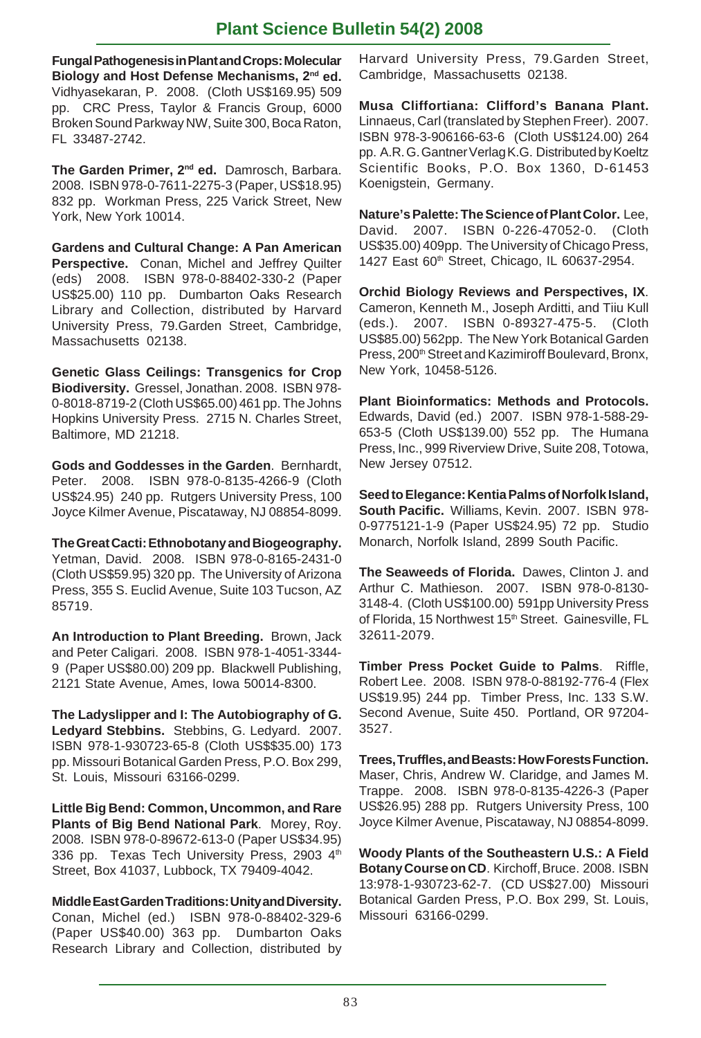**Fungal Pathogenesis in Plant and Crops: Molecular Biology and Host Defense Mechanisms, 2nd ed.** Vidhyasekaran, P. 2008. (Cloth US$169.95) 509 pp. CRC Press, Taylor & Francis Group, 6000 Broken Sound Parkway NW, Suite 300, Boca Raton, FL 33487-2742.

**The Garden Primer, 2nd ed.** Damrosch, Barbara. 2008. ISBN 978-0-7611-2275-3 (Paper, US$18.95) 832 pp. Workman Press, 225 Varick Street, New York, New York 10014.

**Gardens and Cultural Change: A Pan American Perspective.** Conan, Michel and Jeffrey Quilter (eds) 2008. ISBN 978-0-88402-330-2 (Paper US$25.00) 110 pp. Dumbarton Oaks Research Library and Collection, distributed by Harvard University Press, 79.Garden Street, Cambridge, Massachusetts 02138.

**Genetic Glass Ceilings: Transgenics for Crop Biodiversity.** Gressel, Jonathan. 2008. ISBN 978-0-8018-8719-2 (Cloth US$65.00) 461 pp. The Johns Hopkins University Press. 2715 N. Charles Street, Baltimore, MD 21218.

**Gods and Goddesses in the Garden**. Bernhardt, Peter. 2008. ISBN 978-0-8135-4266-9 (Cloth US$24.95) 240 pp. Rutgers University Press, 100 Joyce Kilmer Avenue, Piscataway, NJ 08854-8099.

**The Great Cacti: Ethnobotany and Biogeography.** Yetman, David. 2008. ISBN 978-0-8165-2431-0 (Cloth US$59.95) 320 pp. The University of Arizona Press, 355 S. Euclid Avenue, Suite 103 Tucson, AZ 85719.

**An Introduction to Plant Breeding.** Brown, Jack and Peter Caligari. 2008. ISBN 978-1-4051-3344-9 (Paper US$80.00) 209 pp. Blackwell Publishing, 2121 State Avenue, Ames, Iowa 50014-8300.

**The Ladyslipper and I: The Autobiography of G. Ledyard Stebbins.** Stebbins, G. Ledyard. 2007. ISBN 978-1-930723-65-8 (Cloth US$$35.00) 173 pp. Missouri Botanical Garden Press, P.O. Box 299, St. Louis, Missouri 63166-0299.

**Little Big Bend: Common, Uncommon, and Rare Plants of Big Bend National Park**. Morey, Roy. 2008. ISBN 978-0-89672-613-0 (Paper US$34.95) 336 pp. Texas Tech University Press, 2903 4th Street, Box 41037, Lubbock, TX 79409-4042.

**Middle East Garden Traditions: Unity and Diversity.** Conan, Michel (ed.) ISBN 978-0-88402-329-6 (Paper US$40.00) 363 pp. Dumbarton Oaks Research Library and Collection, distributed by Harvard University Press, 79.Garden Street, Cambridge, Massachusetts 02138.

**Musa Cliffortiana: Clifford's Banana Plant.** Linnaeus, Carl (translated by Stephen Freer). 2007. ISBN 978-3-906166-63-6 (Cloth US$124.00) 264 pp. A.R. G. Gantner Verlag K.G. Distributed by Koeltz Scientific Books, P.O. Box 1360, D-61453 Koenigstein, Germany.

**Nature's Palette: The Science of Plant Color.** Lee, David. 2007. ISBN 0-226-47052-0. (Cloth US$35.00) 409pp. The University of Chicago Press, 1427 East 60th Street, Chicago, IL 60637-2954.

**Orchid Biology Reviews and Perspectives, IX**. Cameron, Kenneth M., Joseph Arditti, and Tiiu Kull (eds.). 2007. ISBN 0-89327-475-5. (Cloth US$85.00) 562pp. The New York Botanical Garden Press, 200th Street and Kazimiroff Boulevard, Bronx, New York, 10458-5126.

**Plant Bioinformatics: Methods and Protocols.** Edwards, David (ed.) 2007. ISBN 978-1-588-29-653-5 (Cloth US$139.00) 552 pp. The Humana Press, Inc., 999 Riverview Drive, Suite 208, Totowa, New Jersey 07512.

**Seed to Elegance: Kentia Palms of Norfolk Island, South Pacific.** Williams, Kevin. 2007. ISBN 978-0-9775121-1-9 (Paper US$24.95) 72 pp. Studio Monarch, Norfolk Island, 2899 South Pacific.

**The Seaweeds of Florida.** Dawes, Clinton J. and Arthur C. Mathieson. 2007. ISBN 978-0-8130-3148-4. (Cloth US$100.00) 591pp University Press of Florida, 15 Northwest 15th Street. Gainesville, FL 32611-2079.

**Timber Press Pocket Guide to Palms**. Riffle, Robert Lee. 2008. ISBN 978-0-88192-776-4 (Flex US$19.95) 244 pp. Timber Press, Inc. 133 S.W. Second Avenue, Suite 450. Portland, OR 97204-3527.

**Trees, Truffles, and Beasts: How Forests Function.** Maser, Chris, Andrew W. Claridge, and James M. Trappe. 2008. ISBN 978-0-8135-4226-3 (Paper US$26.95) 288 pp. Rutgers University Press, 100 Joyce Kilmer Avenue, Piscataway, NJ 08854-8099.

**Woody Plants of the Southeastern U.S.: A Field Botany Course on CD**. Kirchoff, Bruce. 2008. ISBN 13:978-1-930723-62-7. (CD US$27.00) Missouri Botanical Garden Press, P.O. Box 299, St. Louis, Missouri 63166-0299.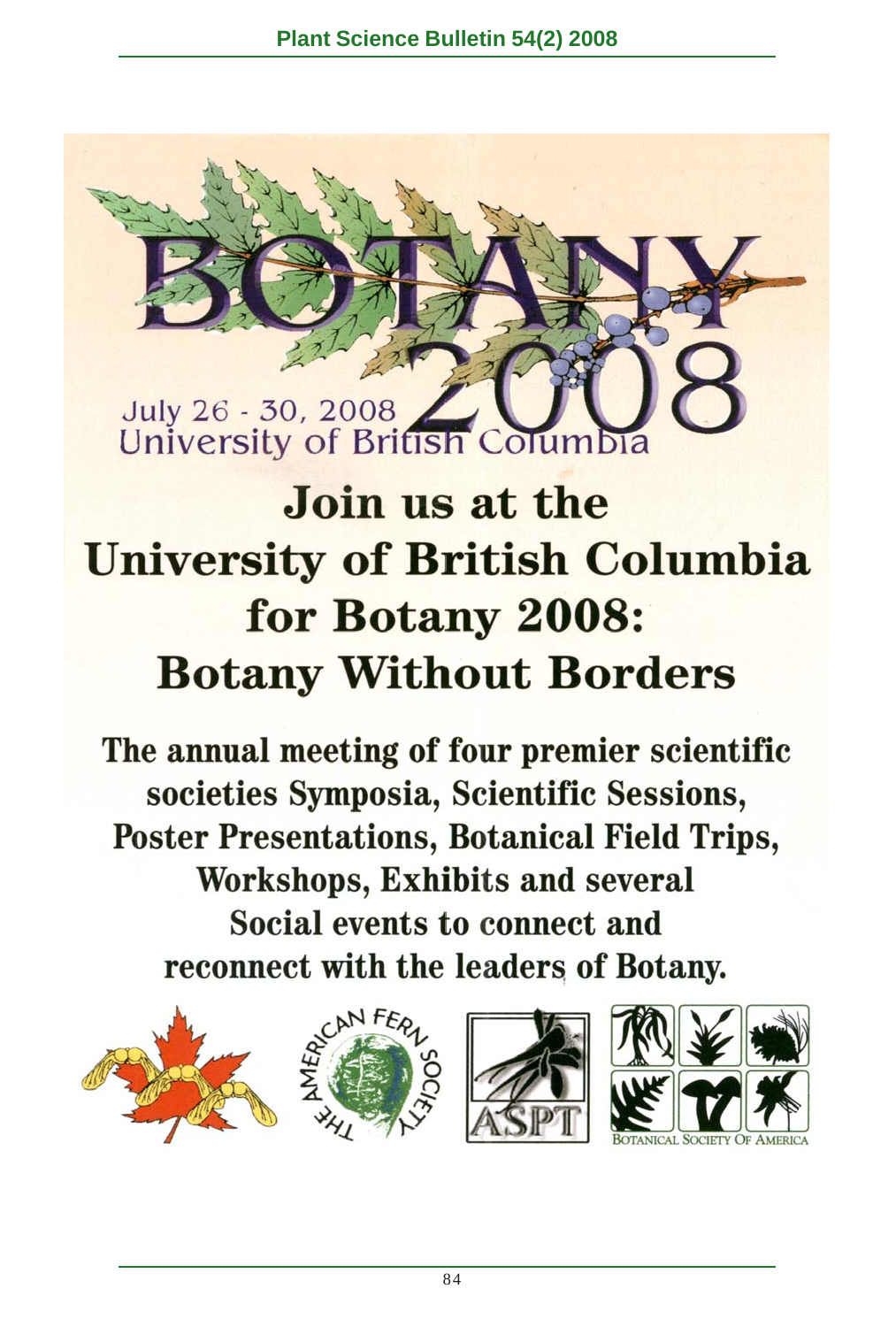# BOTANY 2008

July 26 - 30, 2008
University of British Columbia

## Join us at the University of British Columbia for Botany 2008: Botany Without Borders

**The annual meeting of four premier scientific societies Symposia, Scientific Sessions, Poster Presentations, Botanical Field Trips, Workshops, Exhibits and several Social events to connect and reconnect with the leaders of Botany.**

THE AMERICAN FERN SOCIETY

ASPT

BOTANICAL SOCIETY OF AMERICA